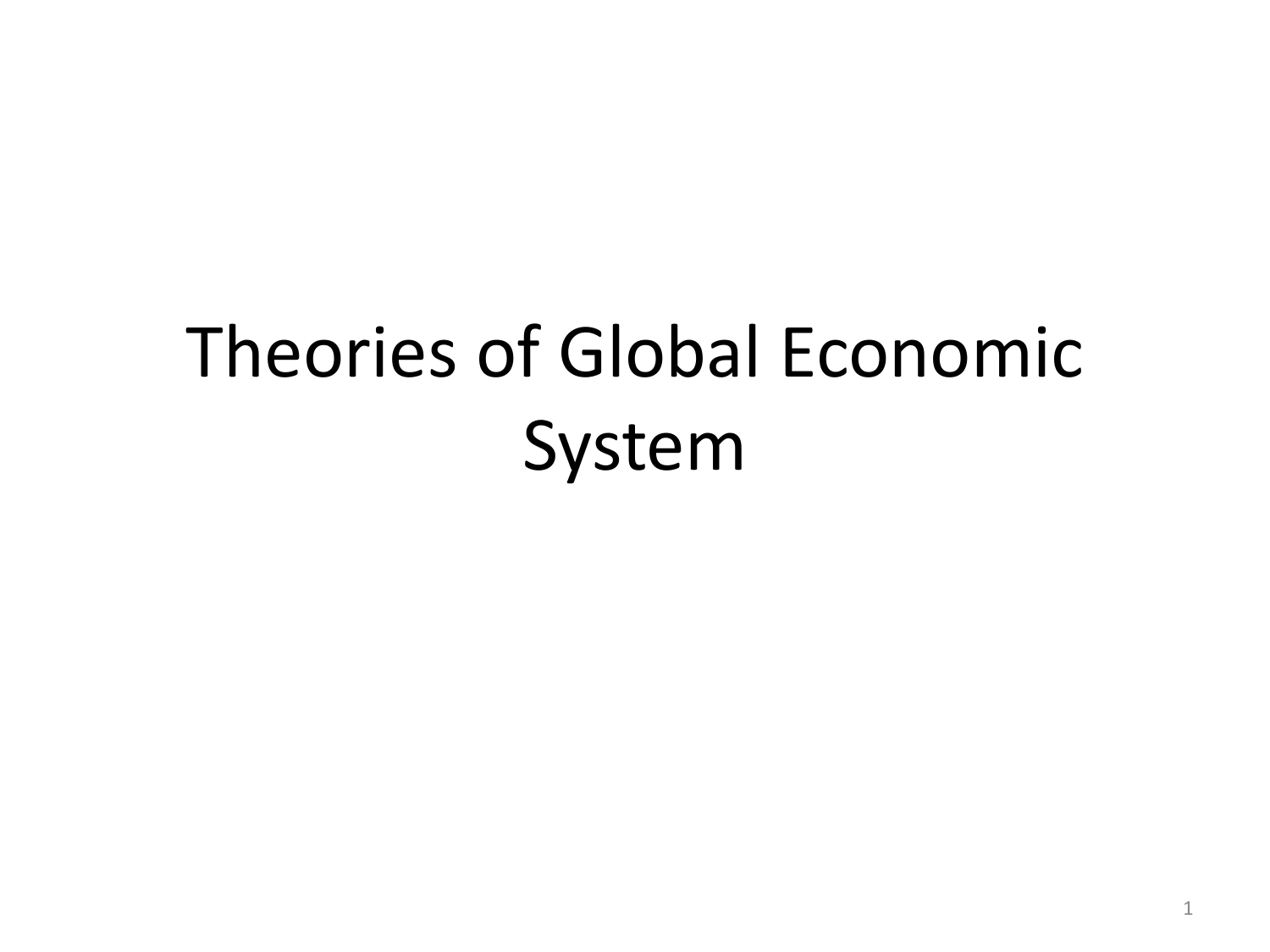# Theories of Global Economic System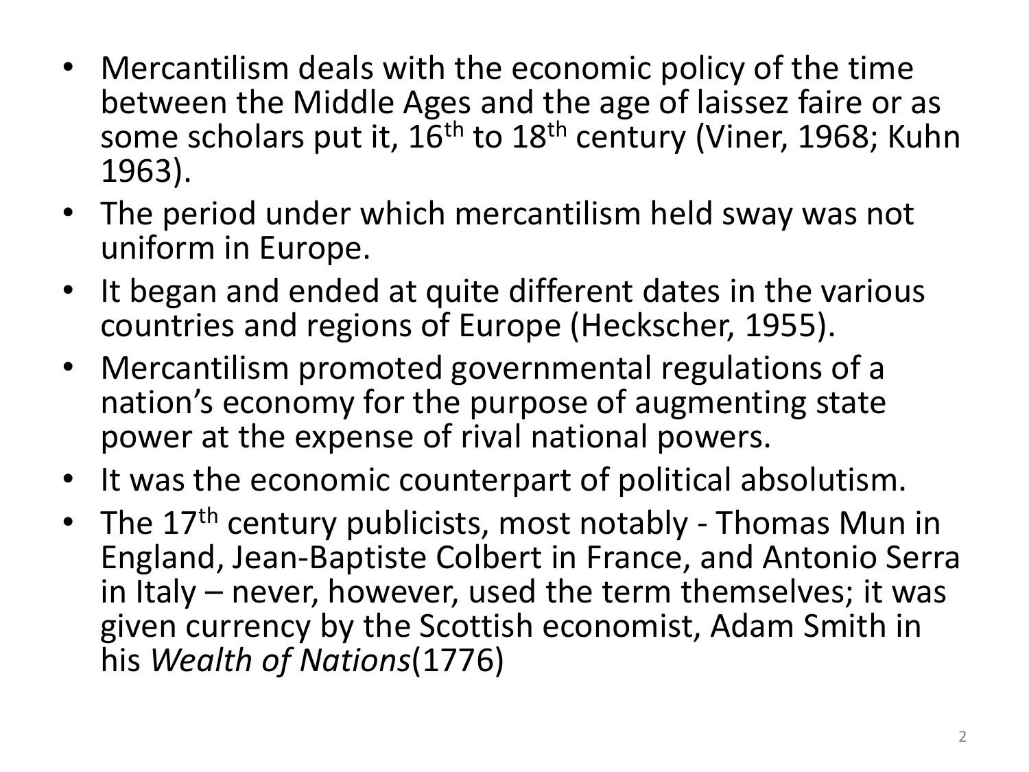- Mercantilism deals with the economic policy of the time between the Middle Ages and the age of laissez faire or as some scholars put it, $16^{th}$ to $18^{th}$ century (Viner, 1968; Kuhn 1963).
- The period under which mercantilism held sway was not uniform in Europe.
- It began and ended at quite different dates in the various countries and regions of Europe (Heckscher, 1955).
- Mercantilism promoted governmental regulations of a nation's economy for the purpose of augmenting state power at the expense of rival national powers.
- It was the economic counterpart of political absolutism.
- The $17^{th}$ century publicists, most notably - Thomas Mun in England, Jean-Baptiste Colbert in France, and Antonio Serra in Italy – never, however, used the term themselves; it was given currency by the Scottish economist, Adam Smith in his *Wealth of Nations*(1776)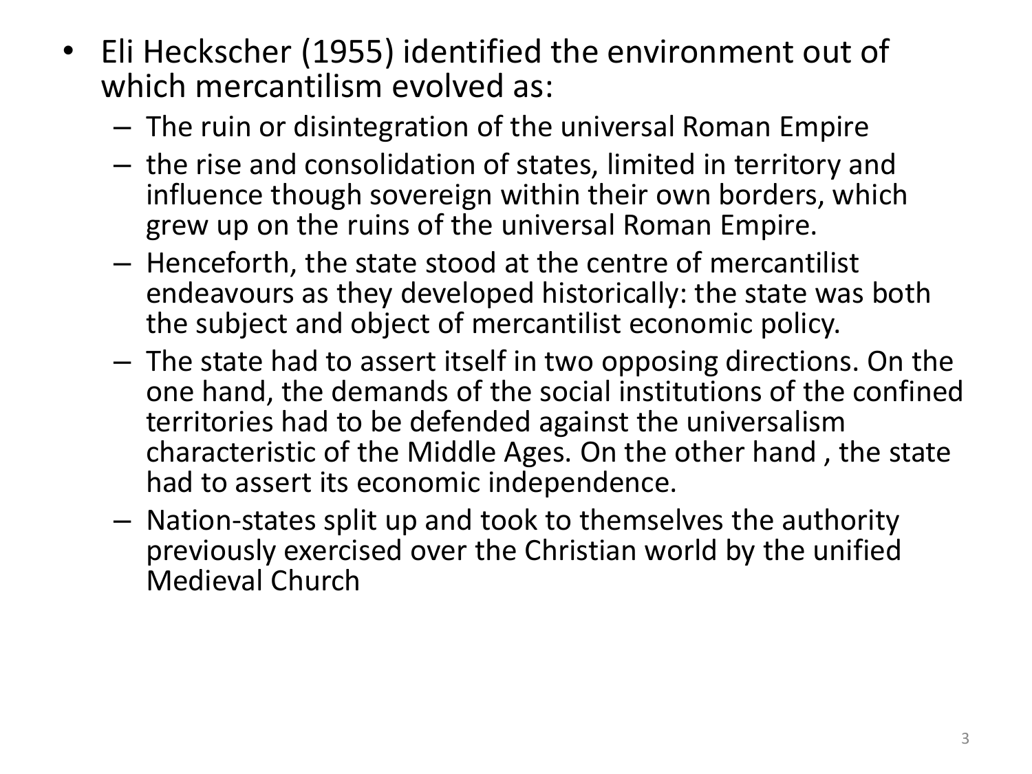- Eli Heckscher (1955) identified the environment out of which mercantilism evolved as:
  - The ruin or disintegration of the universal Roman Empire
  - the rise and consolidation of states, limited in territory and influence though sovereign within their own borders, which grew up on the ruins of the universal Roman Empire.
  - Henceforth, the state stood at the centre of mercantilist endeavours as they developed historically: the state was both the subject and object of mercantilist economic policy.
  - The state had to assert itself in two opposing directions. On the one hand, the demands of the social institutions of the confined territories had to be defended against the universalism characteristic of the Middle Ages. On the other hand , the state had to assert its economic independence.
  - Nation-states split up and took to themselves the authority previously exercised over the Christian world by the unified Medieval Church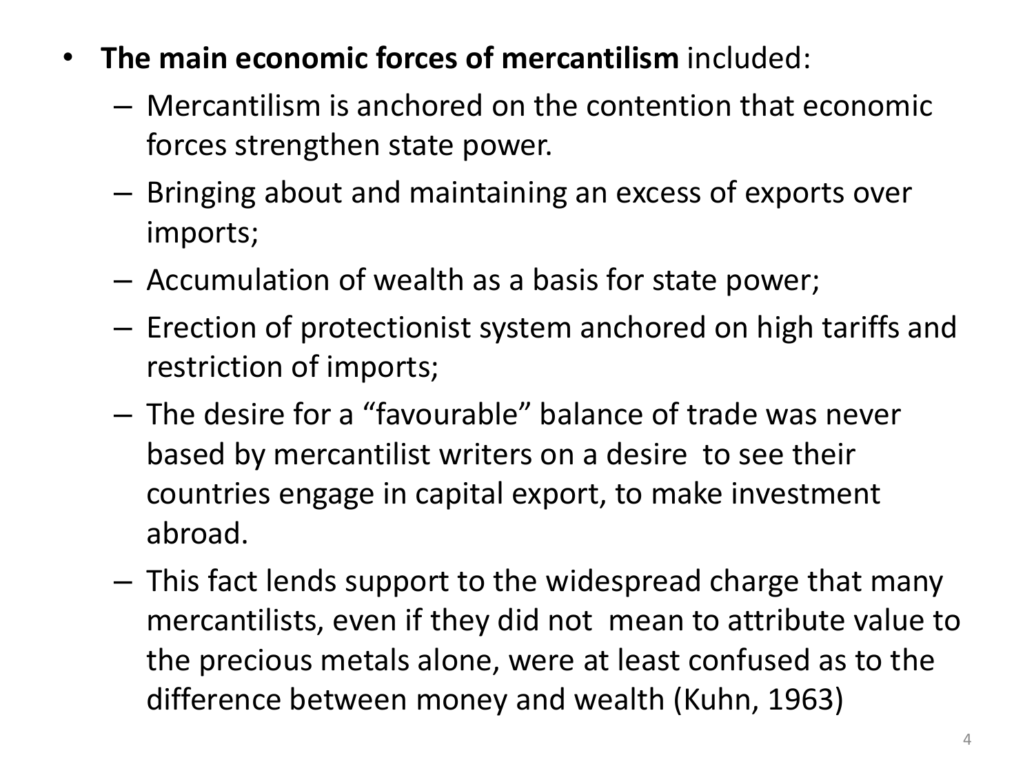- **The main economic forces of mercantilism** included:
  - Mercantilism is anchored on the contention that economic forces strengthen state power.
  - Bringing about and maintaining an excess of exports over imports;
  - Accumulation of wealth as a basis for state power;
  - Erection of protectionist system anchored on high tariffs and restriction of imports;
  - The desire for a "favourable" balance of trade was never based by mercantilist writers on a desire to see their countries engage in capital export, to make investment abroad.
  - This fact lends support to the widespread charge that many mercantilists, even if they did not mean to attribute value to the precious metals alone, were at least confused as to the difference between money and wealth (Kuhn, 1963)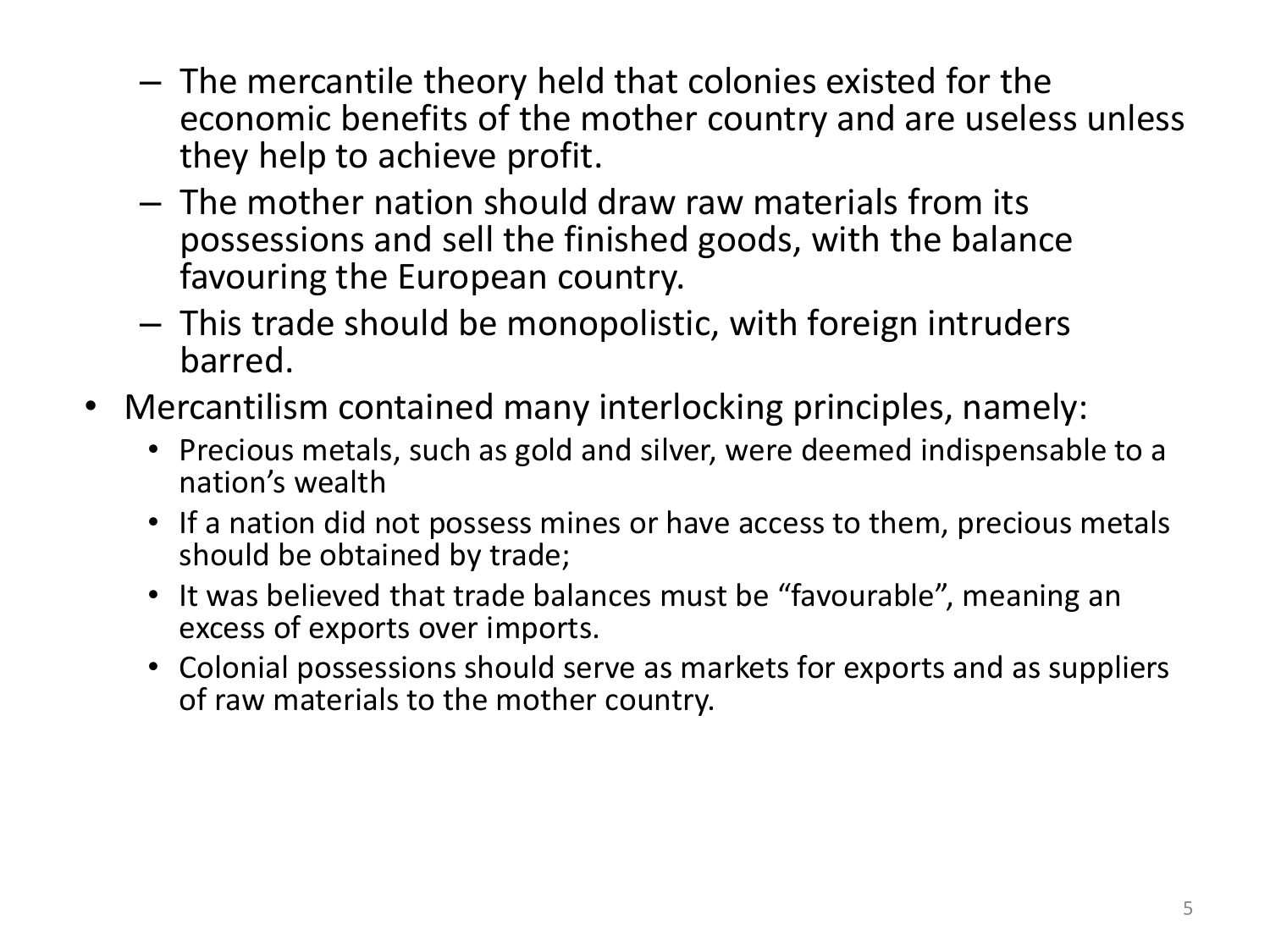- The mercantile theory held that colonies existed for the economic benefits of the mother country and are useless unless they help to achieve profit.
  - The mother nation should draw raw materials from its possessions and sell the finished goods, with the balance favouring the European country.
  - This trade should be monopolistic, with foreign intruders barred.
- Mercantilism contained many interlocking principles, namely:
  - Precious metals, such as gold and silver, were deemed indispensable to a nation's wealth
  - If a nation did not possess mines or have access to them, precious metals should be obtained by trade;
  - It was believed that trade balances must be "favourable", meaning an excess of exports over imports.
  - Colonial possessions should serve as markets for exports and as suppliers of raw materials to the mother country.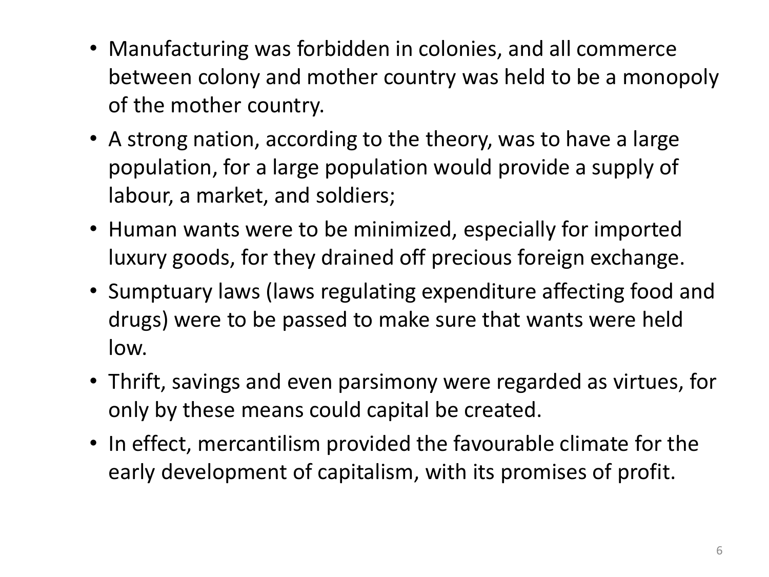- Manufacturing was forbidden in colonies, and all commerce between colony and mother country was held to be a monopoly of the mother country.
- A strong nation, according to the theory, was to have a large population, for a large population would provide a supply of labour, a market, and soldiers;
- Human wants were to be minimized, especially for imported luxury goods, for they drained off precious foreign exchange.
- Sumptuary laws (laws regulating expenditure affecting food and drugs) were to be passed to make sure that wants were held low.
- Thrift, savings and even parsimony were regarded as virtues, for only by these means could capital be created.
- In effect, mercantilism provided the favourable climate for the early development of capitalism, with its promises of profit.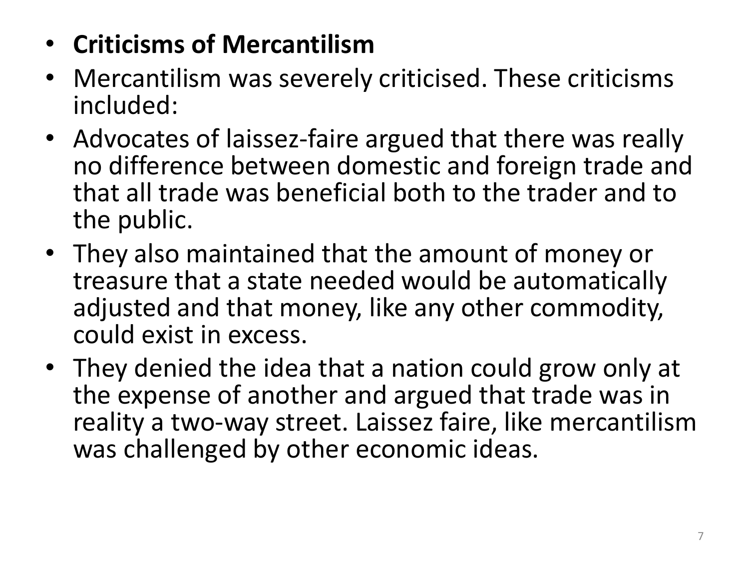- **Criticisms of Mercantilism**
- Mercantilism was severely criticised. These criticisms included:
- Advocates of laissez-faire argued that there was really no difference between domestic and foreign trade and that all trade was beneficial both to the trader and to the public.
- They also maintained that the amount of money or treasure that a state needed would be automatically adjusted and that money, like any other commodity, could exist in excess.
- They denied the idea that a nation could grow only at the expense of another and argued that trade was in reality a two-way street. Laissez faire, like mercantilism was challenged by other economic ideas.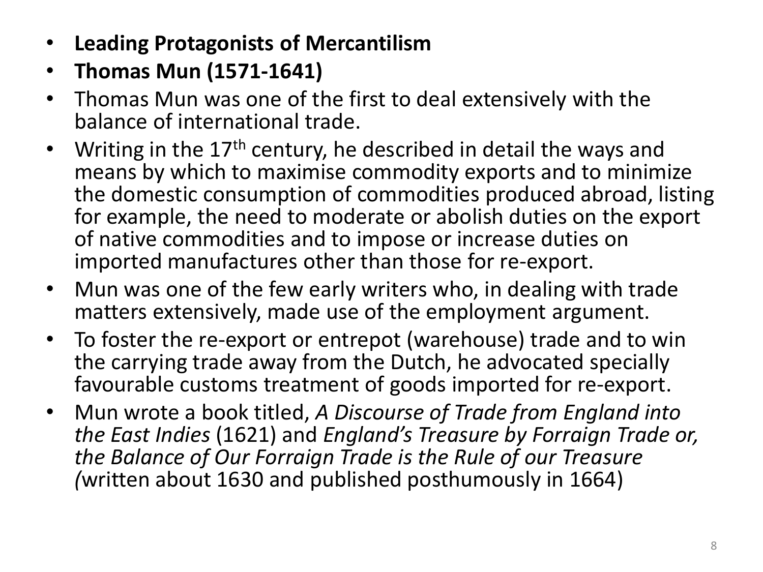- **Leading Protagonists of Mercantilism**
- **Thomas Mun (1571-1641)**
- Thomas Mun was one of the first to deal extensively with the balance of international trade.
- Writing in the 17th century, he described in detail the ways and means by which to maximise commodity exports and to minimize the domestic consumption of commodities produced abroad, listing for example, the need to moderate or abolish duties on the export of native commodities and to impose or increase duties on imported manufactures other than those for re-export.
- Mun was one of the few early writers who, in dealing with trade matters extensively, made use of the employment argument.
- To foster the re-export or entrepot (warehouse) trade and to win the carrying trade away from the Dutch, he advocated specially favourable customs treatment of goods imported for re-export.
- Mun wrote a book titled, *A Discourse of Trade from England into the East Indies* (1621) and *England's Treasure by Forraign Trade or, the Balance of Our Forraign Trade is the Rule of our Treasure (*written about 1630 and published posthumously in 1664)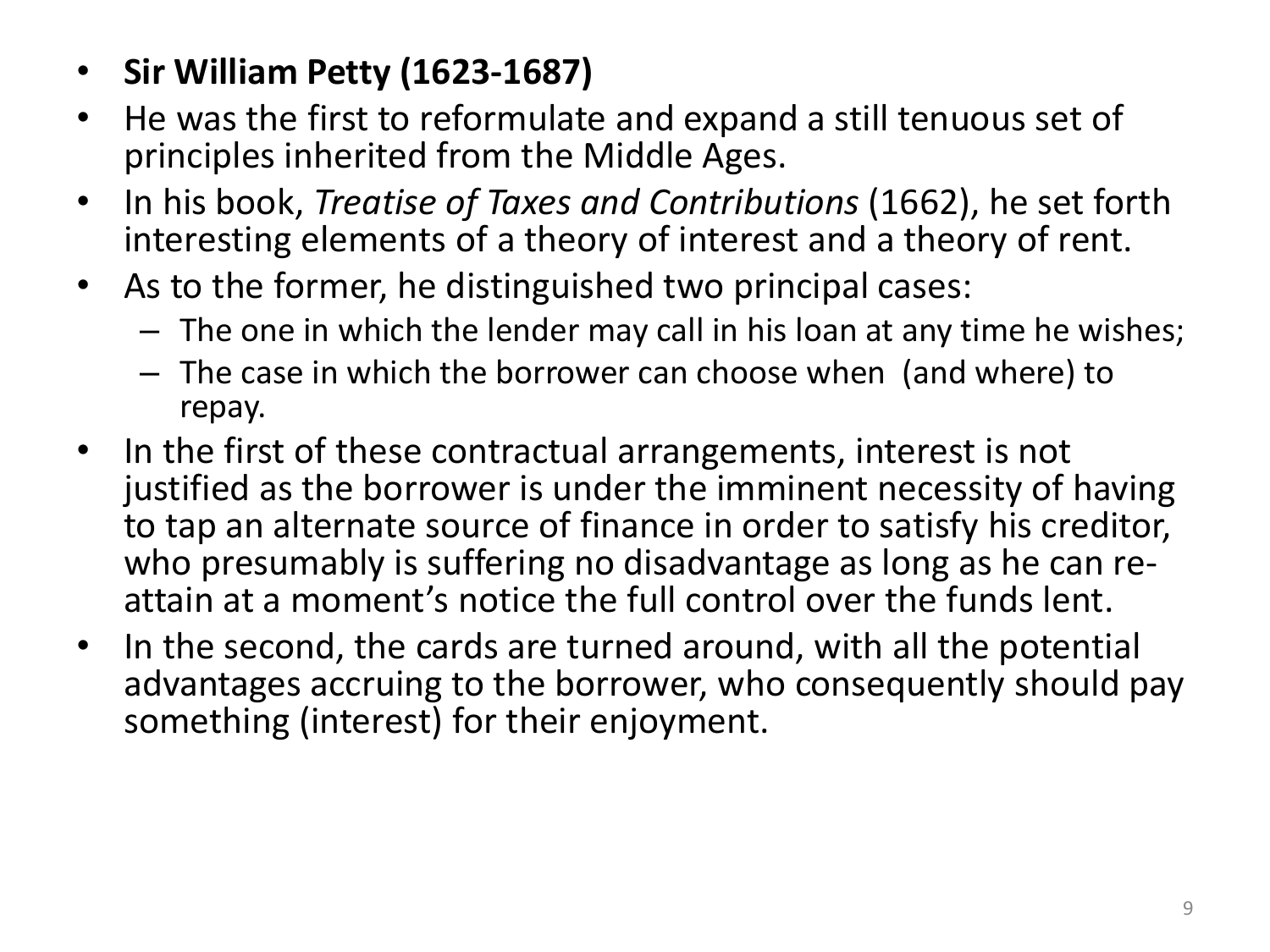- **Sir William Petty (1623-1687)**
- He was the first to reformulate and expand a still tenuous set of principles inherited from the Middle Ages.
- In his book, *Treatise of Taxes and Contributions* (1662), he set forth interesting elements of a theory of interest and a theory of rent.
- As to the former, he distinguished two principal cases:
  - The one in which the lender may call in his loan at any time he wishes;
  - The case in which the borrower can choose when (and where) to repay.
- In the first of these contractual arrangements, interest is not justified as the borrower is under the imminent necessity of having to tap an alternate source of finance in order to satisfy his creditor, who presumably is suffering no disadvantage as long as he can re-attain at a moment's notice the full control over the funds lent.
- In the second, the cards are turned around, with all the potential advantages accruing to the borrower, who consequently should pay something (interest) for their enjoyment.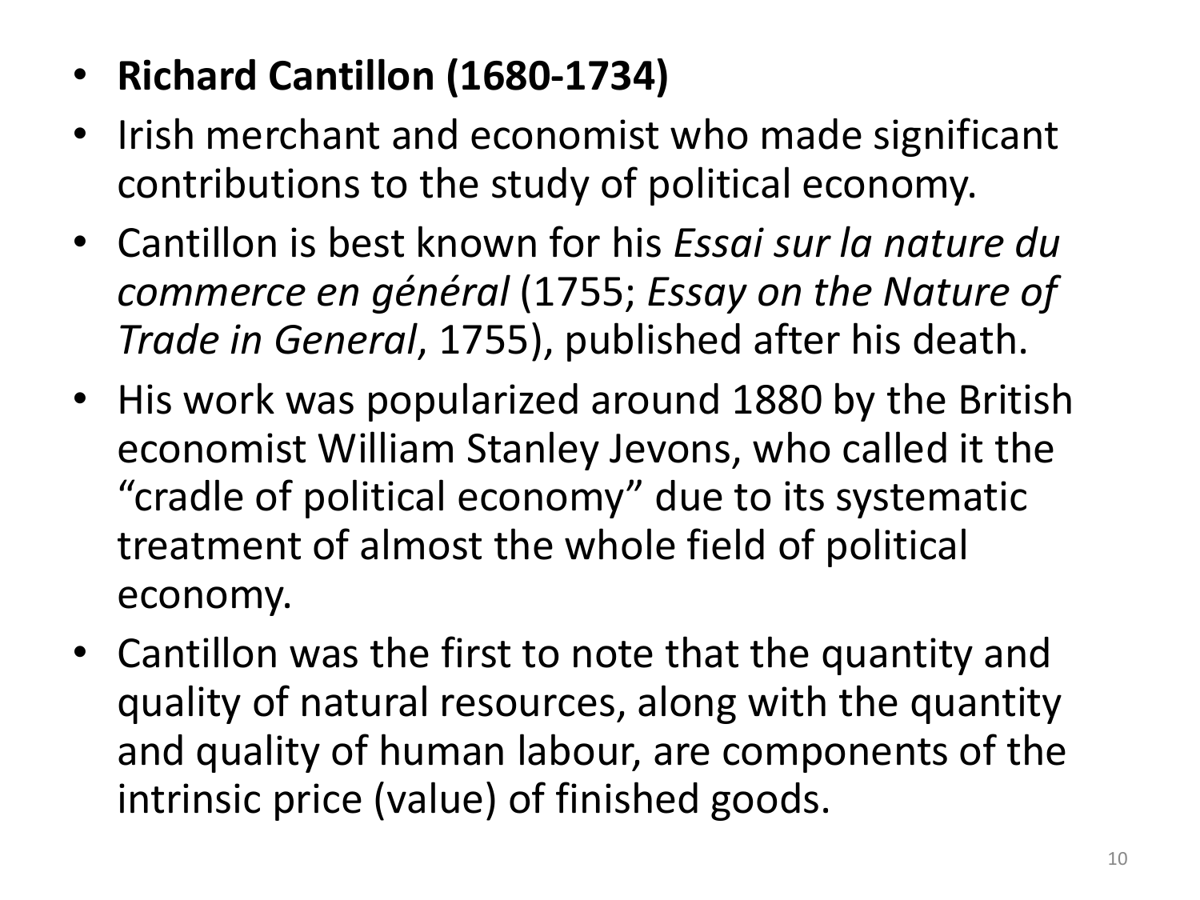- **Richard Cantillon (1680-1734)**
- Irish merchant and economist who made significant contributions to the study of political economy.
- Cantillon is best known for his *Essai sur la nature du commerce en général* (1755; *Essay on the Nature of Trade in General*, 1755), published after his death.
- His work was popularized around 1880 by the British economist William Stanley Jevons, who called it the "cradle of political economy" due to its systematic treatment of almost the whole field of political economy.
- Cantillon was the first to note that the quantity and quality of natural resources, along with the quantity and quality of human labour, are components of the intrinsic price (value) of finished goods.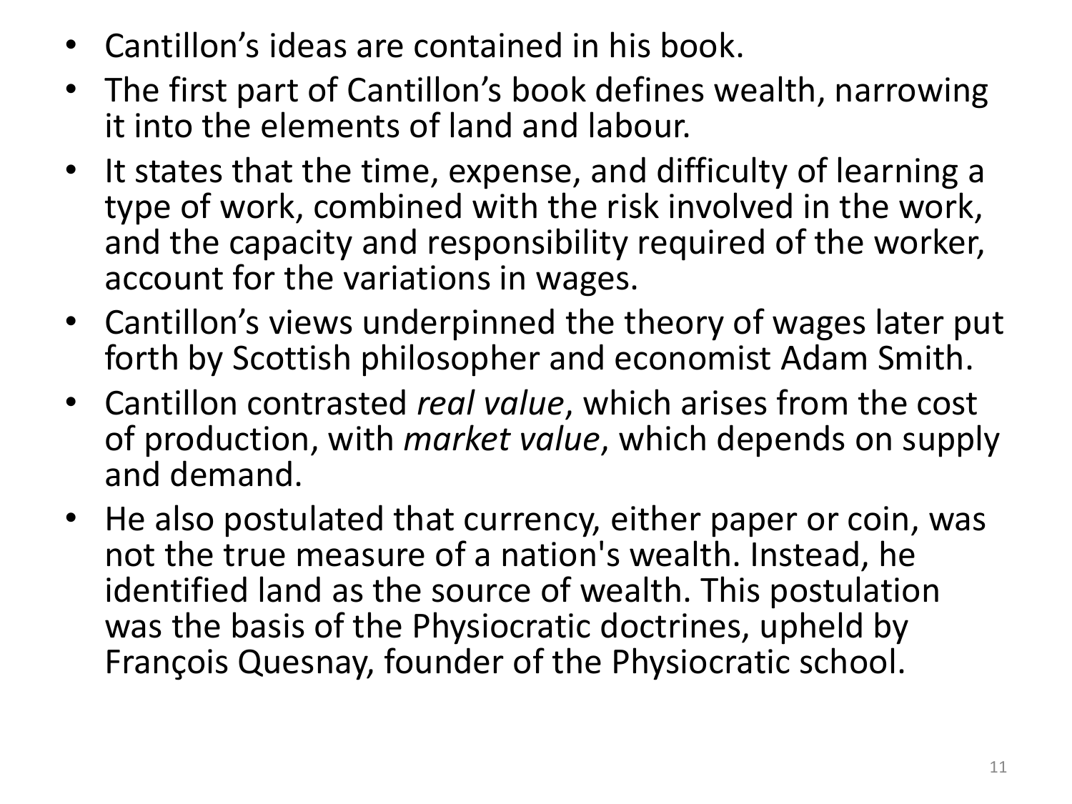- Cantillon's ideas are contained in his book.
- The first part of Cantillon's book defines wealth, narrowing it into the elements of land and labour.
- It states that the time, expense, and difficulty of learning a type of work, combined with the risk involved in the work, and the capacity and responsibility required of the worker, account for the variations in wages.
- Cantillon's views underpinned the theory of wages later put forth by Scottish philosopher and economist Adam Smith.
- Cantillon contrasted *real value*, which arises from the cost of production, with *market value*, which depends on supply and demand.
- He also postulated that currency, either paper or coin, was not the true measure of a nation's wealth. Instead, he identified land as the source of wealth. This postulation was the basis of the Physiocratic doctrines, upheld by François Quesnay, founder of the Physiocratic school.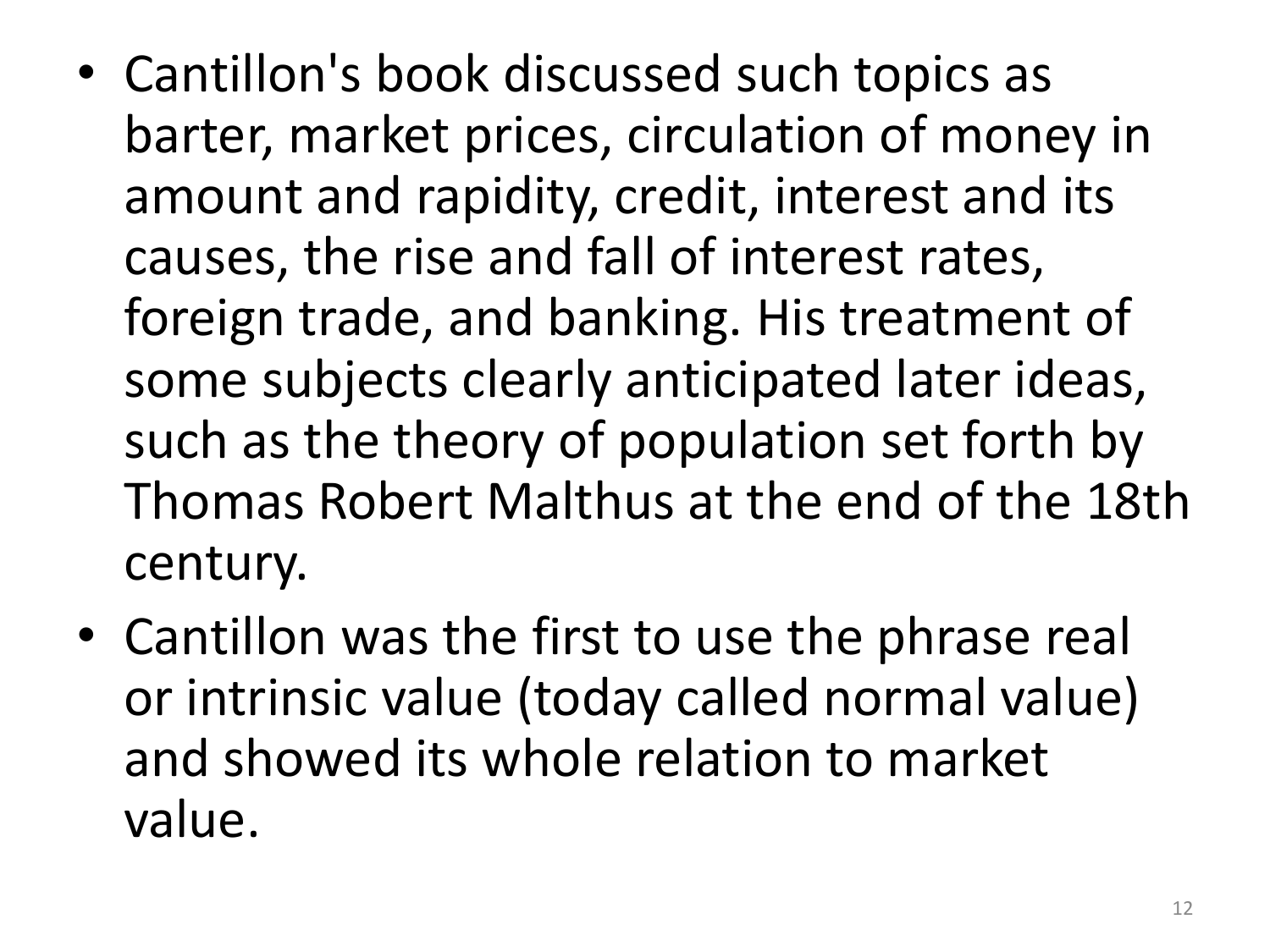- Cantillon's book discussed such topics as barter, market prices, circulation of money in amount and rapidity, credit, interest and its causes, the rise and fall of interest rates, foreign trade, and banking. His treatment of some subjects clearly anticipated later ideas, such as the theory of population set forth by Thomas Robert Malthus at the end of the 18th century.
- Cantillon was the first to use the phrase real or intrinsic value (today called normal value) and showed its whole relation to market value.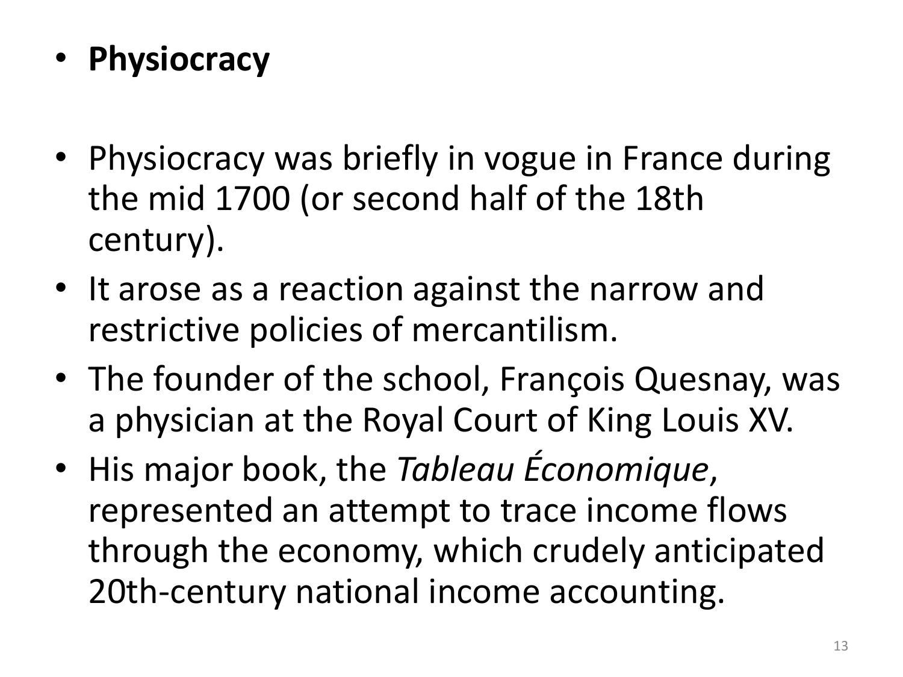- **Physiocracy**

- Physiocracy was briefly in vogue in France during the mid 1700 (or second half of the 18th century).
- It arose as a reaction against the narrow and restrictive policies of mercantilism.
- The founder of the school, François Quesnay, was a physician at the Royal Court of King Louis XV.
- His major book, the *Tableau Économique*, represented an attempt to trace income flows through the economy, which crudely anticipated 20th-century national income accounting.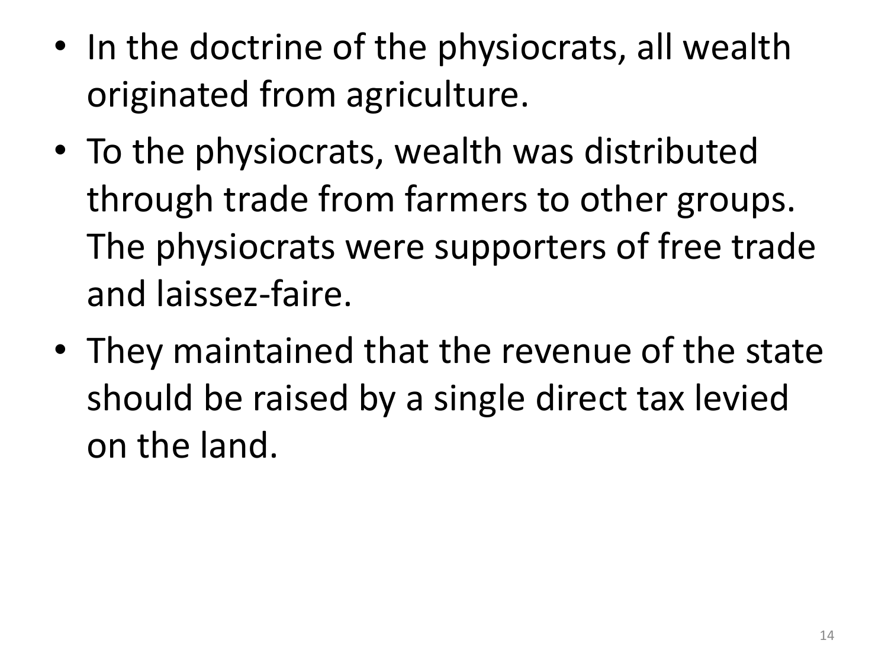- In the doctrine of the physiocrats, all wealth originated from agriculture.
- To the physiocrats, wealth was distributed through trade from farmers to other groups. The physiocrats were supporters of free trade and laissez-faire.
- They maintained that the revenue of the state should be raised by a single direct tax levied on the land.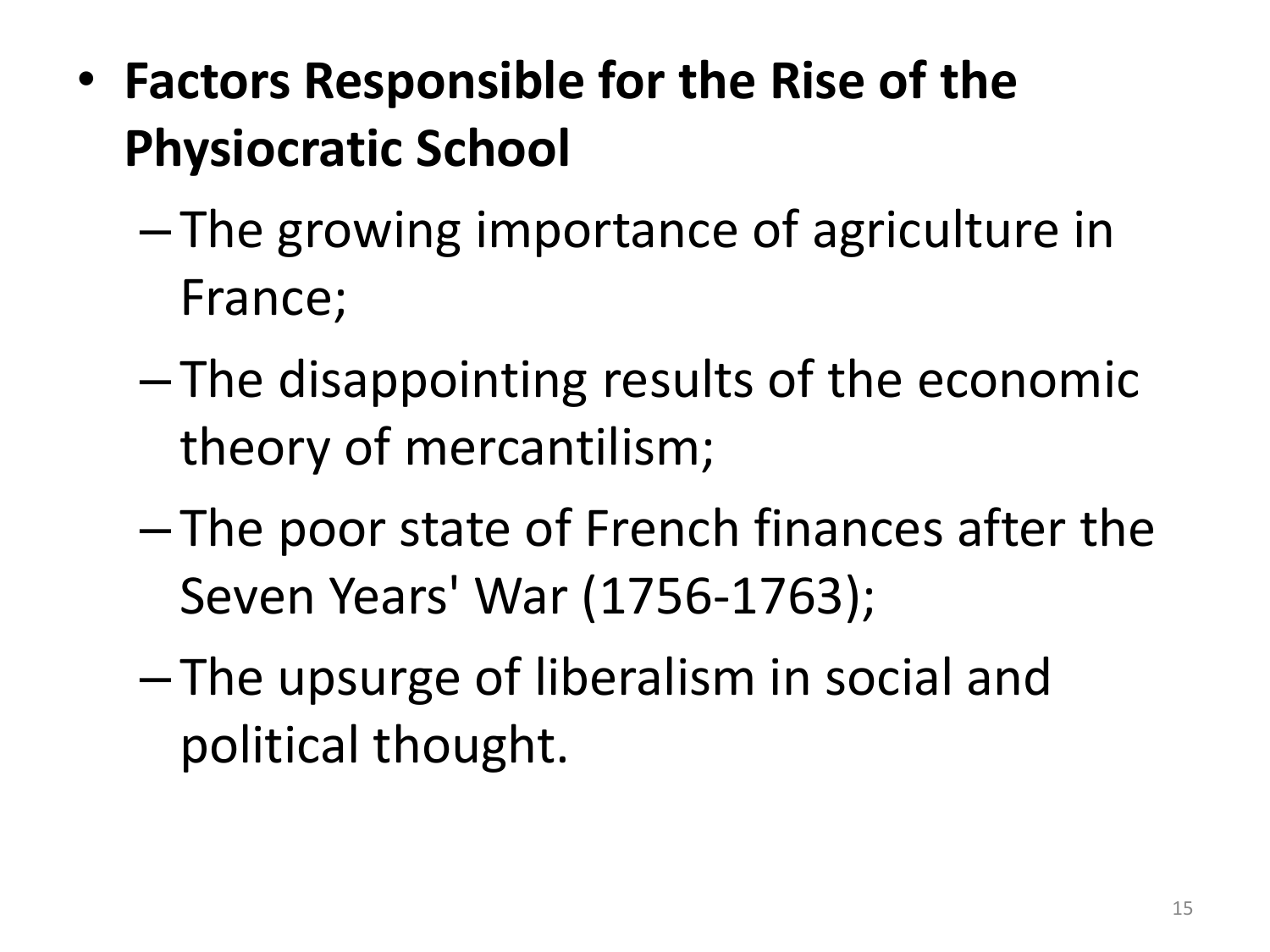- **Factors Responsible for the Rise of the Physiocratic School**
  - The growing importance of agriculture in France;
  - The disappointing results of the economic theory of mercantilism;
  - The poor state of French finances after the Seven Years' War (1756-1763);
  - The upsurge of liberalism in social and political thought.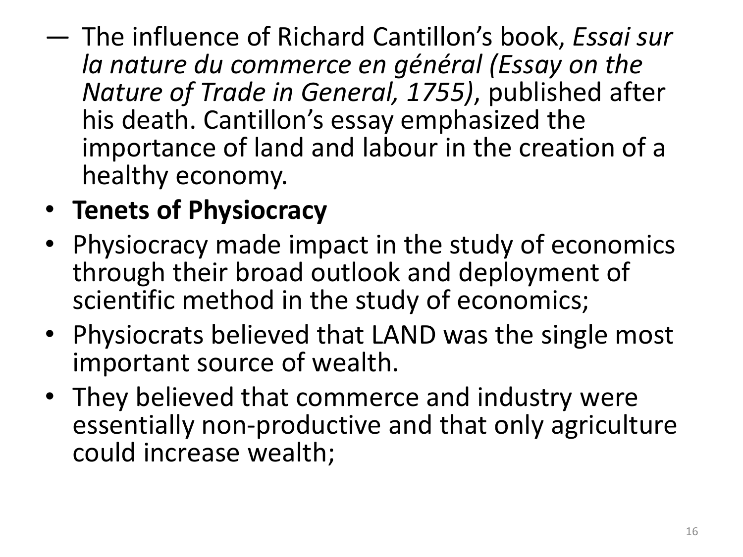— The influence of Richard Cantillon's book, *Essai sur la nature du commerce en général (Essay on the Nature of Trade in General, 1755)*, published after his death. Cantillon's essay emphasized the importance of land and labour in the creation of a healthy economy.

- **Tenets of Physiocracy**
- Physiocracy made impact in the study of economics through their broad outlook and deployment of scientific method in the study of economics;
- Physiocrats believed that LAND was the single most important source of wealth.
- They believed that commerce and industry were essentially non-productive and that only agriculture could increase wealth;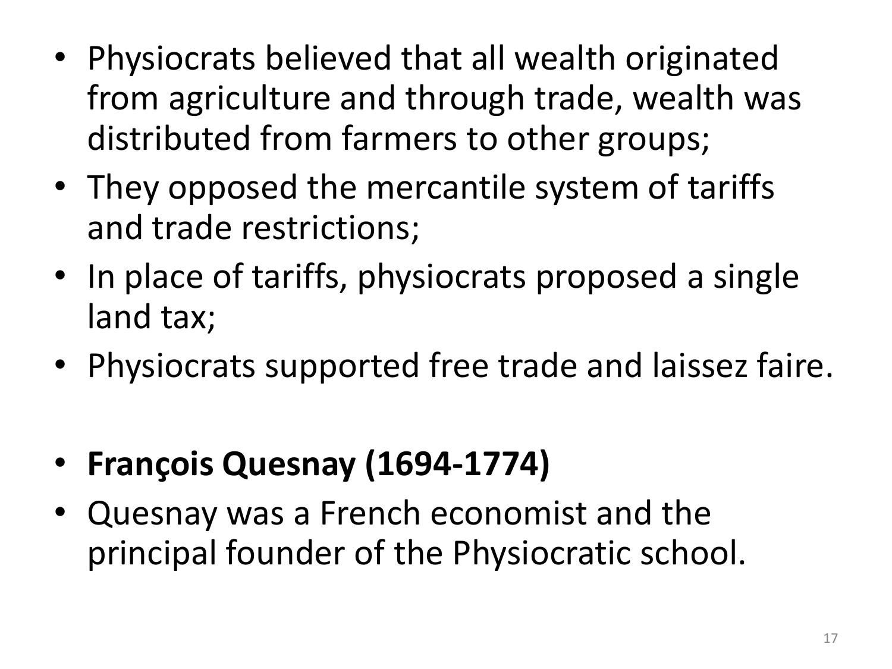- Physiocrats believed that all wealth originated from agriculture and through trade, wealth was distributed from farmers to other groups;
- They opposed the mercantile system of tariffs and trade restrictions;
- In place of tariffs, physiocrats proposed a single land tax;
- Physiocrats supported free trade and laissez faire.

- **François Quesnay (1694-1774)**
- Quesnay was a French economist and the principal founder of the Physiocratic school.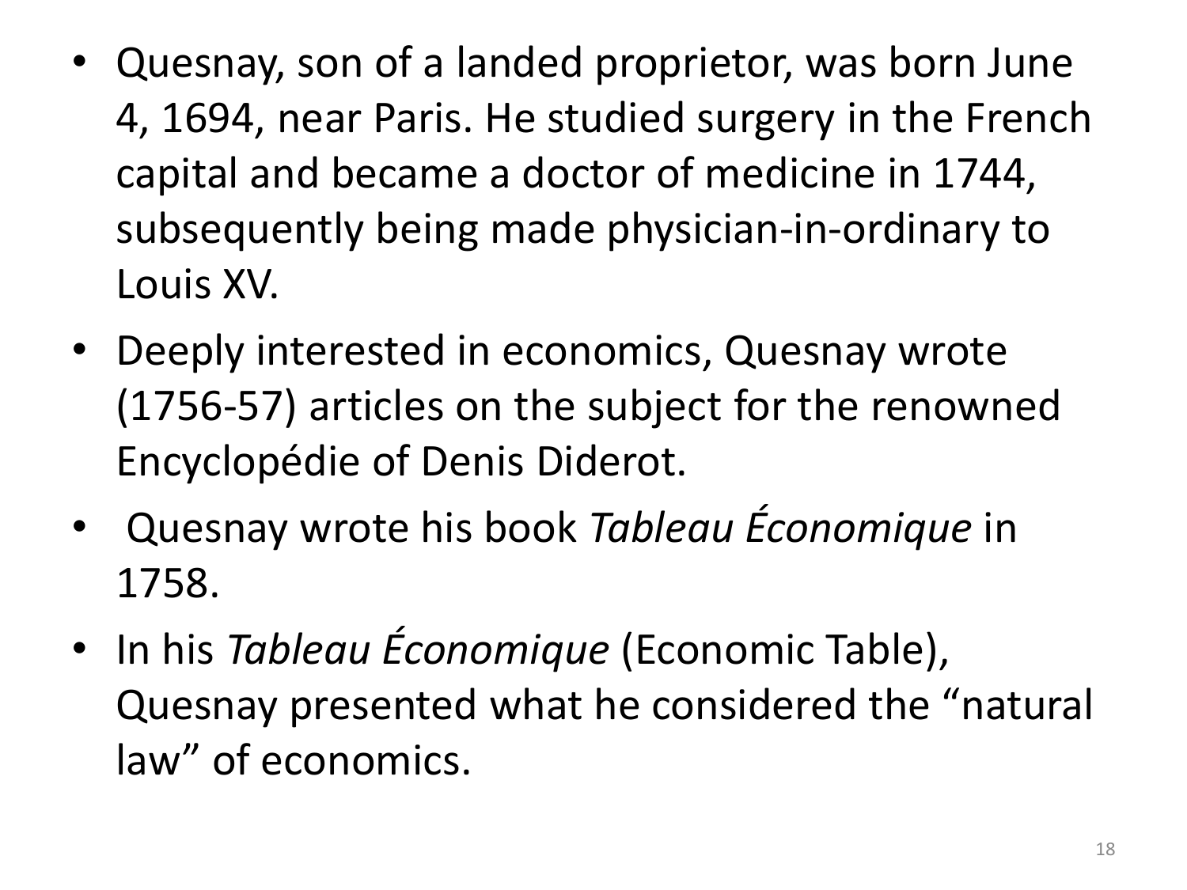- Quesnay, son of a landed proprietor, was born June 4, 1694, near Paris. He studied surgery in the French capital and became a doctor of medicine in 1744, subsequently being made physician-in-ordinary to Louis XV.
- Deeply interested in economics, Quesnay wrote (1756-57) articles on the subject for the renowned Encyclopédie of Denis Diderot.
- Quesnay wrote his book *Tableau Économique* in 1758.
- In his *Tableau Économique* (Economic Table), Quesnay presented what he considered the "natural law" of economics.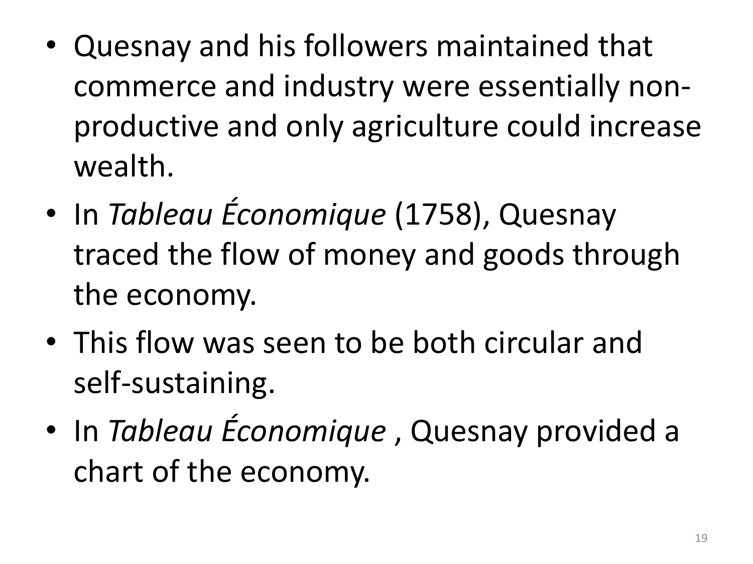- Quesnay and his followers maintained that commerce and industry were essentially non-productive and only agriculture could increase wealth.
- In *Tableau Économique* (1758), Quesnay traced the flow of money and goods through the economy.
- This flow was seen to be both circular and self-sustaining.
- In *Tableau Économique* , Quesnay provided a chart of the economy.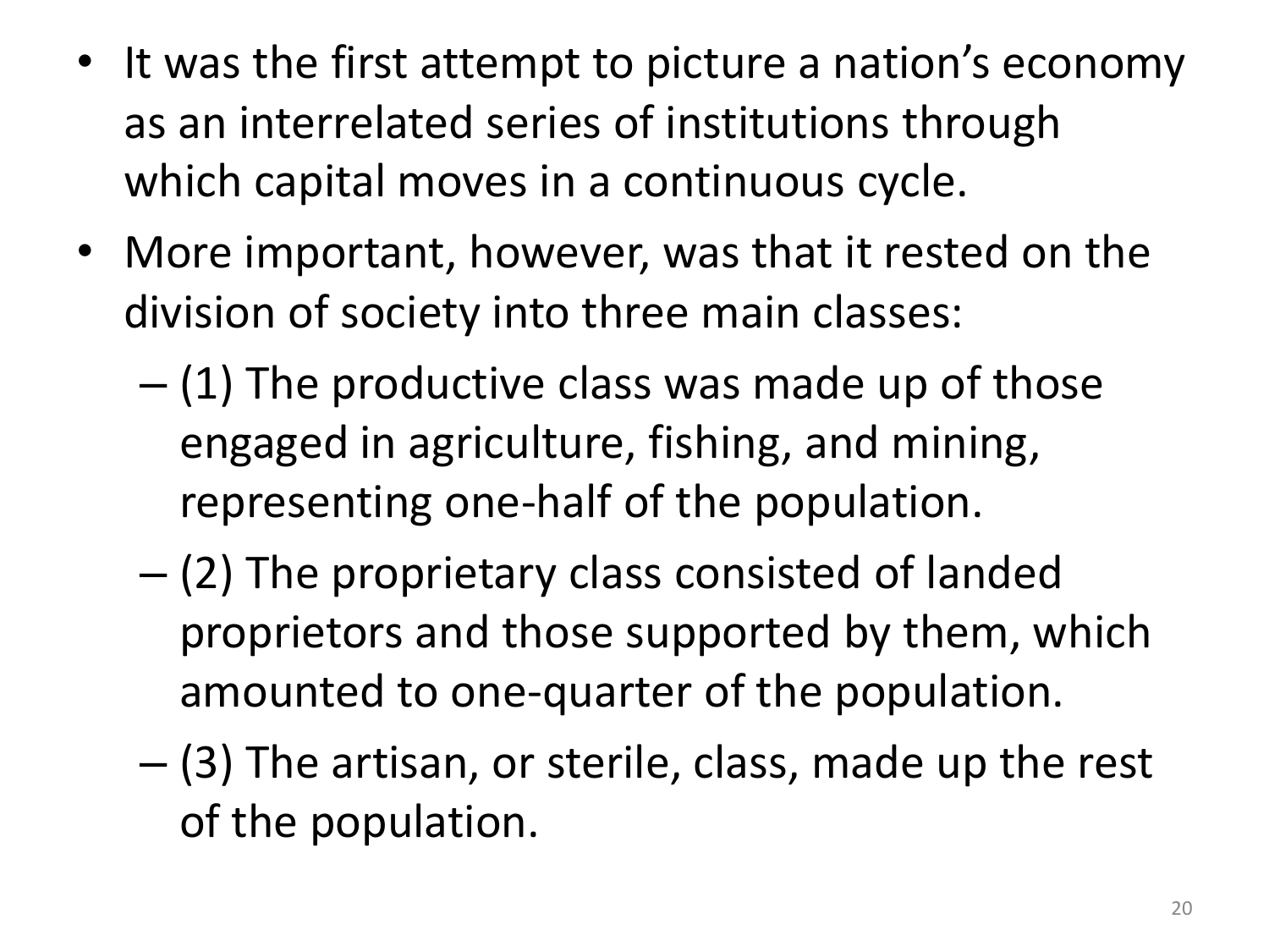- It was the first attempt to picture a nation's economy as an interrelated series of institutions through which capital moves in a continuous cycle.
- More important, however, was that it rested on the division of society into three main classes:
  - (1) The productive class was made up of those engaged in agriculture, fishing, and mining, representing one-half of the population.
  - (2) The proprietary class consisted of landed proprietors and those supported by them, which amounted to one-quarter of the population.
  - (3) The artisan, or sterile, class, made up the rest of the population.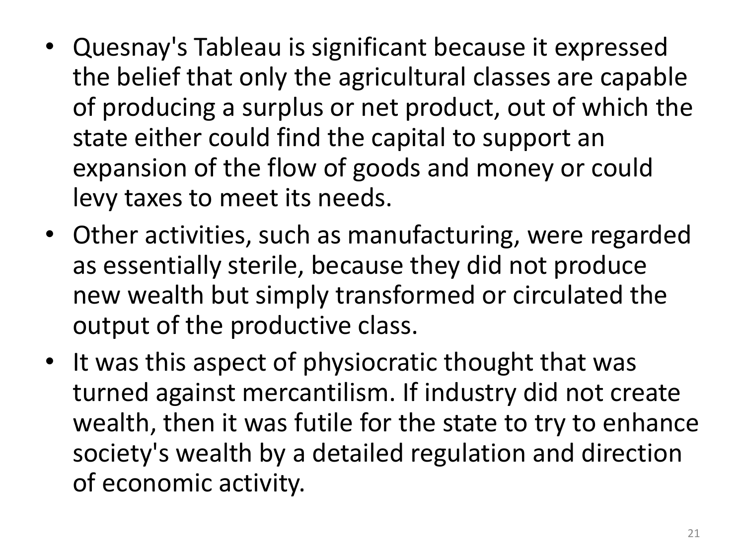- Quesnay's Tableau is significant because it expressed the belief that only the agricultural classes are capable of producing a surplus or net product, out of which the state either could find the capital to support an expansion of the flow of goods and money or could levy taxes to meet its needs.
- Other activities, such as manufacturing, were regarded as essentially sterile, because they did not produce new wealth but simply transformed or circulated the output of the productive class.
- It was this aspect of physiocratic thought that was turned against mercantilism. If industry did not create wealth, then it was futile for the state to try to enhance society's wealth by a detailed regulation and direction of economic activity.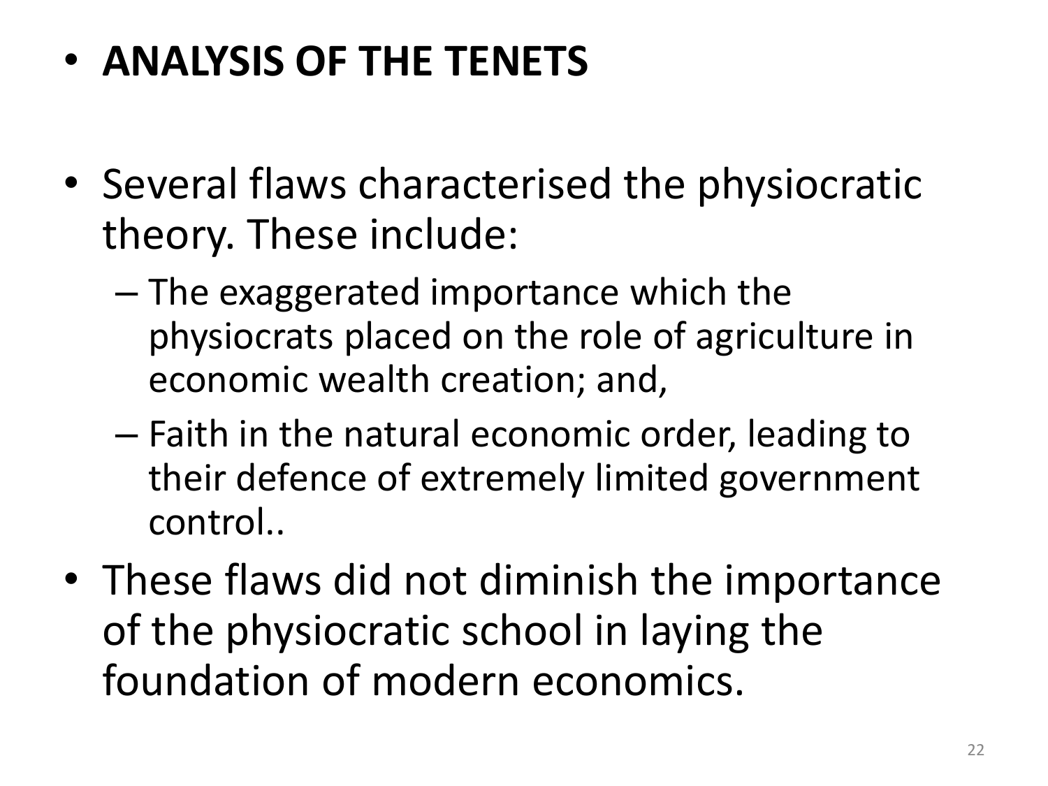- **ANALYSIS OF THE TENETS**

- Several flaws characterised the physiocratic theory. These include:
  - The exaggerated importance which the physiocrats placed on the role of agriculture in economic wealth creation; and,
  - Faith in the natural economic order, leading to their defence of extremely limited government control..
- These flaws did not diminish the importance of the physiocratic school in laying the foundation of modern economics.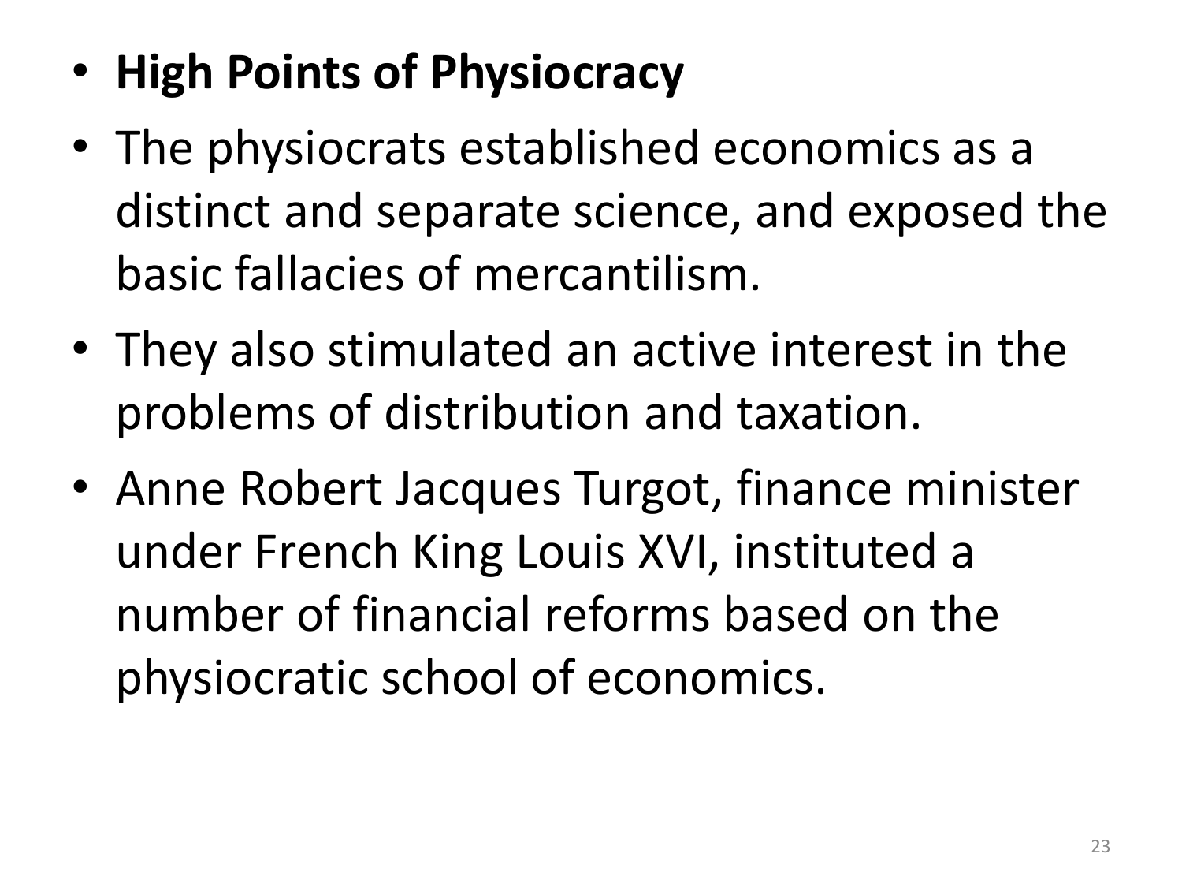- **High Points of Physiocracy**
- The physiocrats established economics as a distinct and separate science, and exposed the basic fallacies of mercantilism.
- They also stimulated an active interest in the problems of distribution and taxation.
- Anne Robert Jacques Turgot, finance minister under French King Louis XVI, instituted a number of financial reforms based on the physiocratic school of economics.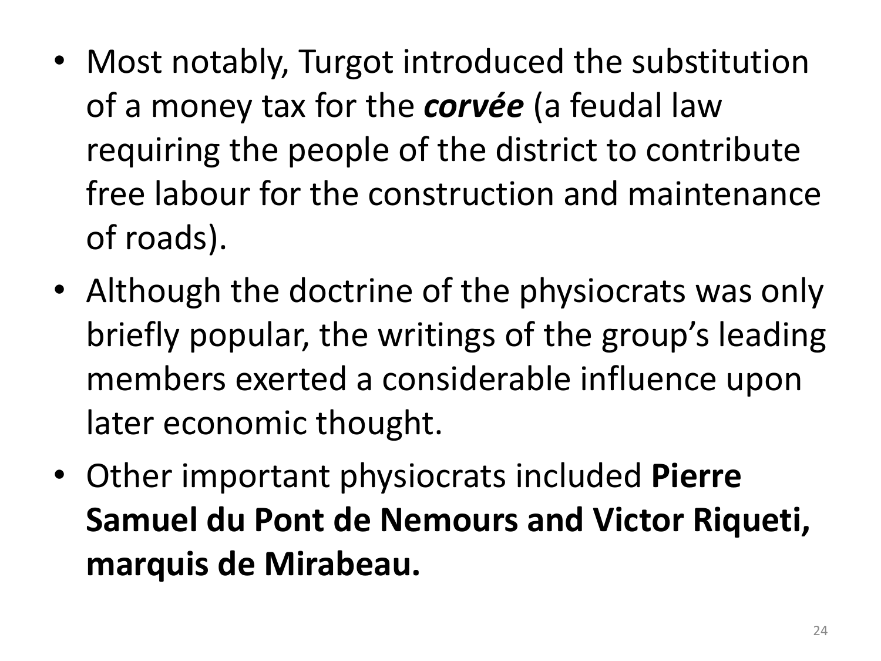- Most notably, Turgot introduced the substitution of a money tax for the ***corvée*** (a feudal law requiring the people of the district to contribute free labour for the construction and maintenance of roads).
- Although the doctrine of the physiocrats was only briefly popular, the writings of the group's leading members exerted a considerable influence upon later economic thought.
- Other important physiocrats included **Pierre Samuel du Pont de Nemours and Victor Riqueti, marquis de Mirabeau.**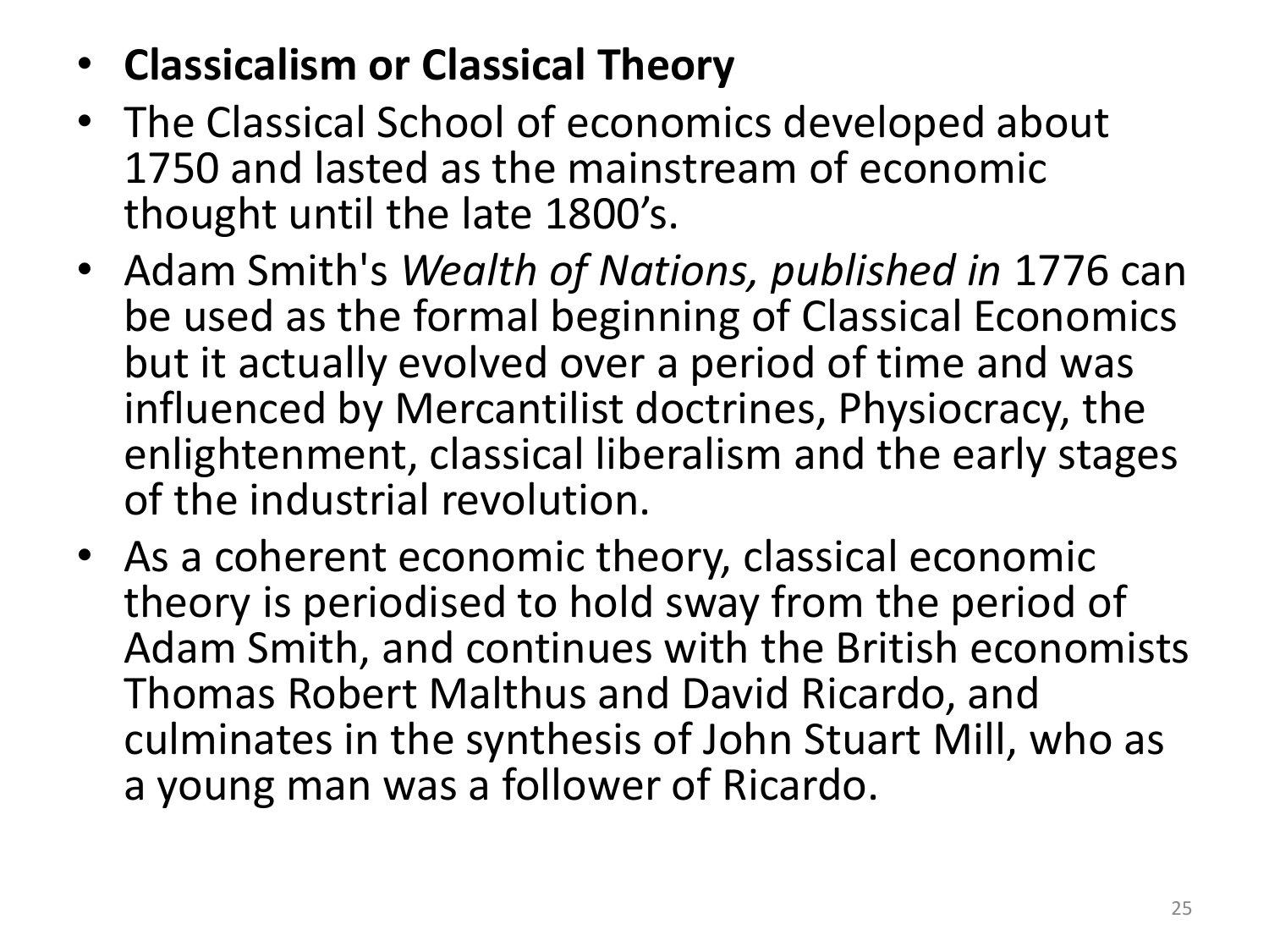- **Classicalism or Classical Theory**
- The Classical School of economics developed about 1750 and lasted as the mainstream of economic thought until the late 1800's.
- Adam Smith's *Wealth of Nations, published in* 1776 can be used as the formal beginning of Classical Economics but it actually evolved over a period of time and was influenced by Mercantilist doctrines, Physiocracy, the enlightenment, classical liberalism and the early stages of the industrial revolution.
- As a coherent economic theory, classical economic theory is periodised to hold sway from the period of Adam Smith, and continues with the British economists Thomas Robert Malthus and David Ricardo, and culminates in the synthesis of John Stuart Mill, who as a young man was a follower of Ricardo.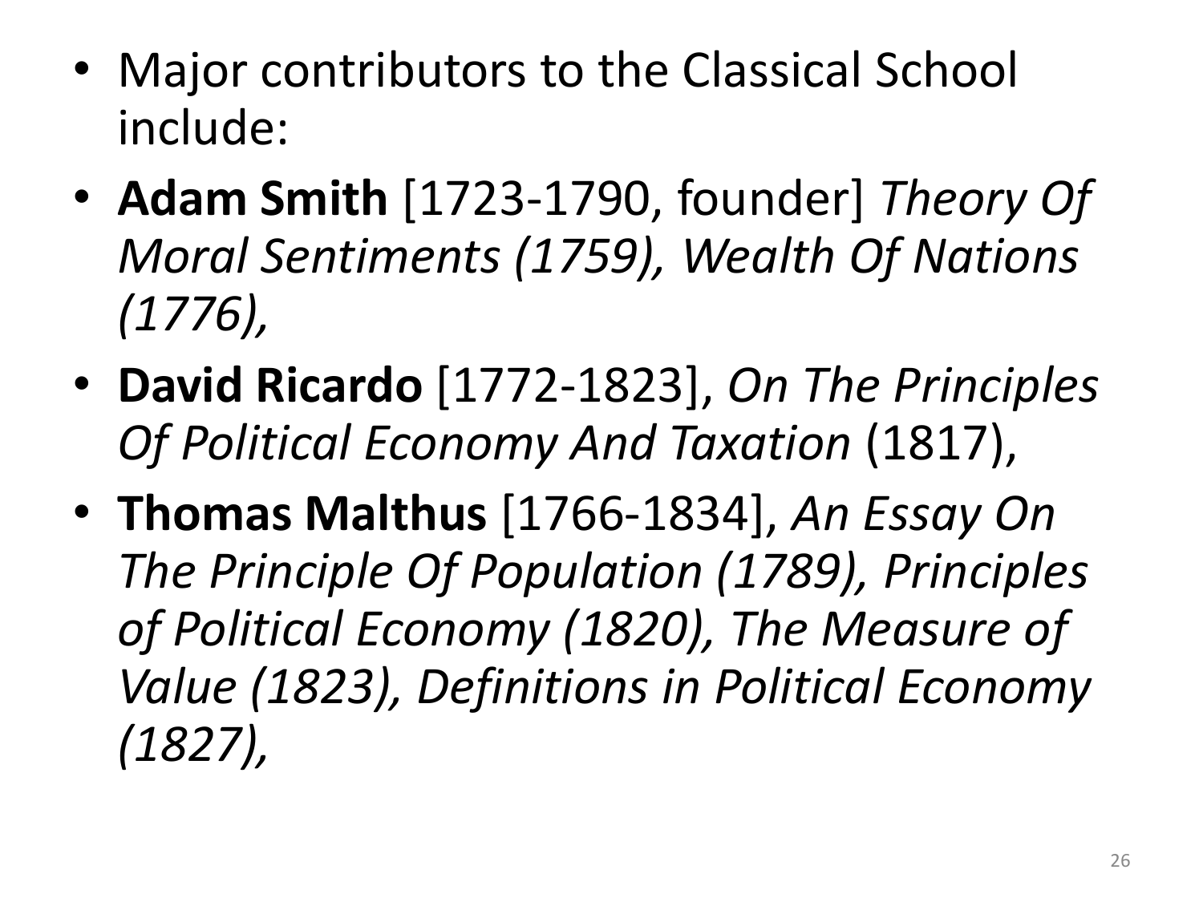- Major contributors to the Classical School include:
- **Adam Smith** [1723-1790, founder] *Theory Of Moral Sentiments (1759), Wealth Of Nations (1776),*
- **David Ricardo** [1772-1823], *On The Principles Of Political Economy And Taxation* (1817),
- **Thomas Malthus** [1766-1834], *An Essay On The Principle Of Population (1789), Principles of Political Economy (1820), The Measure of Value (1823), Definitions in Political Economy (1827),*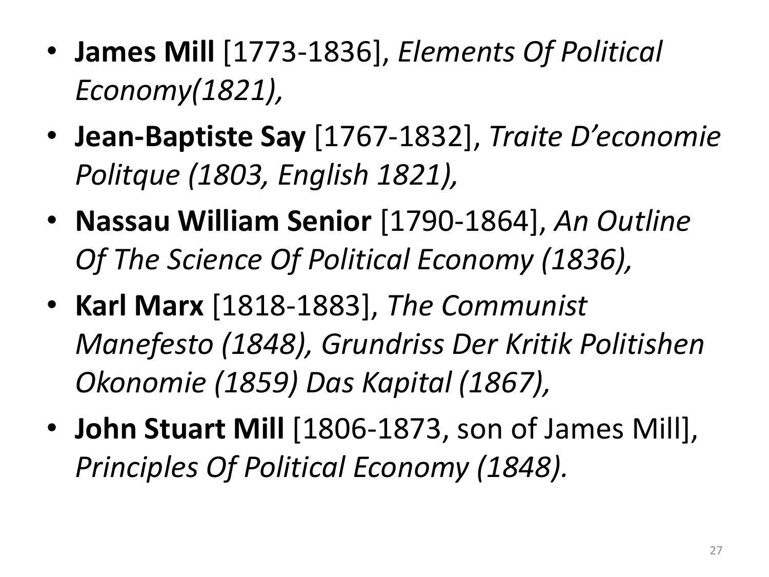- **James Mill** [1773-1836], *Elements Of Political Economy(1821),*
- **Jean-Baptiste Say** [1767-1832], *Traite D'economie Politque (1803, English 1821),*
- **Nassau William Senior** [1790-1864], *An Outline Of The Science Of Political Economy (1836),*
- **Karl Marx** [1818-1883], *The Communist Manefesto (1848), Grundriss Der Kritik Politishen Okonomie (1859) Das Kapital (1867),*
- **John Stuart Mill** [1806-1873, son of James Mill], *Principles Of Political Economy (1848).*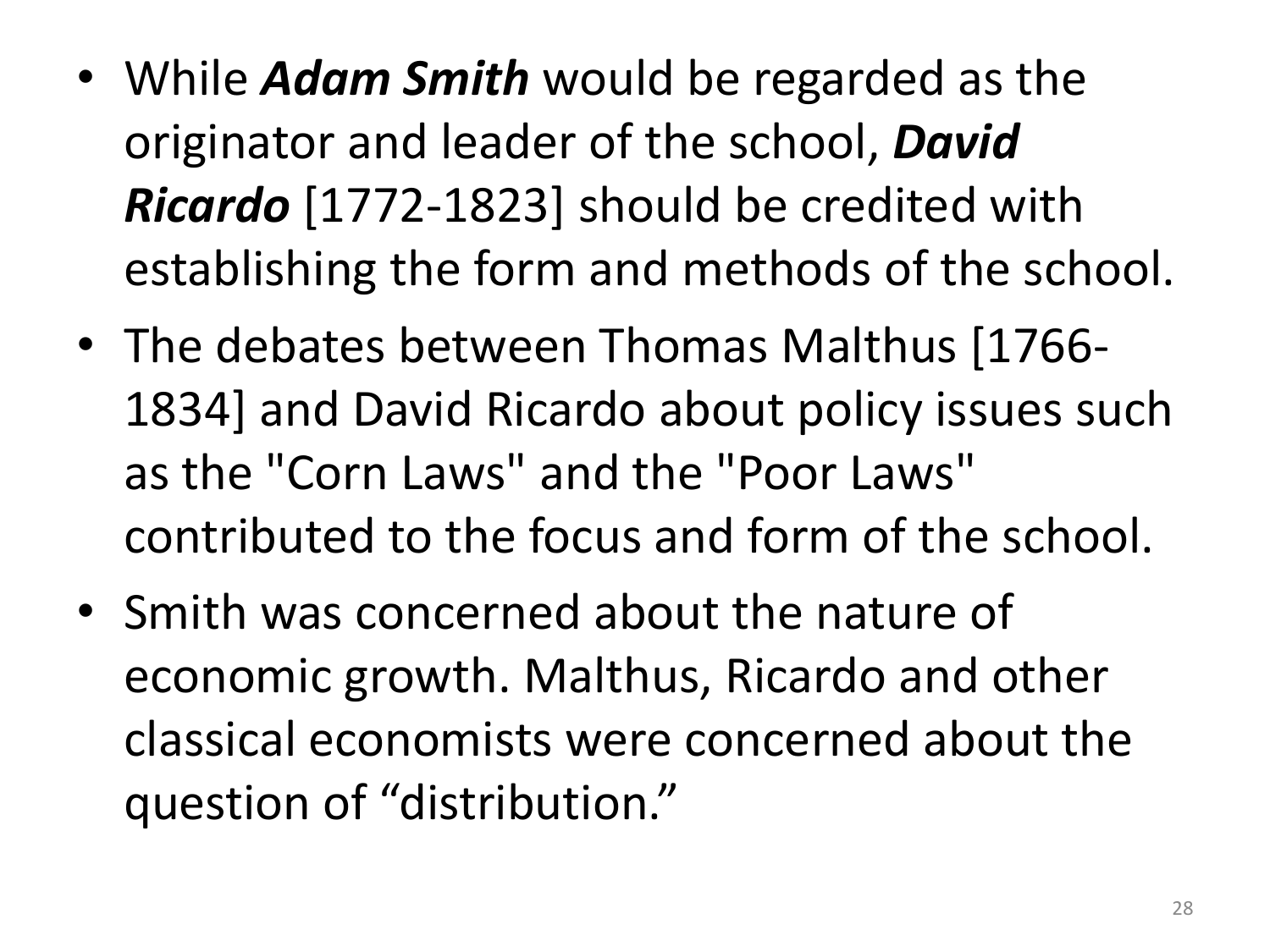- While ***Adam Smith*** would be regarded as the originator and leader of the school, ***David Ricardo*** [1772-1823] should be credited with establishing the form and methods of the school.
- The debates between Thomas Malthus [1766-1834] and David Ricardo about policy issues such as the "Corn Laws" and the "Poor Laws" contributed to the focus and form of the school.
- Smith was concerned about the nature of economic growth. Malthus, Ricardo and other classical economists were concerned about the question of "distribution."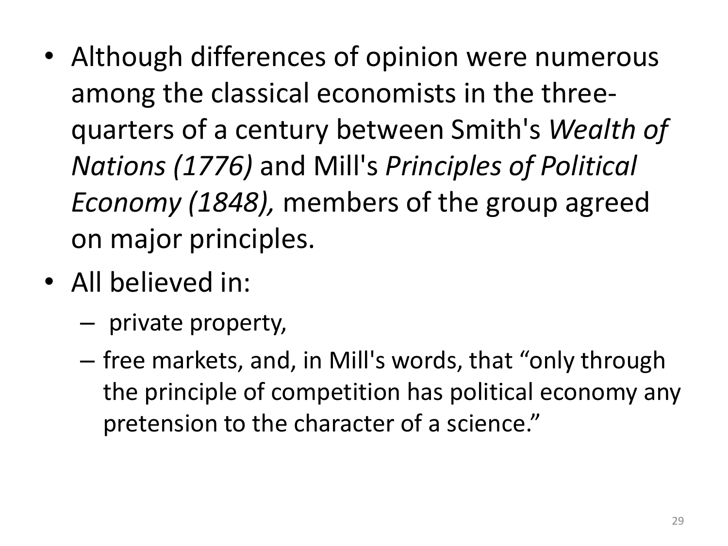- Although differences of opinion were numerous among the classical economists in the three-quarters of a century between Smith's *Wealth of Nations (1776)* and Mill's *Principles of Political Economy (1848),* members of the group agreed on major principles.
- All believed in:
  - private property,
  - free markets, and, in Mill's words, that "only through the principle of competition has political economy any pretension to the character of a science."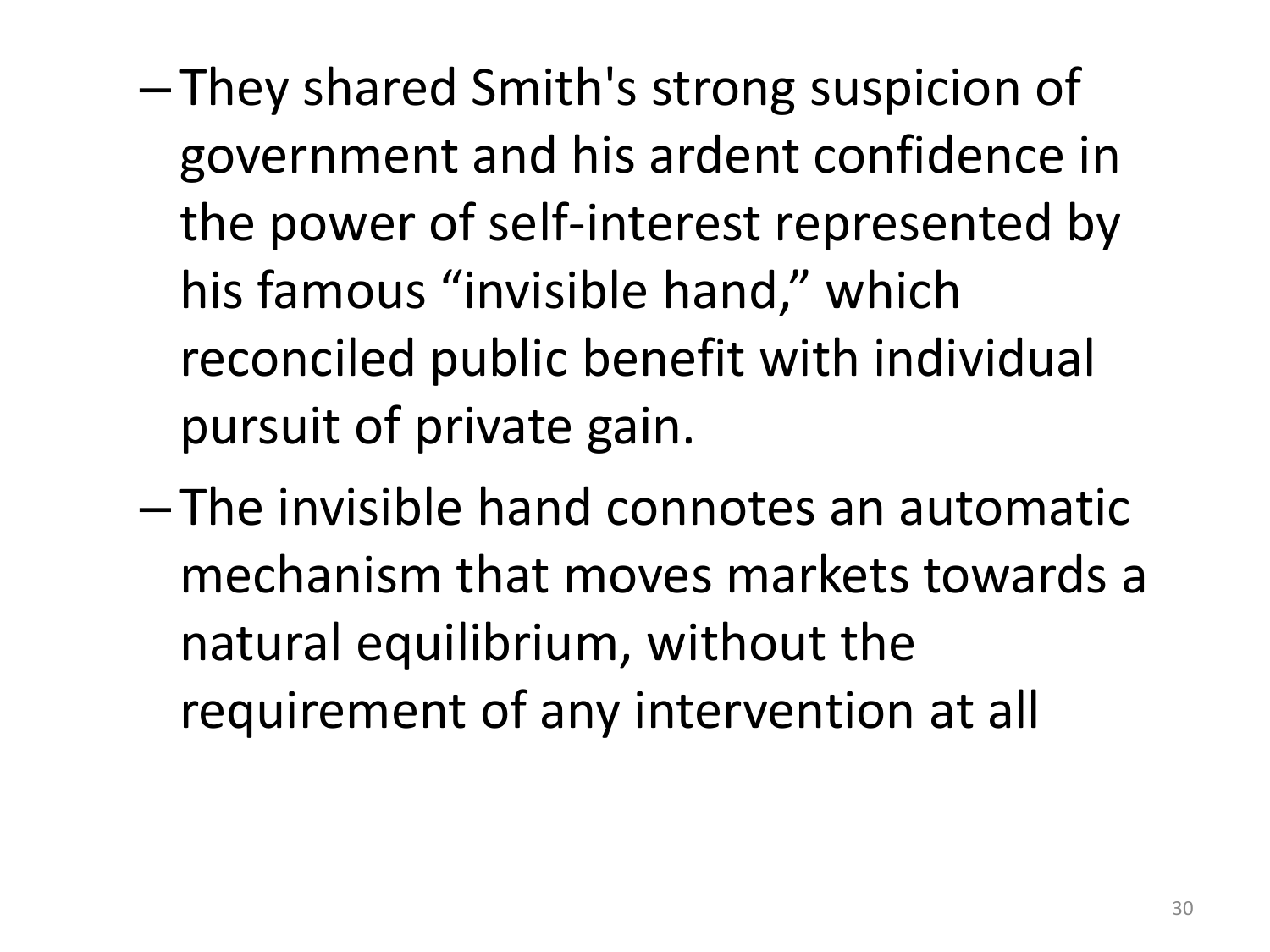- They shared Smith's strong suspicion of government and his ardent confidence in the power of self-interest represented by his famous “invisible hand,” which reconciled public benefit with individual pursuit of private gain.
- The invisible hand connotes an automatic mechanism that moves markets towards a natural equilibrium, without the requirement of any intervention at all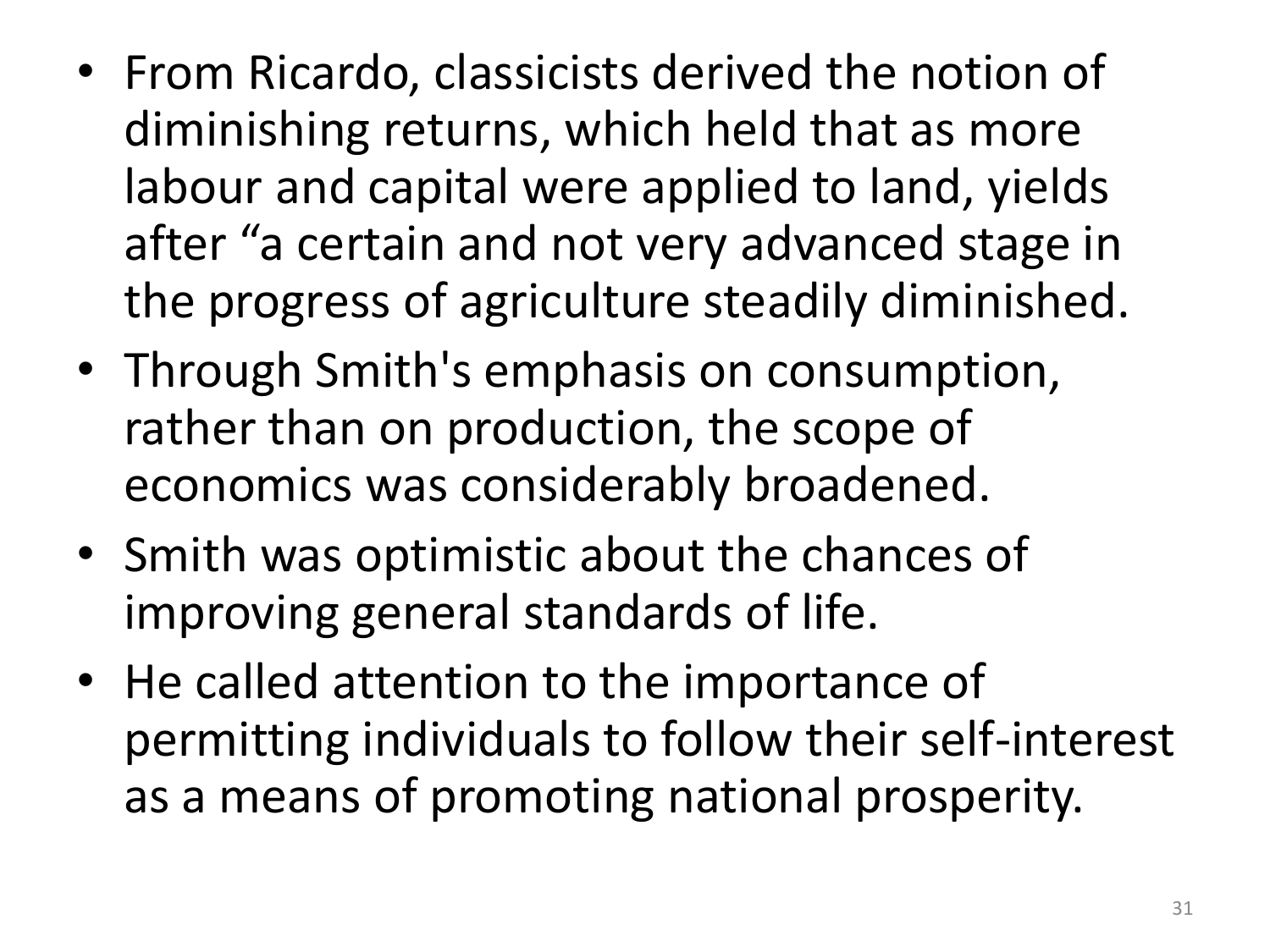- From Ricardo, classicists derived the notion of diminishing returns, which held that as more labour and capital were applied to land, yields after "a certain and not very advanced stage in the progress of agriculture steadily diminished.
- Through Smith's emphasis on consumption, rather than on production, the scope of economics was considerably broadened.
- Smith was optimistic about the chances of improving general standards of life.
- He called attention to the importance of permitting individuals to follow their self-interest as a means of promoting national prosperity.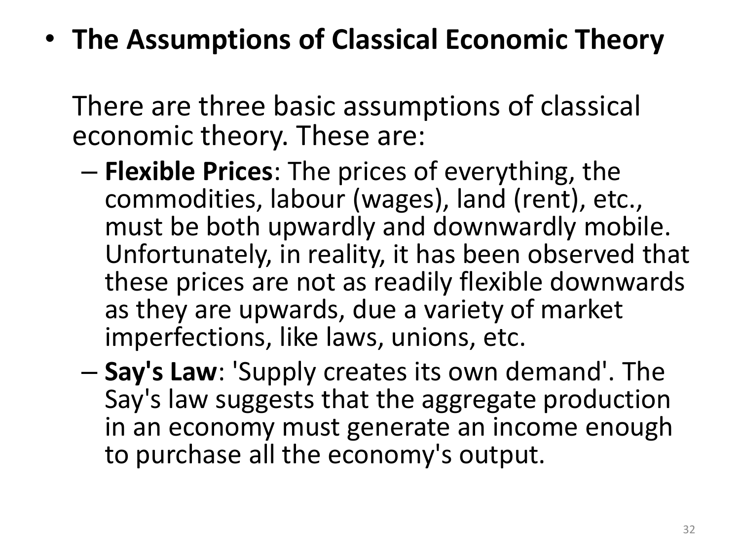- **The Assumptions of Classical Economic Theory**

  There are three basic assumptions of classical economic theory. These are:

  - **Flexible Prices**: The prices of everything, the commodities, labour (wages), land (rent), etc., must be both upwardly and downwardly mobile. Unfortunately, in reality, it has been observed that these prices are not as readily flexible downwards as they are upwards, due a variety of market imperfections, like laws, unions, etc.
  - **Say's Law**: 'Supply creates its own demand'. The Say's law suggests that the aggregate production in an economy must generate an income enough to purchase all the economy's output.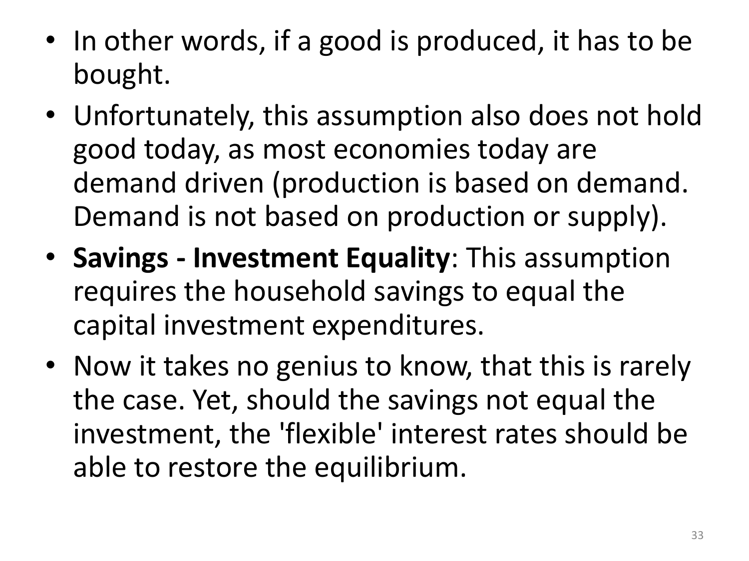- In other words, if a good is produced, it has to be bought.
- Unfortunately, this assumption also does not hold good today, as most economies today are demand driven (production is based on demand. Demand is not based on production or supply).
- **Savings - Investment Equality**: This assumption requires the household savings to equal the capital investment expenditures.
- Now it takes no genius to know, that this is rarely the case. Yet, should the savings not equal the investment, the 'flexible' interest rates should be able to restore the equilibrium.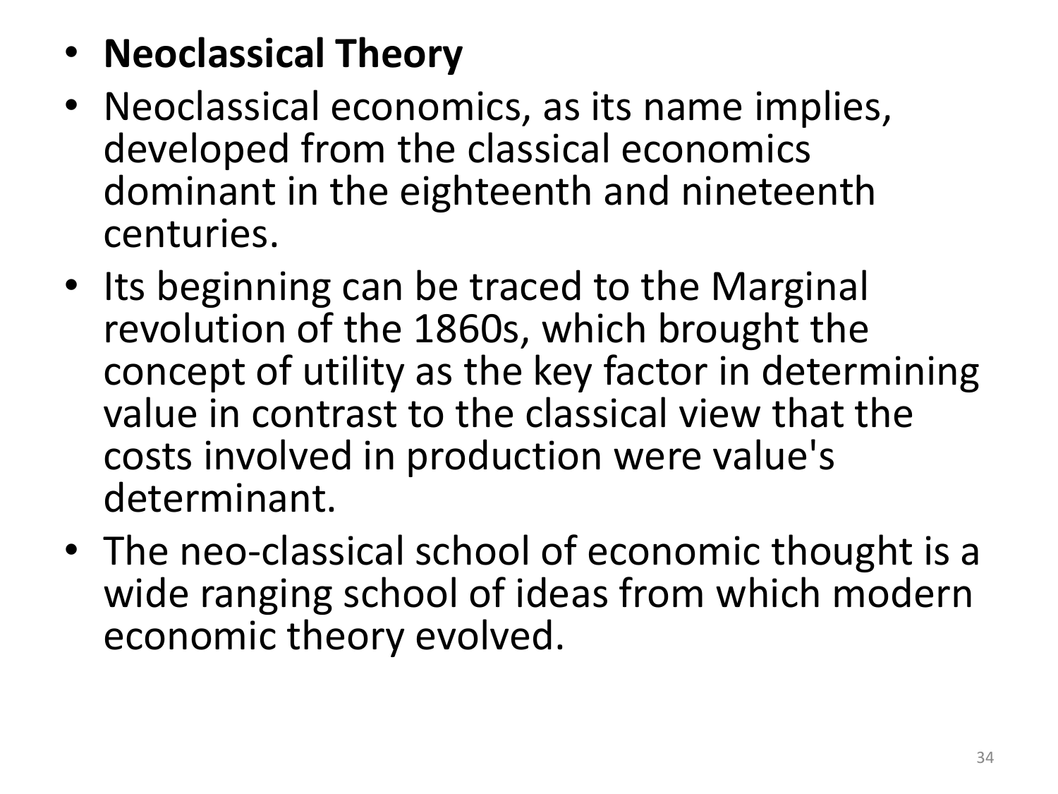- **Neoclassical Theory**
- Neoclassical economics, as its name implies, developed from the classical economics dominant in the eighteenth and nineteenth centuries.
- Its beginning can be traced to the Marginal revolution of the 1860s, which brought the concept of utility as the key factor in determining value in contrast to the classical view that the costs involved in production were value's determinant.
- The neo-classical school of economic thought is a wide ranging school of ideas from which modern economic theory evolved.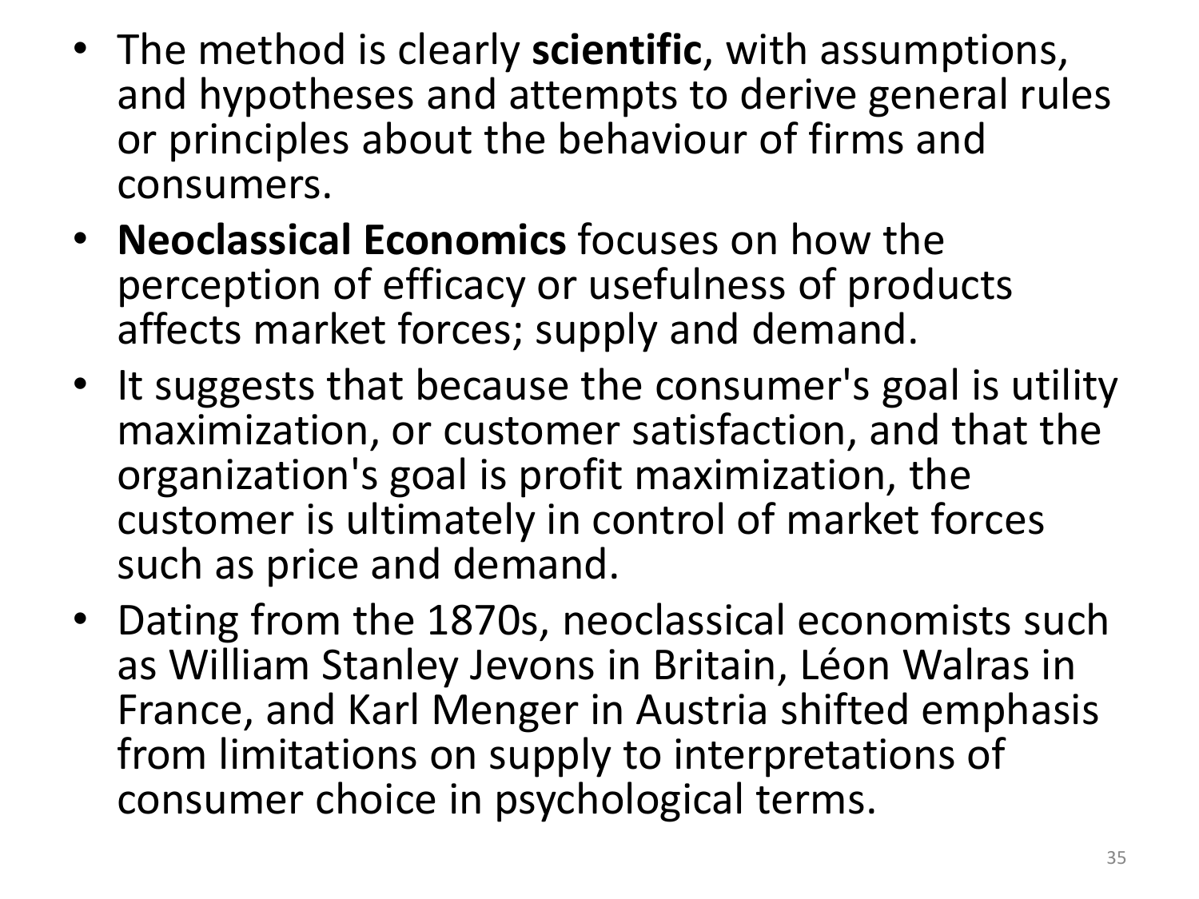- The method is clearly **scientific**, with assumptions, and hypotheses and attempts to derive general rules or principles about the behaviour of firms and consumers.
- **Neoclassical Economics** focuses on how the perception of efficacy or usefulness of products affects market forces; supply and demand.
- It suggests that because the consumer's goal is utility maximization, or customer satisfaction, and that the organization's goal is profit maximization, the customer is ultimately in control of market forces such as price and demand.
- Dating from the 1870s, neoclassical economists such as William Stanley Jevons in Britain, Léon Walras in France, and Karl Menger in Austria shifted emphasis from limitations on supply to interpretations of consumer choice in psychological terms.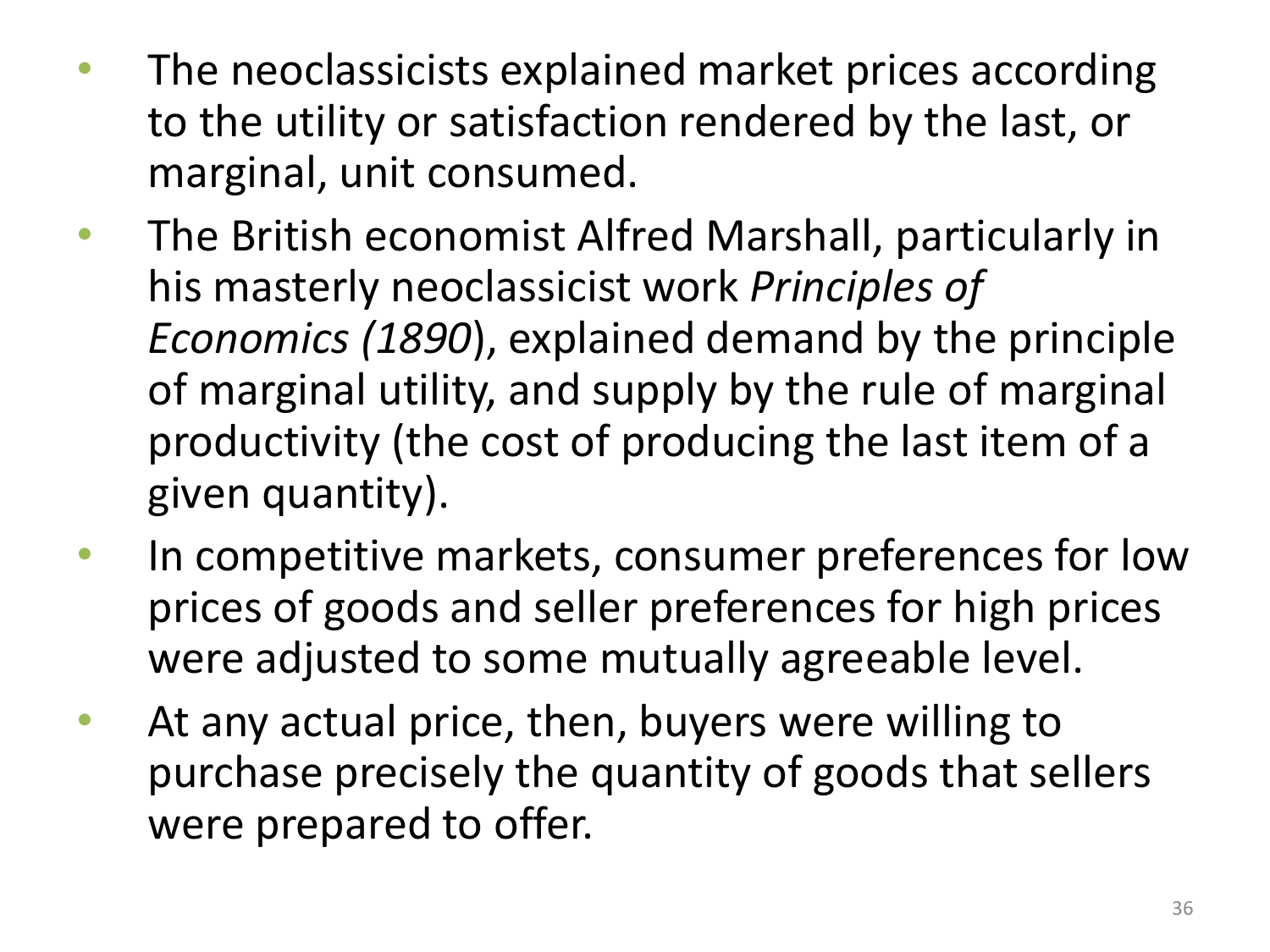- The neoclassicists explained market prices according to the utility or satisfaction rendered by the last, or marginal, unit consumed.
- The British economist Alfred Marshall, particularly in his masterly neoclassicist work *Principles of Economics (1890*), explained demand by the principle of marginal utility, and supply by the rule of marginal productivity (the cost of producing the last item of a given quantity).
- In competitive markets, consumer preferences for low prices of goods and seller preferences for high prices were adjusted to some mutually agreeable level.
- At any actual price, then, buyers were willing to purchase precisely the quantity of goods that sellers were prepared to offer.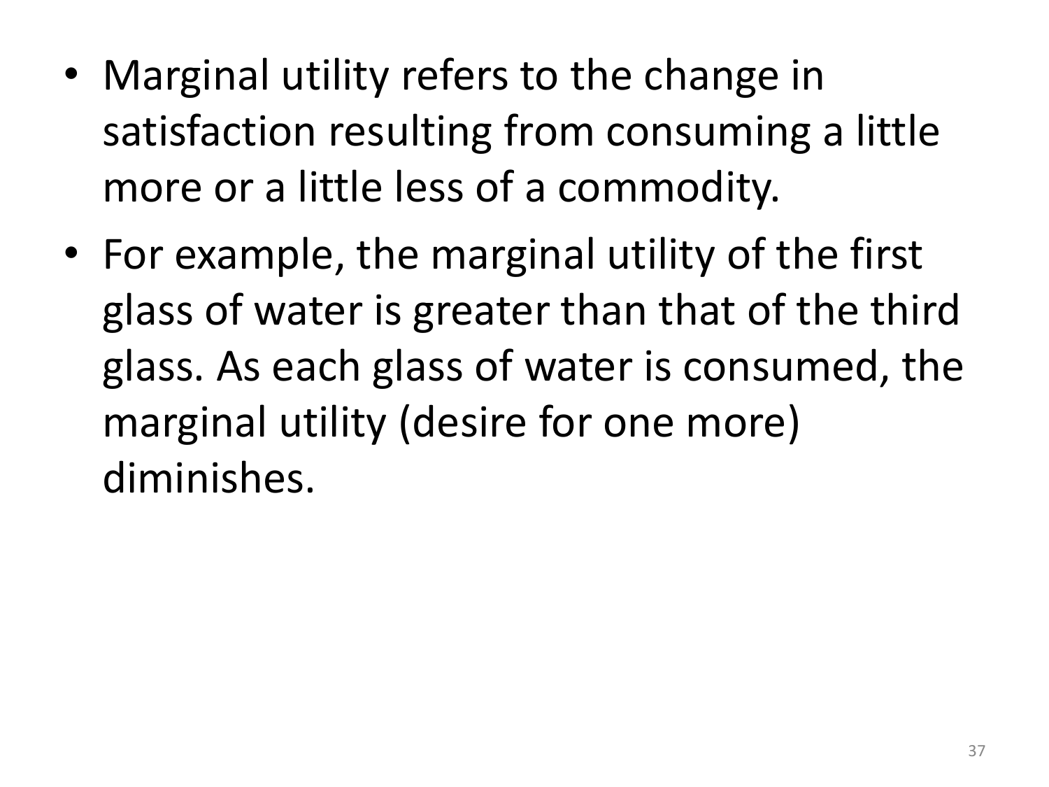- Marginal utility refers to the change in satisfaction resulting from consuming a little more or a little less of a commodity.
- For example, the marginal utility of the first glass of water is greater than that of the third glass. As each glass of water is consumed, the marginal utility (desire for one more) diminishes.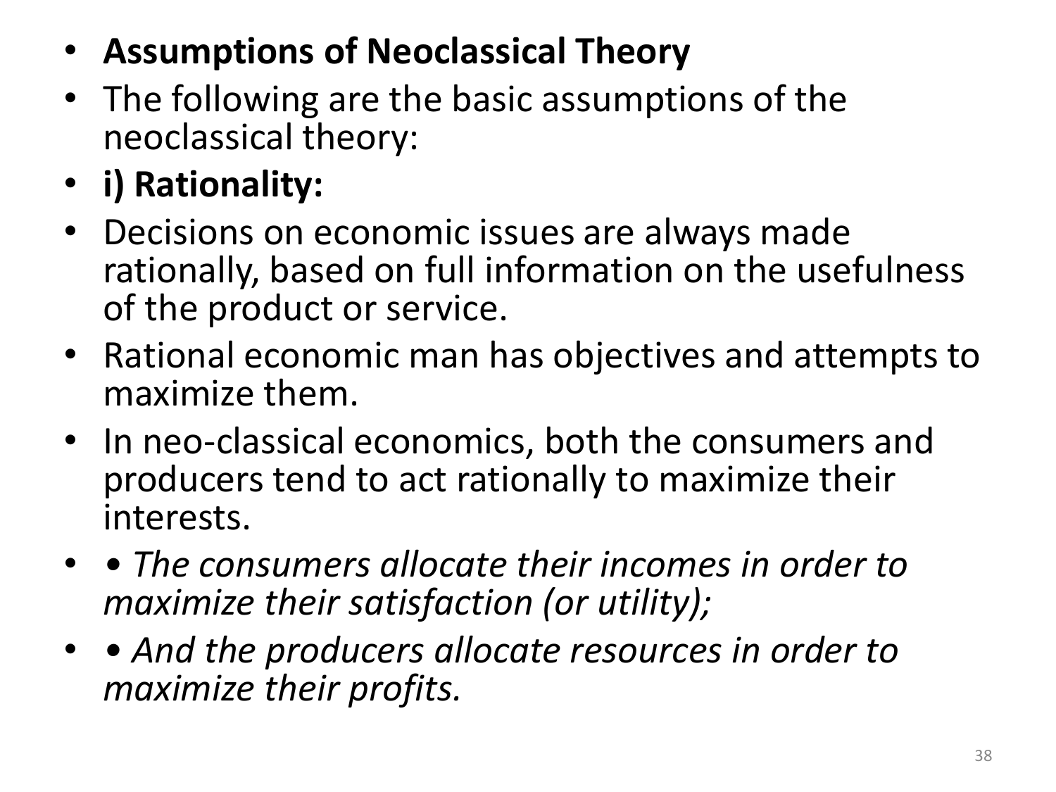- **Assumptions of Neoclassical Theory**
- The following are the basic assumptions of the neoclassical theory:
- **i) Rationality:**
- Decisions on economic issues are always made rationally, based on full information on the usefulness of the product or service.
- Rational economic man has objectives and attempts to maximize them.
- In neo-classical economics, both the consumers and producers tend to act rationally to maximize their interests.
- • *The consumers allocate their incomes in order to maximize their satisfaction (or utility);*
- • *And the producers allocate resources in order to maximize their profits.*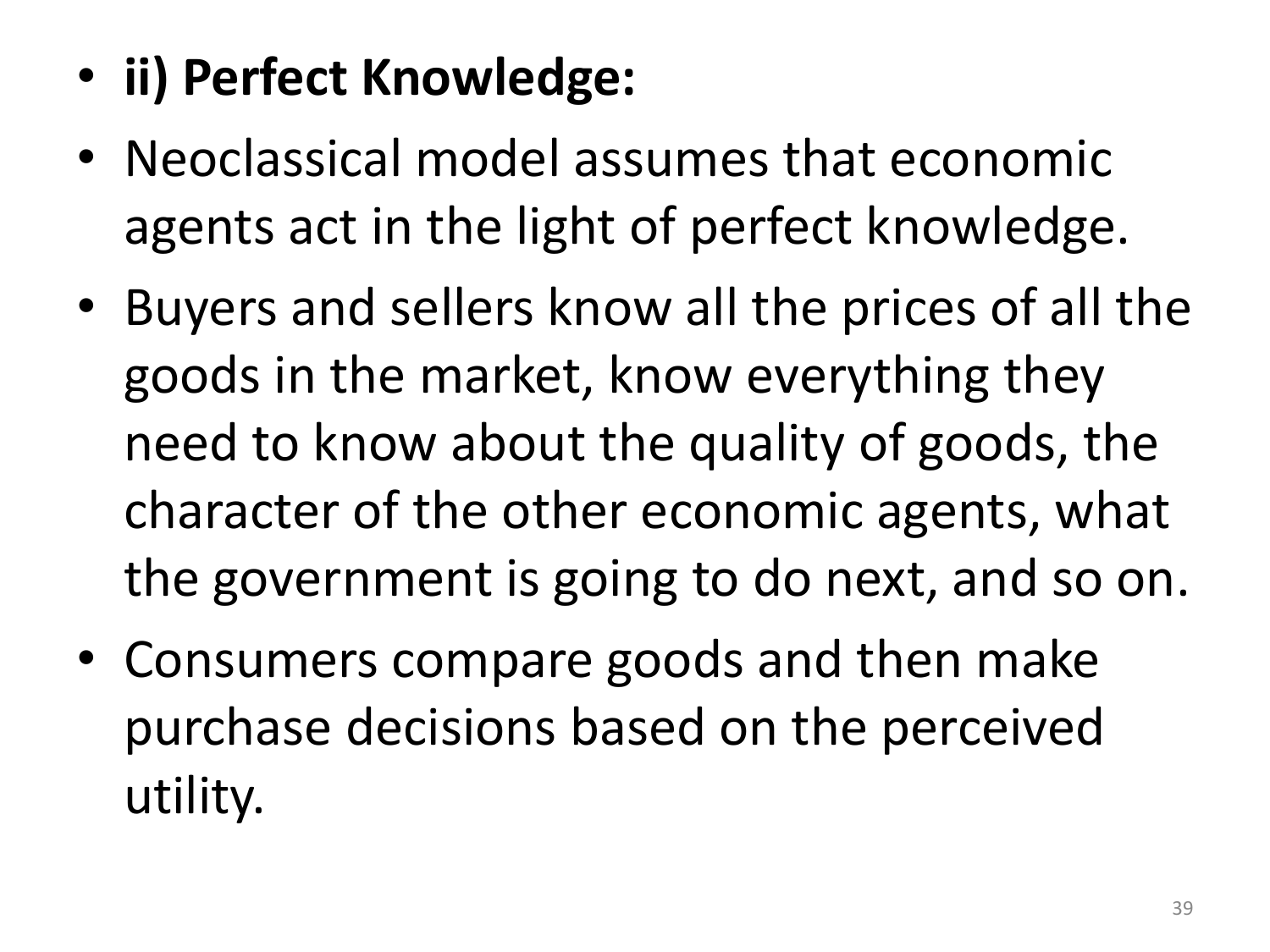- **ii) Perfect Knowledge:**
- Neoclassical model assumes that economic agents act in the light of perfect knowledge.
- Buyers and sellers know all the prices of all the goods in the market, know everything they need to know about the quality of goods, the character of the other economic agents, what the government is going to do next, and so on.
- Consumers compare goods and then make purchase decisions based on the perceived utility.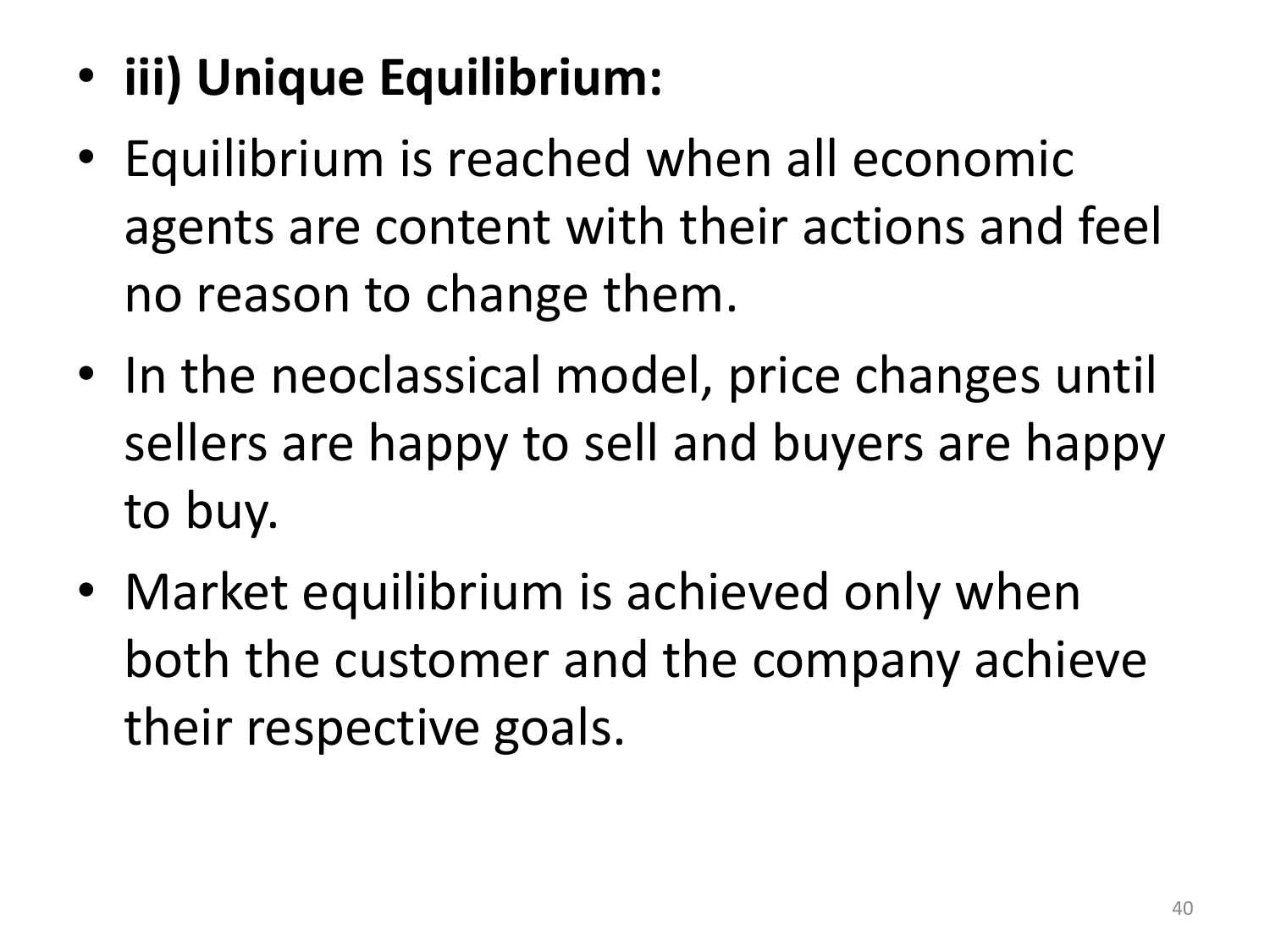- **iii) Unique Equilibrium:**
- Equilibrium is reached when all economic agents are content with their actions and feel no reason to change them.
- In the neoclassical model, price changes until sellers are happy to sell and buyers are happy to buy.
- Market equilibrium is achieved only when both the customer and the company achieve their respective goals.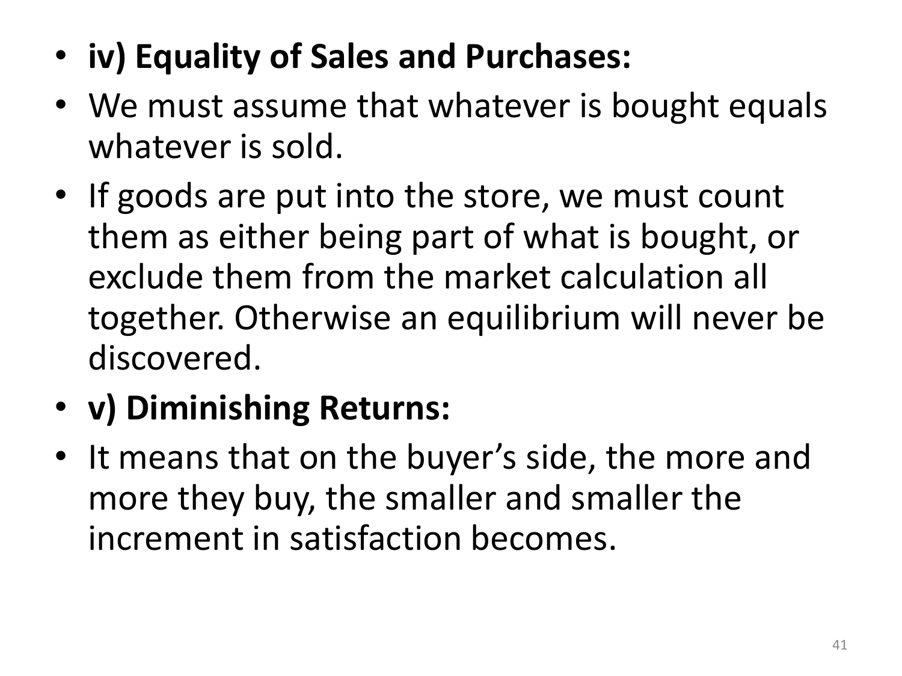- **iv) Equality of Sales and Purchases:**
- We must assume that whatever is bought equals whatever is sold.
- If goods are put into the store, we must count them as either being part of what is bought, or exclude them from the market calculation all together. Otherwise an equilibrium will never be discovered.
- **v) Diminishing Returns:**
- It means that on the buyer's side, the more and more they buy, the smaller and smaller the increment in satisfaction becomes.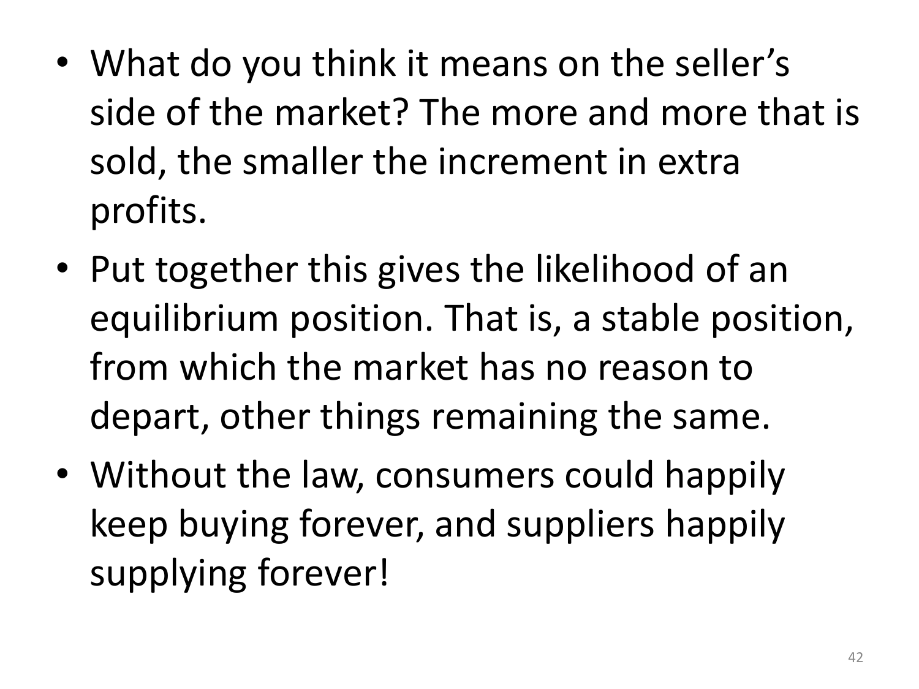- What do you think it means on the seller's side of the market? The more and more that is sold, the smaller the increment in extra profits.
- Put together this gives the likelihood of an equilibrium position. That is, a stable position, from which the market has no reason to depart, other things remaining the same.
- Without the law, consumers could happily keep buying forever, and suppliers happily supplying forever!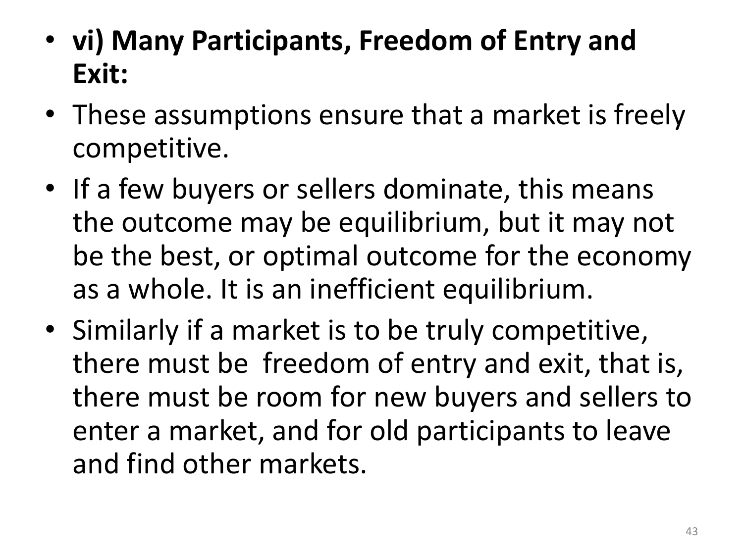- **vi) Many Participants, Freedom of Entry and Exit:**
- These assumptions ensure that a market is freely competitive.
- If a few buyers or sellers dominate, this means the outcome may be equilibrium, but it may not be the best, or optimal outcome for the economy as a whole. It is an inefficient equilibrium.
- Similarly if a market is to be truly competitive, there must be freedom of entry and exit, that is, there must be room for new buyers and sellers to enter a market, and for old participants to leave and find other markets.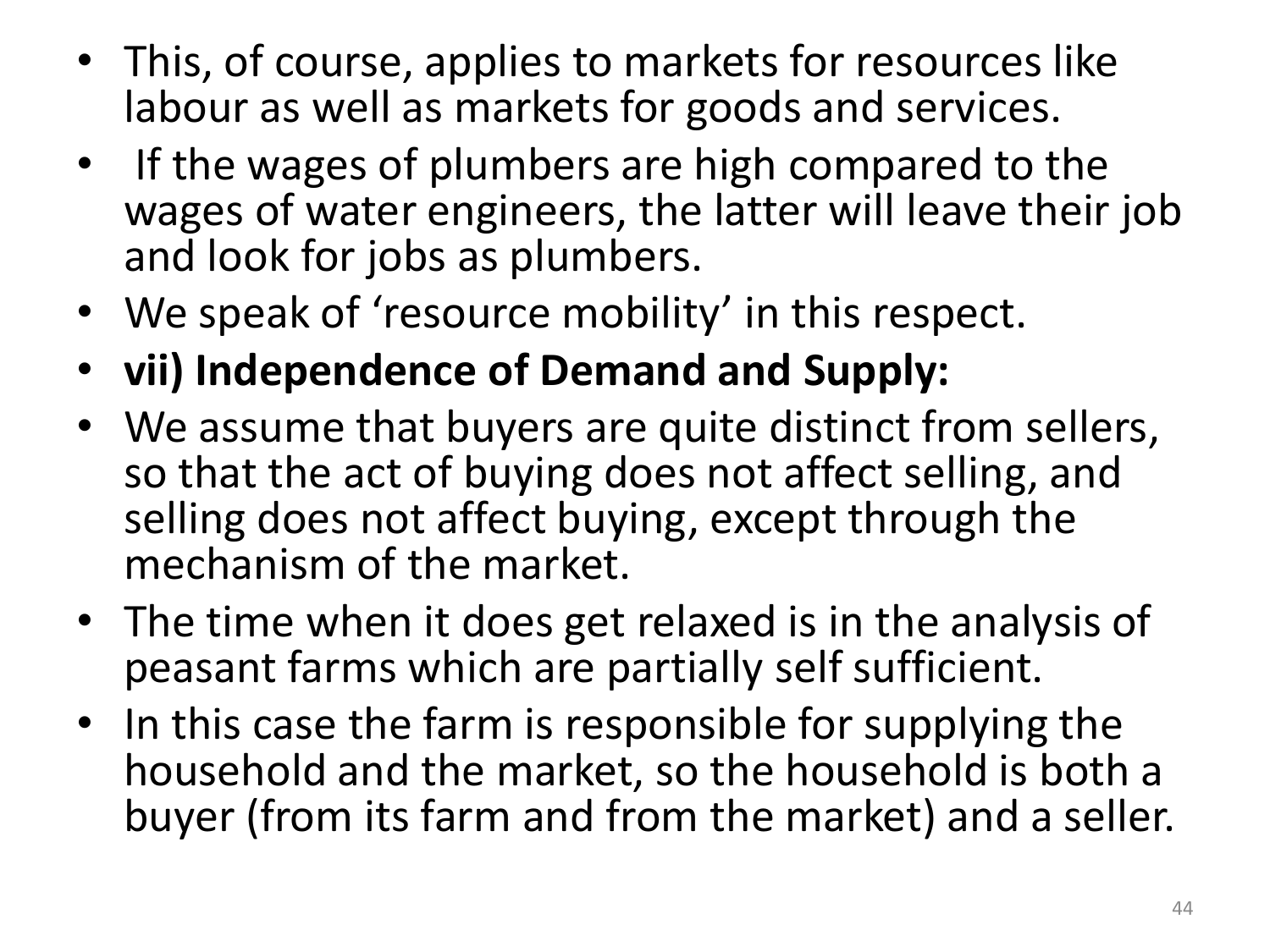- This, of course, applies to markets for resources like labour as well as markets for goods and services.
- If the wages of plumbers are high compared to the wages of water engineers, the latter will leave their job and look for jobs as plumbers.
- We speak of 'resource mobility' in this respect.
- **vii) Independence of Demand and Supply:**
- We assume that buyers are quite distinct from sellers, so that the act of buying does not affect selling, and selling does not affect buying, except through the mechanism of the market.
- The time when it does get relaxed is in the analysis of peasant farms which are partially self sufficient.
- In this case the farm is responsible for supplying the household and the market, so the household is both a buyer (from its farm and from the market) and a seller.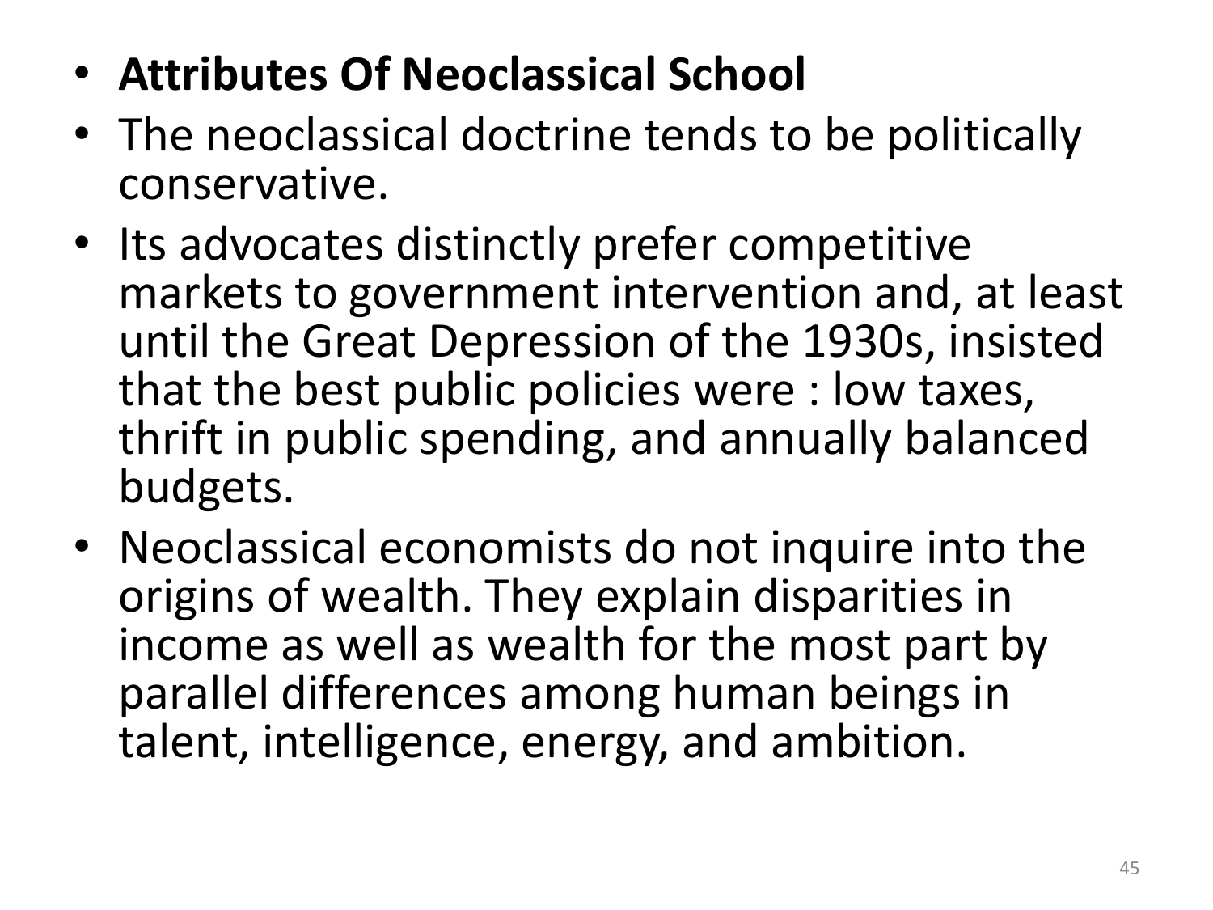- **Attributes Of Neoclassical School**
- The neoclassical doctrine tends to be politically conservative.
- Its advocates distinctly prefer competitive markets to government intervention and, at least until the Great Depression of the 1930s, insisted that the best public policies were : low taxes, thrift in public spending, and annually balanced budgets.
- Neoclassical economists do not inquire into the origins of wealth. They explain disparities in income as well as wealth for the most part by parallel differences among human beings in talent, intelligence, energy, and ambition.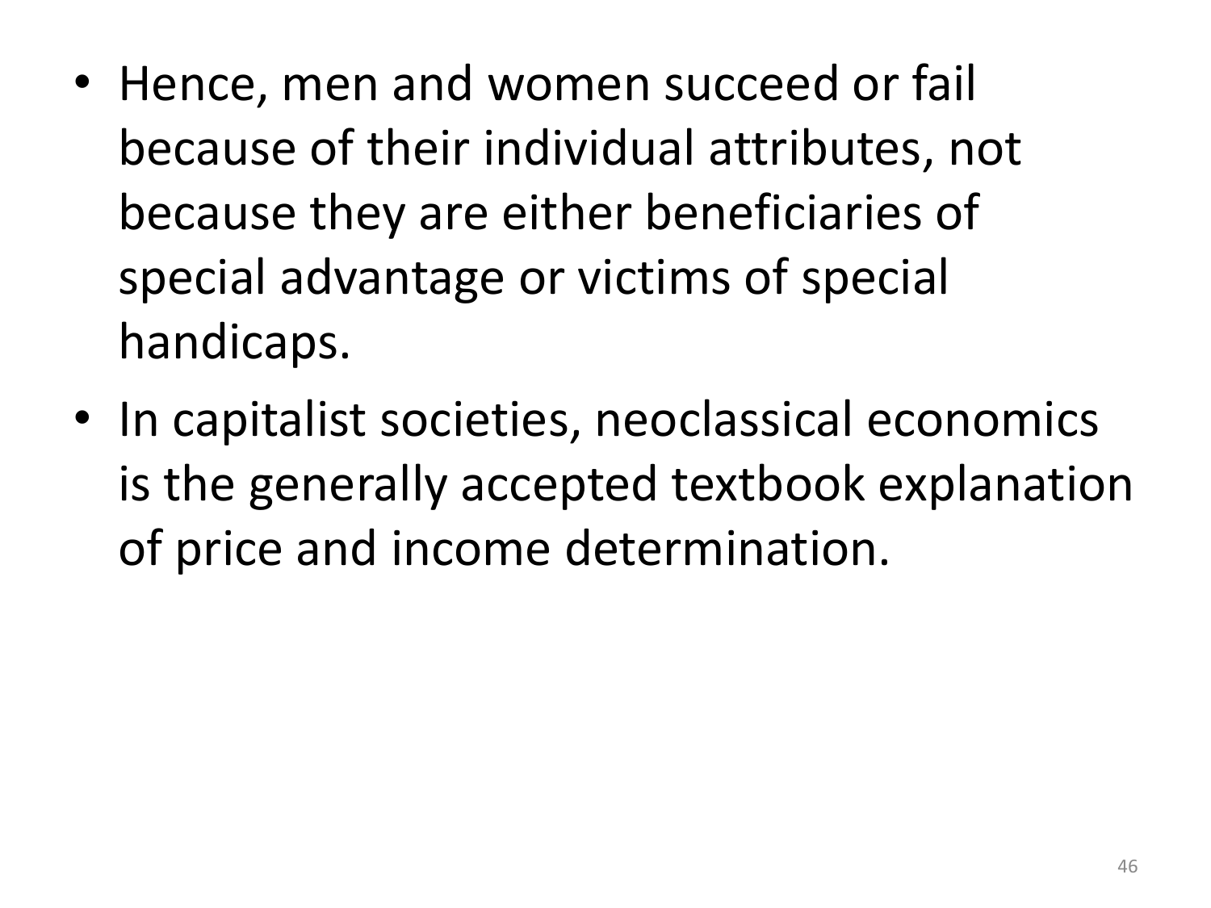- Hence, men and women succeed or fail because of their individual attributes, not because they are either beneficiaries of special advantage or victims of special handicaps.
- In capitalist societies, neoclassical economics is the generally accepted textbook explanation of price and income determination.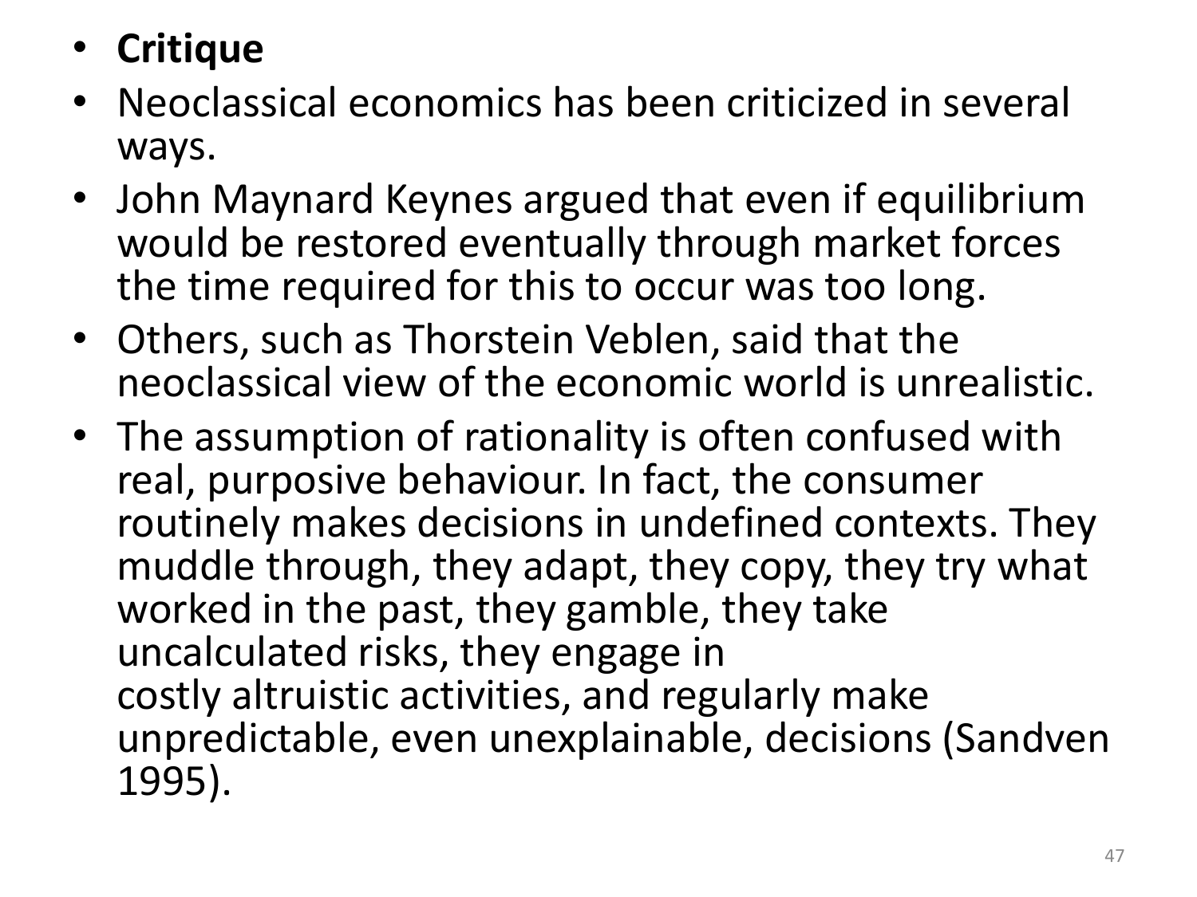- **Critique**
- Neoclassical economics has been criticized in several ways.
- John Maynard Keynes argued that even if equilibrium would be restored eventually through market forces the time required for this to occur was too long.
- Others, such as Thorstein Veblen, said that the neoclassical view of the economic world is unrealistic.
- The assumption of rationality is often confused with real, purposive behaviour. In fact, the consumer routinely makes decisions in undefined contexts. They muddle through, they adapt, they copy, they try what worked in the past, they gamble, they take uncalculated risks, they engage in costly altruistic activities, and regularly make unpredictable, even unexplainable, decisions (Sandven 1995).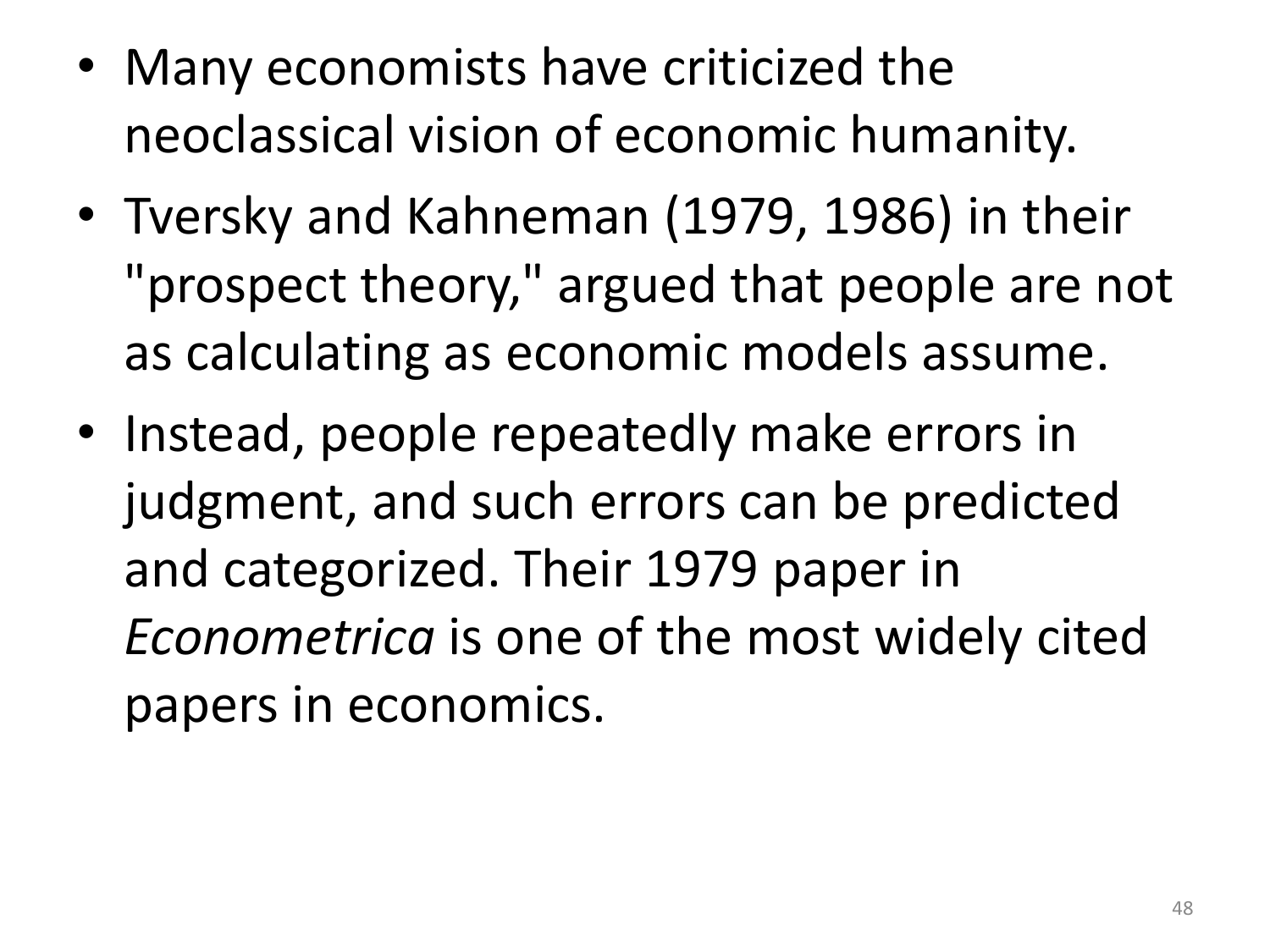- Many economists have criticized the neoclassical vision of economic humanity.
- Tversky and Kahneman (1979, 1986) in their "prospect theory," argued that people are not as calculating as economic models assume.
- Instead, people repeatedly make errors in judgment, and such errors can be predicted and categorized. Their 1979 paper in *Econometrica* is one of the most widely cited papers in economics.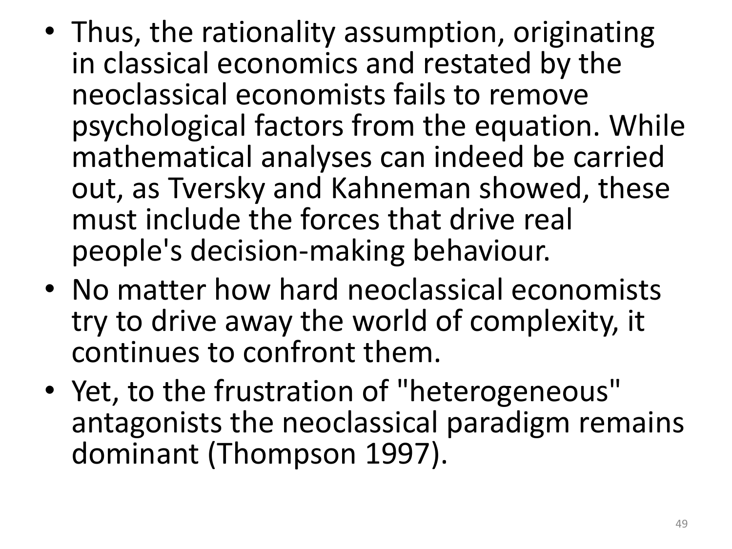- Thus, the rationality assumption, originating in classical economics and restated by the neoclassical economists fails to remove psychological factors from the equation. While mathematical analyses can indeed be carried out, as Tversky and Kahneman showed, these must include the forces that drive real people's decision-making behaviour.
- No matter how hard neoclassical economists try to drive away the world of complexity, it continues to confront them.
- Yet, to the frustration of "heterogeneous" antagonists the neoclassical paradigm remains dominant (Thompson 1997).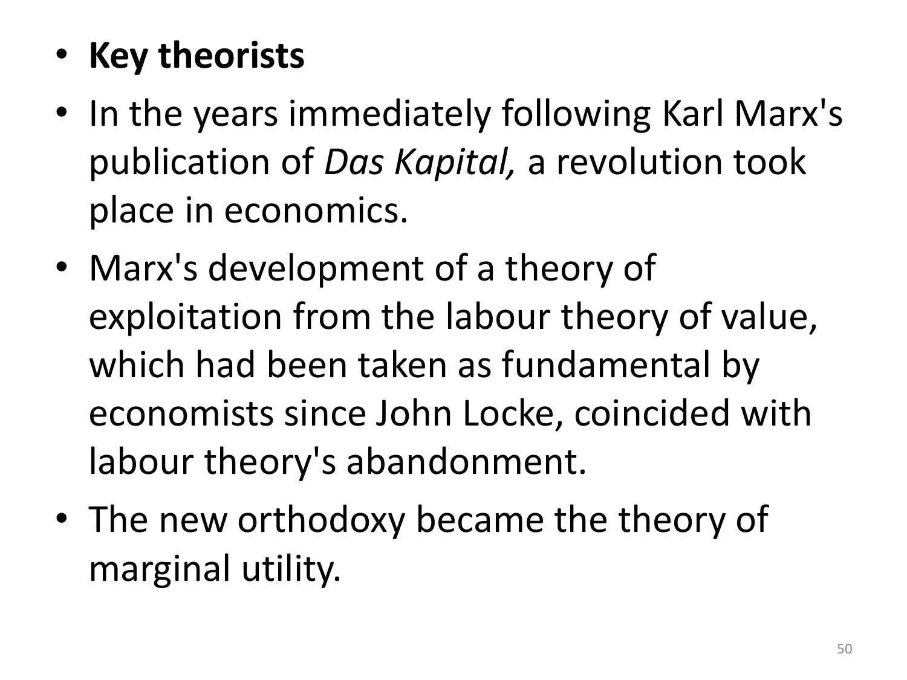- **Key theorists**
- In the years immediately following Karl Marx's publication of *Das Kapital,* a revolution took place in economics.
- Marx's development of a theory of exploitation from the labour theory of value, which had been taken as fundamental by economists since John Locke, coincided with labour theory's abandonment.
- The new orthodoxy became the theory of marginal utility.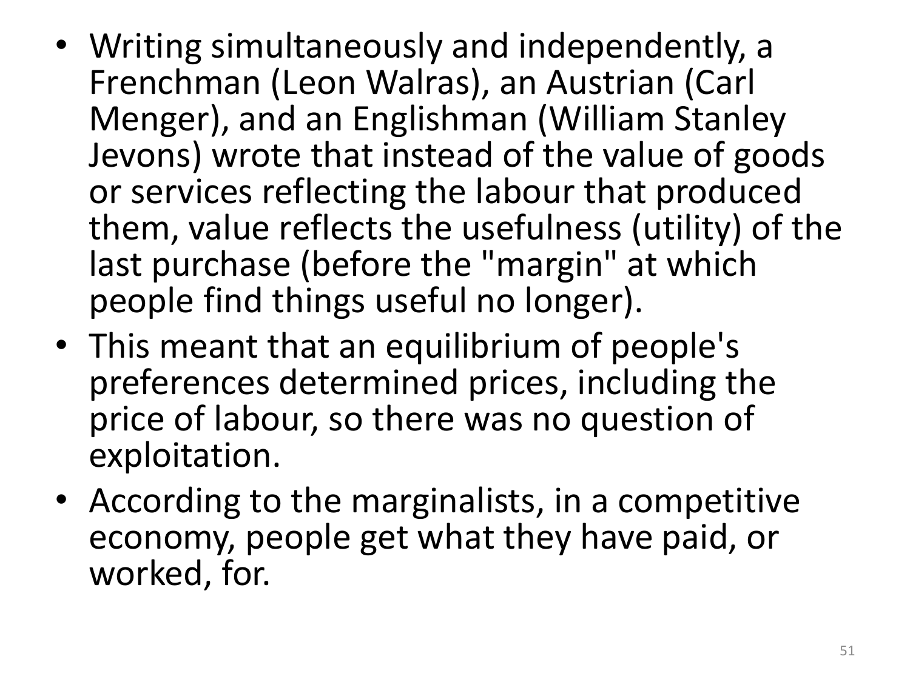- Writing simultaneously and independently, a Frenchman (Leon Walras), an Austrian (Carl Menger), and an Englishman (William Stanley Jevons) wrote that instead of the value of goods or services reflecting the labour that produced them, value reflects the usefulness (utility) of the last purchase (before the "margin" at which people find things useful no longer).
- This meant that an equilibrium of people's preferences determined prices, including the price of labour, so there was no question of exploitation.
- According to the marginalists, in a competitive economy, people get what they have paid, or worked, for.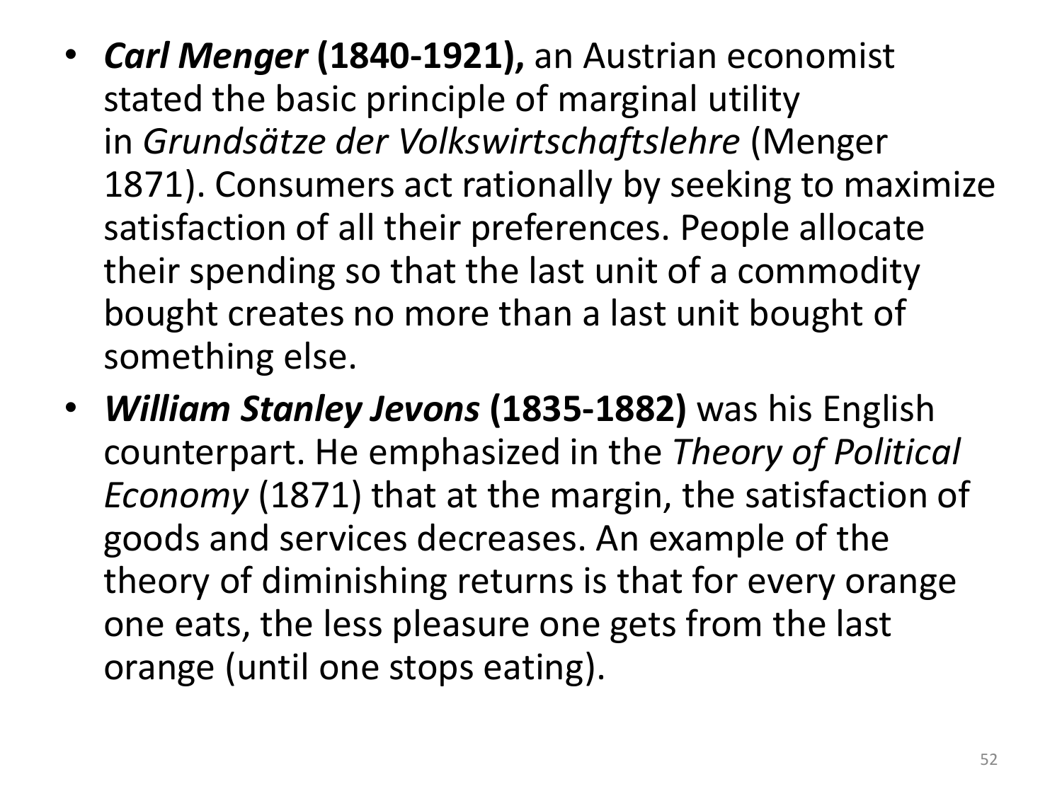- ***Carl Menger* (1840-1921),** an Austrian economist stated the basic principle of marginal utility in *Grundsätze der Volkswirtschaftslehre* (Menger 1871). Consumers act rationally by seeking to maximize satisfaction of all their preferences. People allocate their spending so that the last unit of a commodity bought creates no more than a last unit bought of something else.
- ***William Stanley Jevons* (1835-1882)** was his English counterpart. He emphasized in the *Theory of Political Economy* (1871) that at the margin, the satisfaction of goods and services decreases. An example of the theory of diminishing returns is that for every orange one eats, the less pleasure one gets from the last orange (until one stops eating).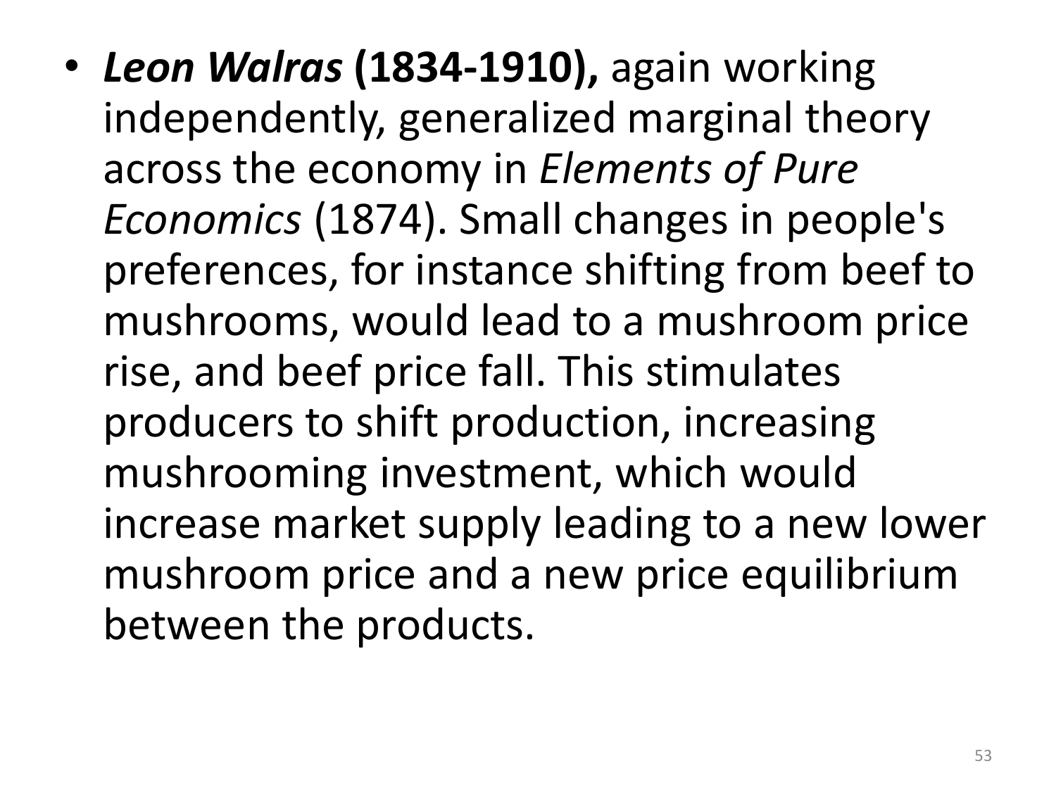- ***Leon Walras* (1834-1910),** again working independently, generalized marginal theory across the economy in *Elements of Pure Economics* (1874). Small changes in people's preferences, for instance shifting from beef to mushrooms, would lead to a mushroom price rise, and beef price fall. This stimulates producers to shift production, increasing mushrooming investment, which would increase market supply leading to a new lower mushroom price and a new price equilibrium between the products.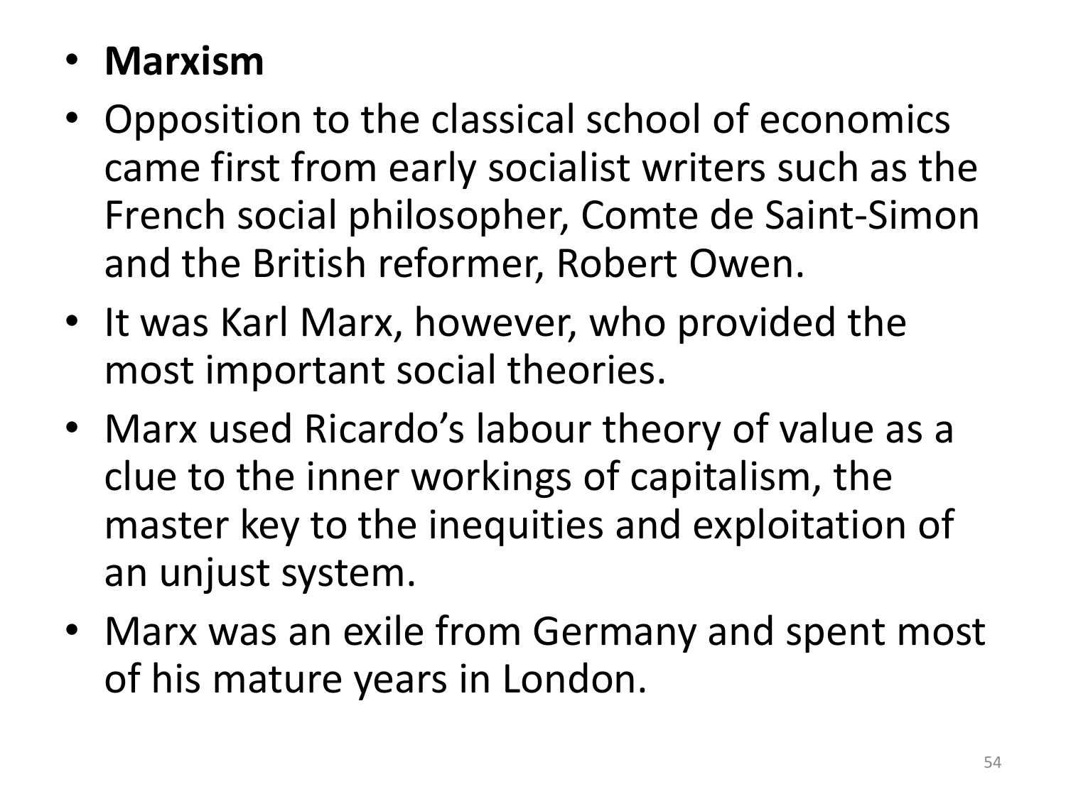- **Marxism**
- Opposition to the classical school of economics came first from early socialist writers such as the French social philosopher, Comte de Saint-Simon and the British reformer, Robert Owen.
- It was Karl Marx, however, who provided the most important social theories.
- Marx used Ricardo's labour theory of value as a clue to the inner workings of capitalism, the master key to the inequities and exploitation of an unjust system.
- Marx was an exile from Germany and spent most of his mature years in London.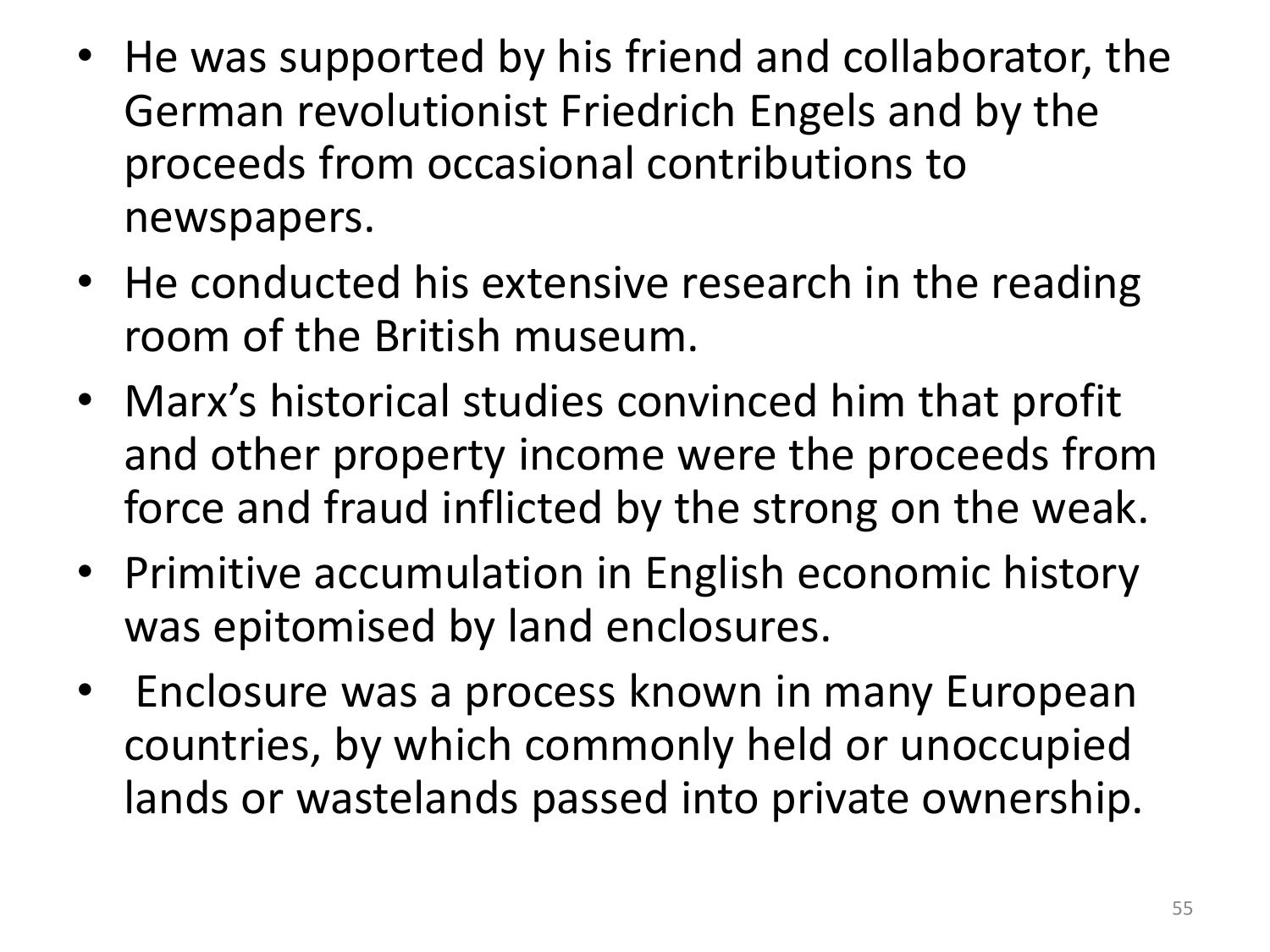- He was supported by his friend and collaborator, the German revolutionist Friedrich Engels and by the proceeds from occasional contributions to newspapers.
- He conducted his extensive research in the reading room of the British museum.
- Marx's historical studies convinced him that profit and other property income were the proceeds from force and fraud inflicted by the strong on the weak.
- Primitive accumulation in English economic history was epitomised by land enclosures.
- Enclosure was a process known in many European countries, by which commonly held or unoccupied lands or wastelands passed into private ownership.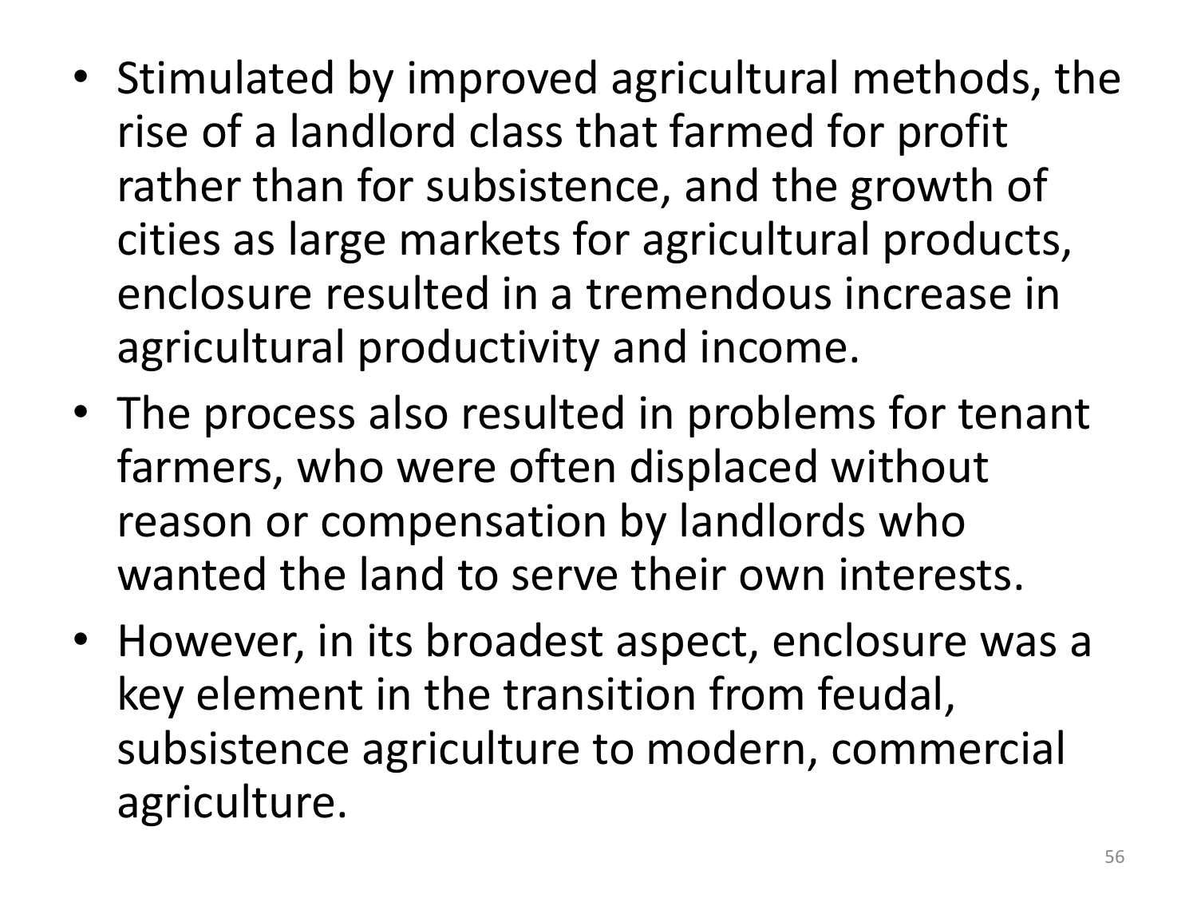- Stimulated by improved agricultural methods, the rise of a landlord class that farmed for profit rather than for subsistence, and the growth of cities as large markets for agricultural products, enclosure resulted in a tremendous increase in agricultural productivity and income.
- The process also resulted in problems for tenant farmers, who were often displaced without reason or compensation by landlords who wanted the land to serve their own interests.
- However, in its broadest aspect, enclosure was a key element in the transition from feudal, subsistence agriculture to modern, commercial agriculture.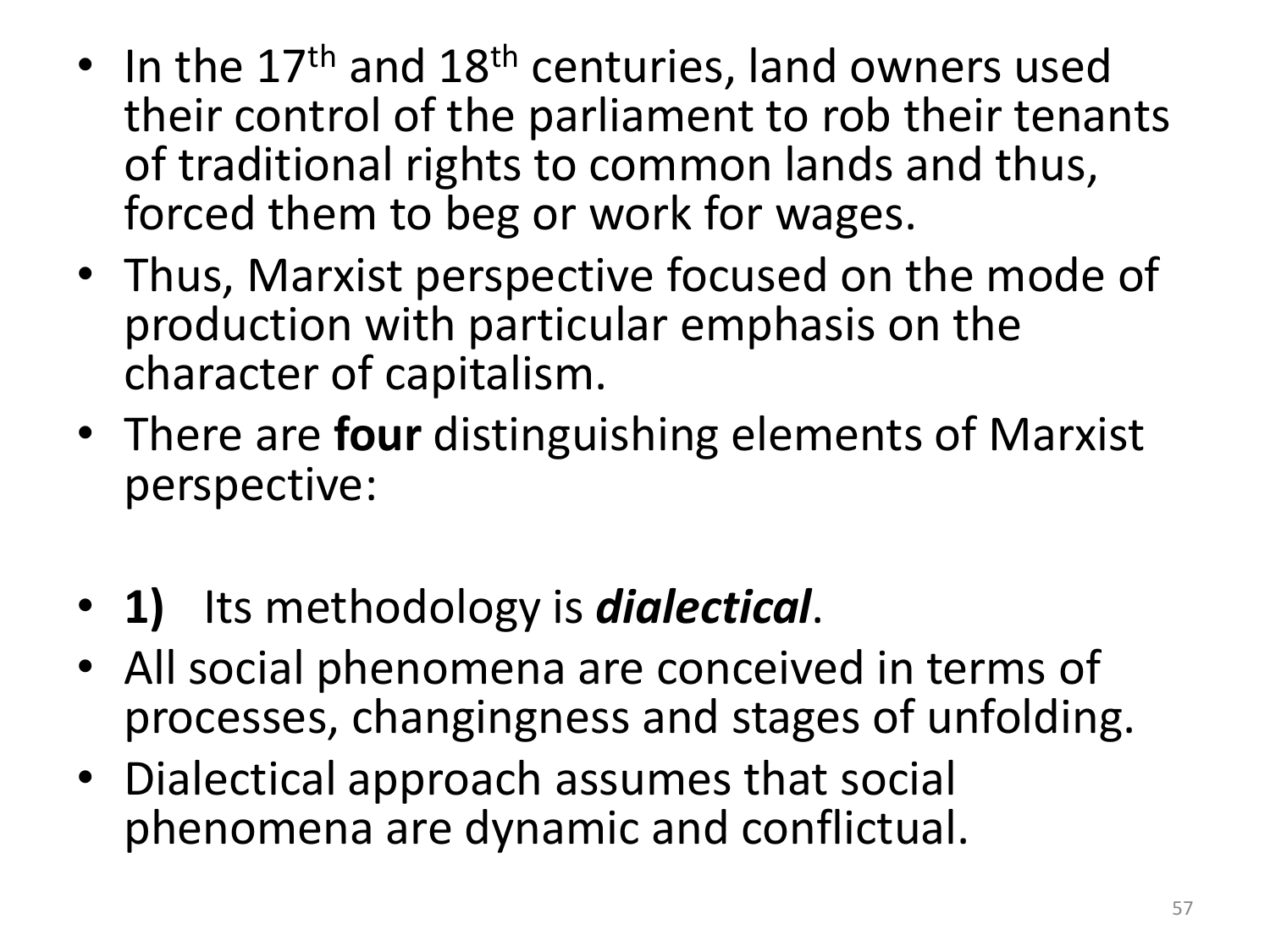- In the 17th and 18th centuries, land owners used their control of the parliament to rob their tenants of traditional rights to common lands and thus, forced them to beg or work for wages.
- Thus, Marxist perspective focused on the mode of production with particular emphasis on the character of capitalism.
- There are **four** distinguishing elements of Marxist perspective:

- **1)** Its methodology is ***dialectical***.
- All social phenomena are conceived in terms of processes, changingness and stages of unfolding.
- Dialectical approach assumes that social phenomena are dynamic and conflictual.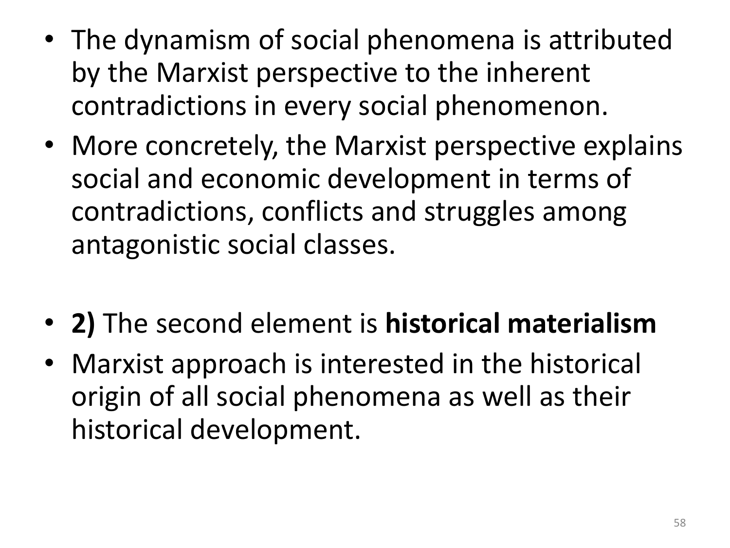- The dynamism of social phenomena is attributed by the Marxist perspective to the inherent contradictions in every social phenomenon.
- More concretely, the Marxist perspective explains social and economic development in terms of contradictions, conflicts and struggles among antagonistic social classes.

- **2)** The second element is **historical materialism**
- Marxist approach is interested in the historical origin of all social phenomena as well as their historical development.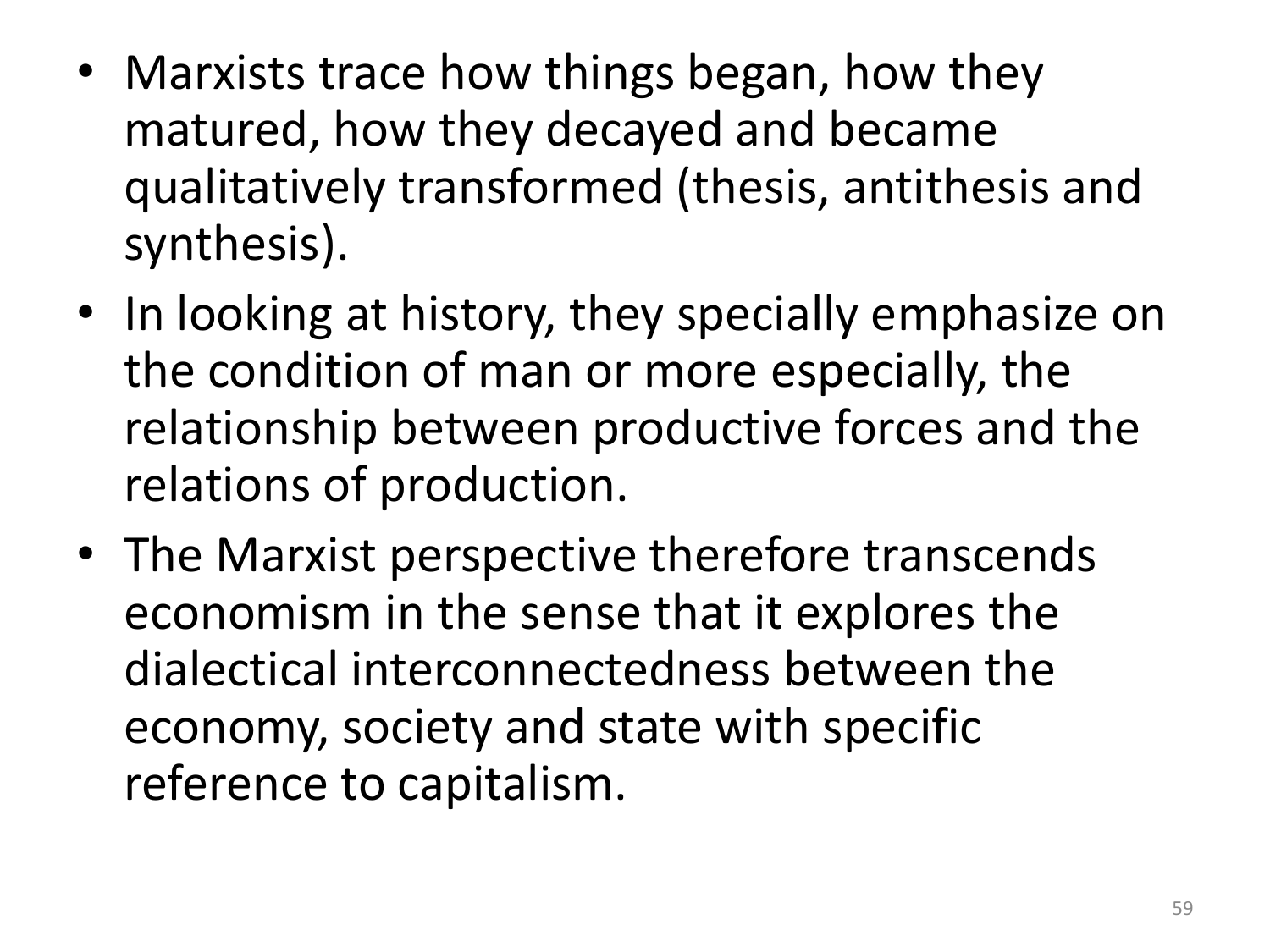- Marxists trace how things began, how they matured, how they decayed and became qualitatively transformed (thesis, antithesis and synthesis).
- In looking at history, they specially emphasize on the condition of man or more especially, the relationship between productive forces and the relations of production.
- The Marxist perspective therefore transcends economism in the sense that it explores the dialectical interconnectedness between the economy, society and state with specific reference to capitalism.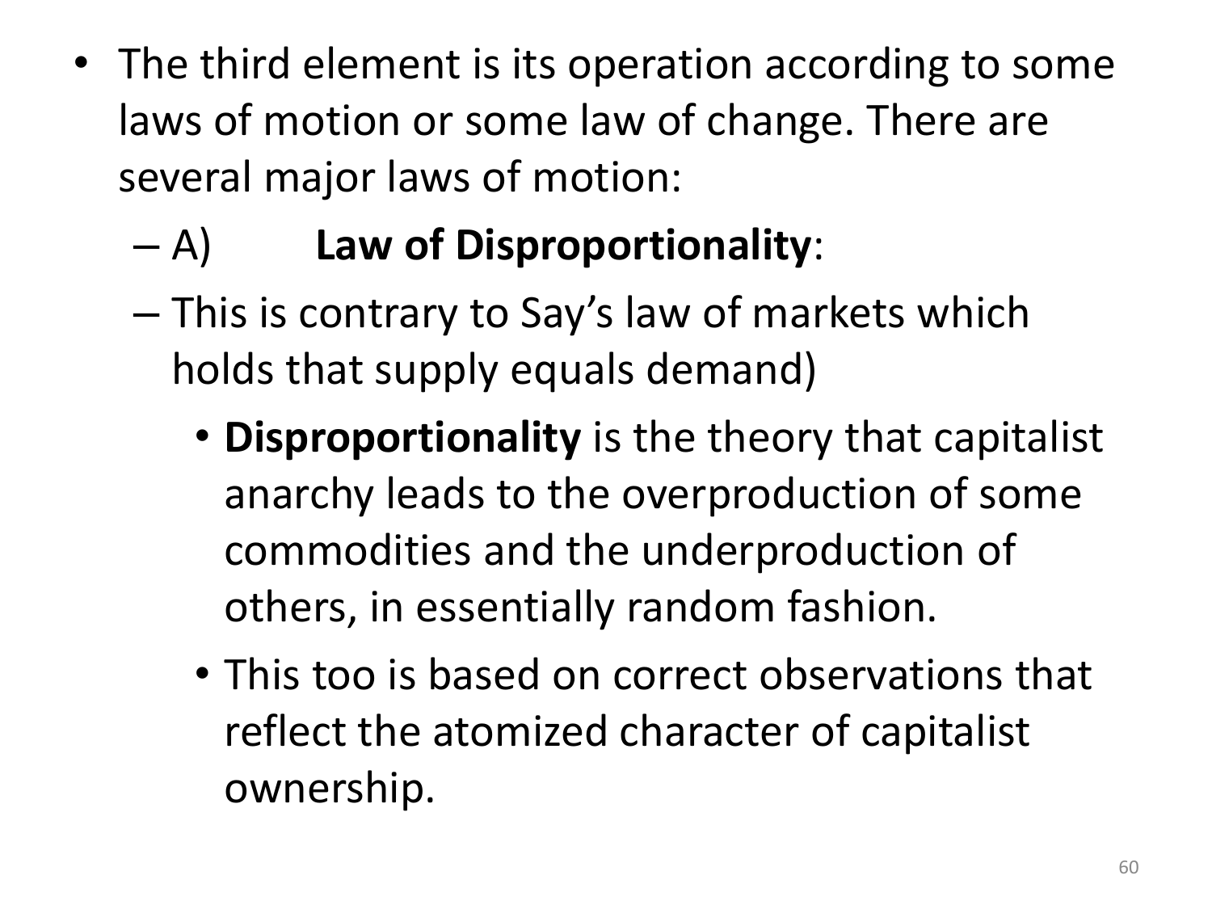- The third element is its operation according to some laws of motion or some law of change. There are several major laws of motion:
  - A) **Law of Disproportionality**:
  - This is contrary to Say's law of markets which holds that supply equals demand)
    - **Disproportionality** is the theory that capitalist anarchy leads to the overproduction of some commodities and the underproduction of others, in essentially random fashion.
    - This too is based on correct observations that reflect the atomized character of capitalist ownership.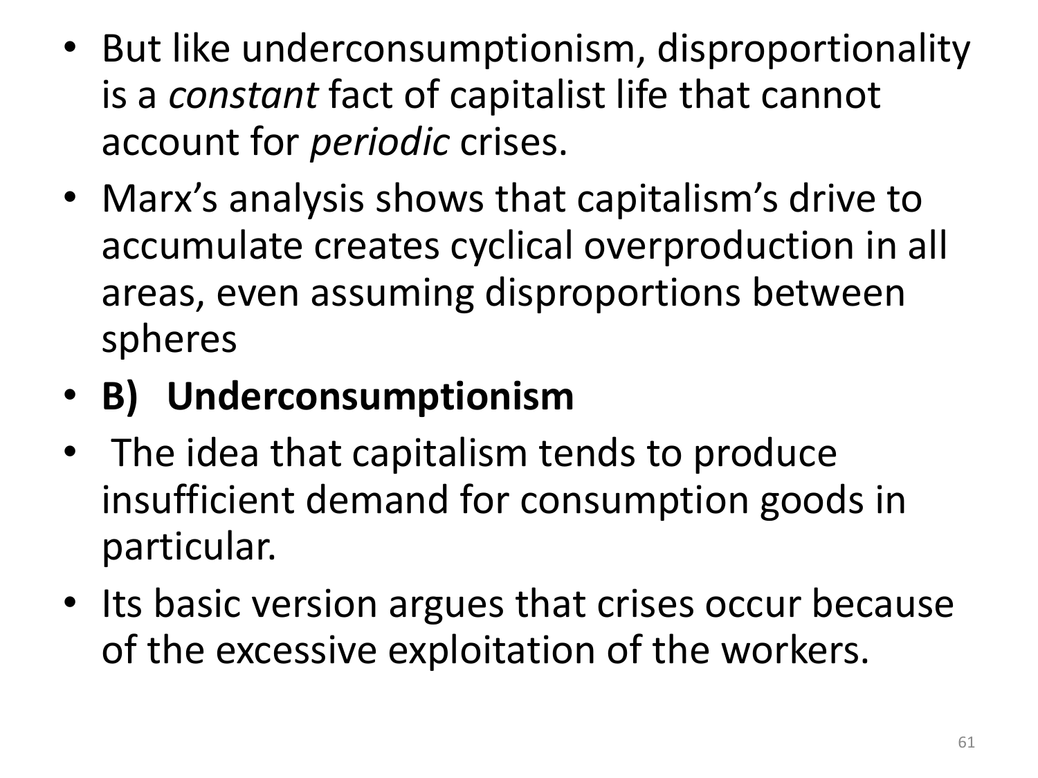- But like underconsumptionism, disproportionality is a *constant* fact of capitalist life that cannot account for *periodic* crises.
- Marx's analysis shows that capitalism's drive to accumulate creates cyclical overproduction in all areas, even assuming disproportions between spheres
- **B) Underconsumptionism**
- The idea that capitalism tends to produce insufficient demand for consumption goods in particular.
- Its basic version argues that crises occur because of the excessive exploitation of the workers.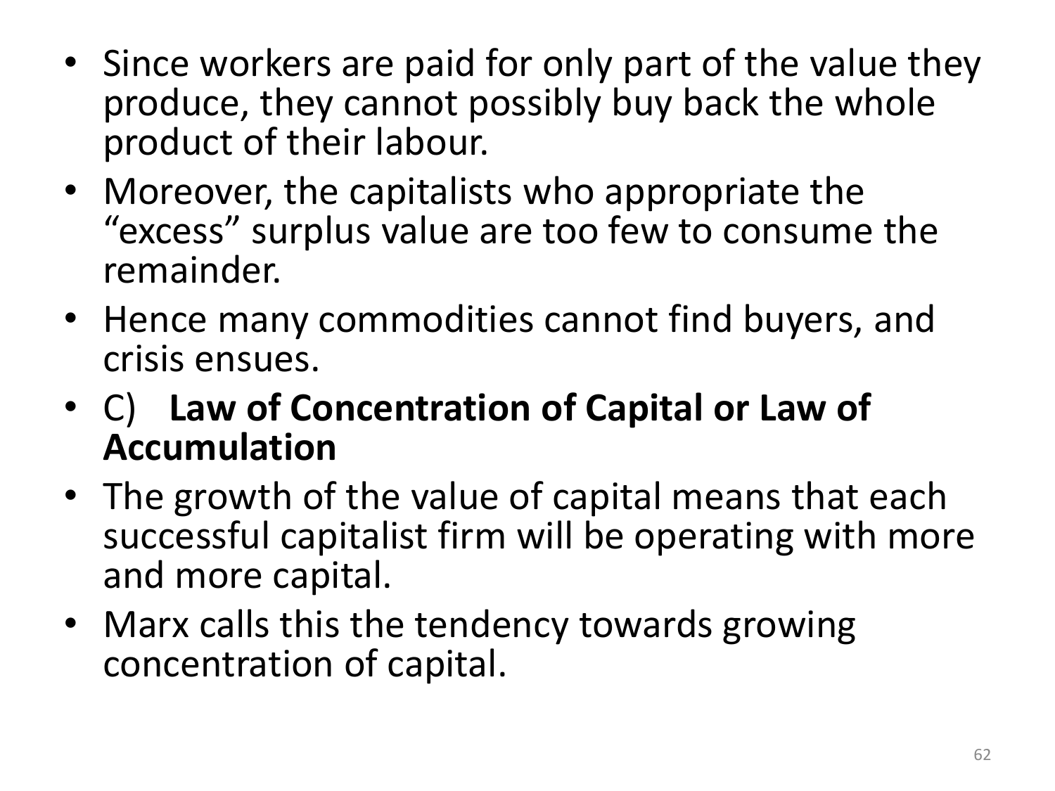- Since workers are paid for only part of the value they produce, they cannot possibly buy back the whole product of their labour.
- Moreover, the capitalists who appropriate the "excess" surplus value are too few to consume the remainder.
- Hence many commodities cannot find buyers, and crisis ensues.
- C) **Law of Concentration of Capital or Law of Accumulation**
- The growth of the value of capital means that each successful capitalist firm will be operating with more and more capital.
- Marx calls this the tendency towards growing concentration of capital.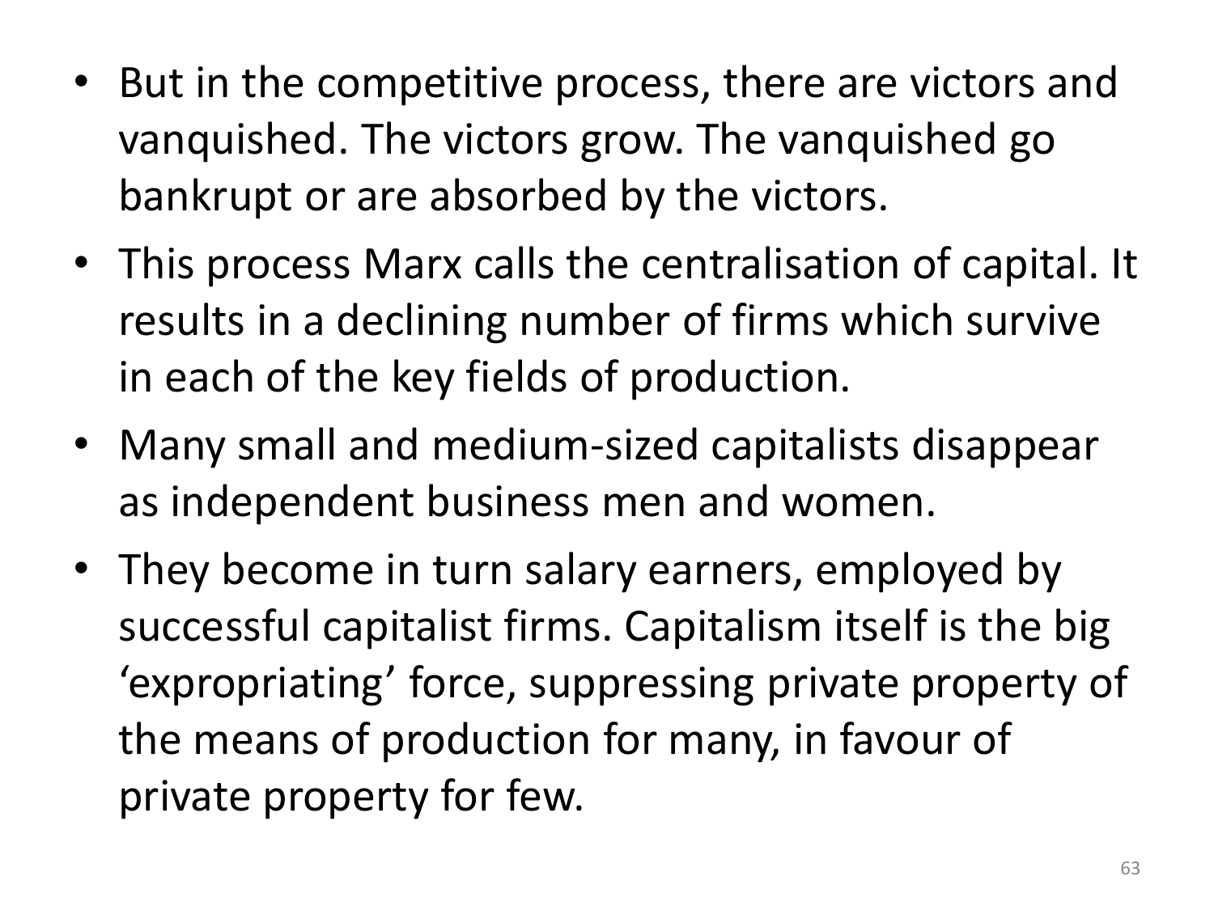- But in the competitive process, there are victors and vanquished. The victors grow. The vanquished go bankrupt or are absorbed by the victors.
- This process Marx calls the centralisation of capital. It results in a declining number of firms which survive in each of the key fields of production.
- Many small and medium-sized capitalists disappear as independent business men and women.
- They become in turn salary earners, employed by successful capitalist firms. Capitalism itself is the big 'expropriating' force, suppressing private property of the means of production for many, in favour of private property for few.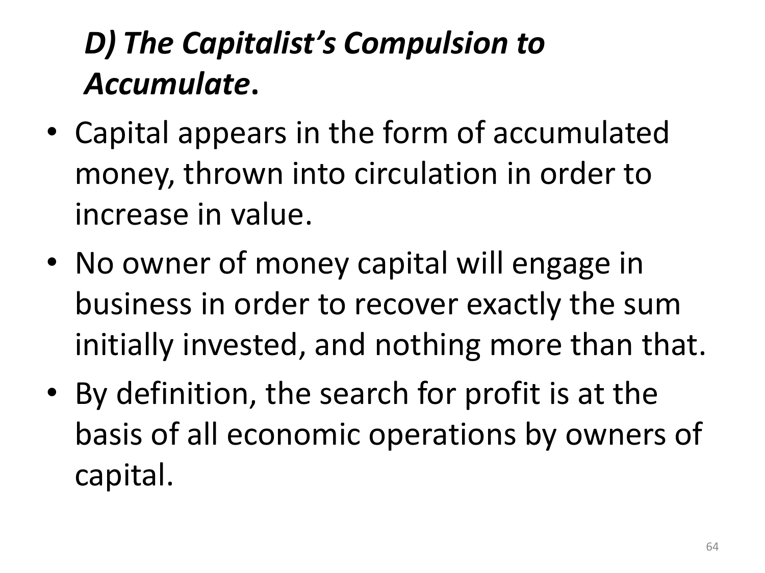## *D) The Capitalist's Compulsion to Accumulate*.

- Capital appears in the form of accumulated money, thrown into circulation in order to increase in value.
- No owner of money capital will engage in business in order to recover exactly the sum initially invested, and nothing more than that.
- By definition, the search for profit is at the basis of all economic operations by owners of capital.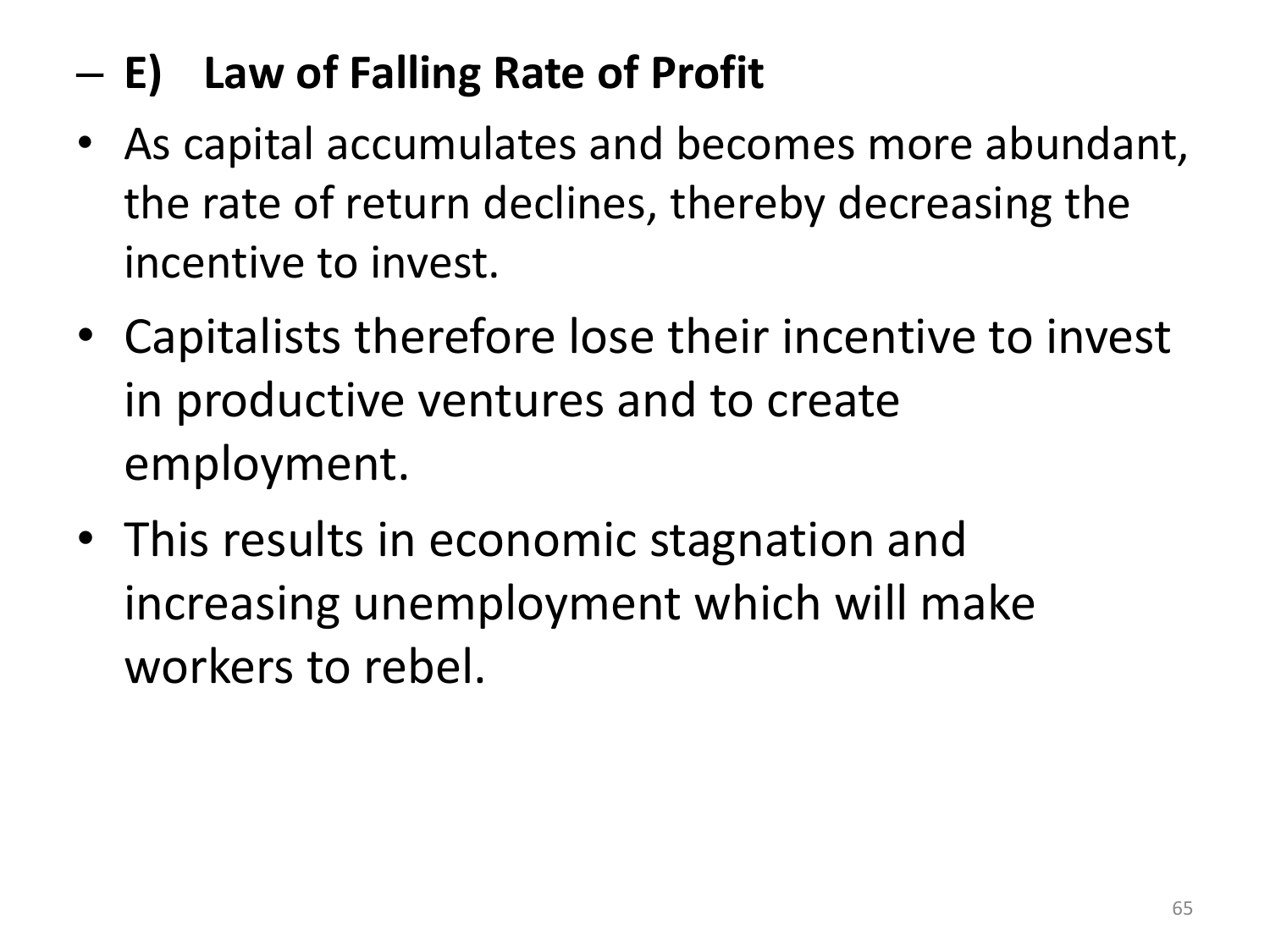- **E) Law of Falling Rate of Profit**

- As capital accumulates and becomes more abundant, the rate of return declines, thereby decreasing the incentive to invest.
- Capitalists therefore lose their incentive to invest in productive ventures and to create employment.
- This results in economic stagnation and increasing unemployment which will make workers to rebel.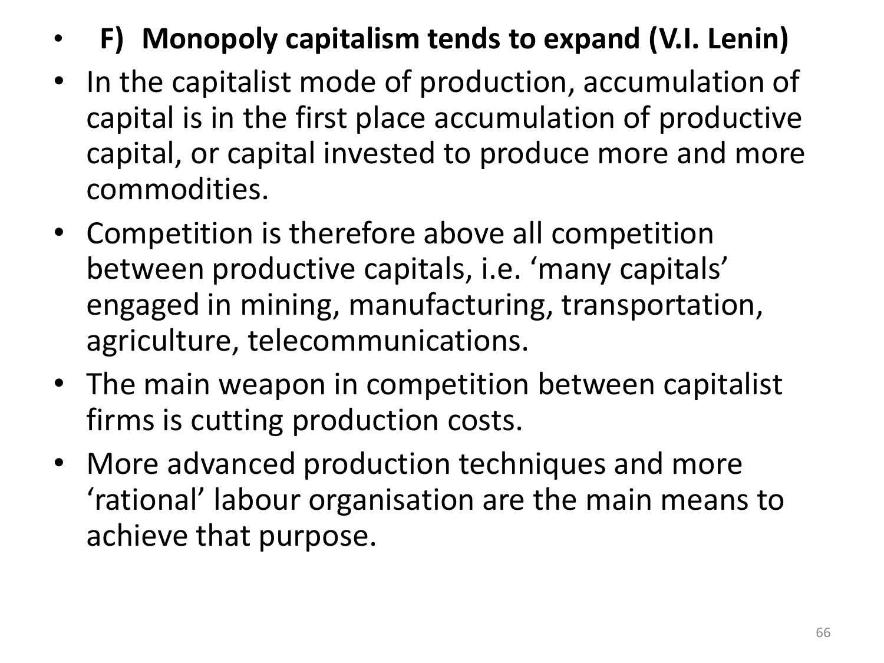- **F) Monopoly capitalism tends to expand (V.I. Lenin)**
- In the capitalist mode of production, accumulation of capital is in the first place accumulation of productive capital, or capital invested to produce more and more commodities.
- Competition is therefore above all competition between productive capitals, i.e. ‘many capitals’ engaged in mining, manufacturing, transportation, agriculture, telecommunications.
- The main weapon in competition between capitalist firms is cutting production costs.
- More advanced production techniques and more ‘rational’ labour organisation are the main means to achieve that purpose.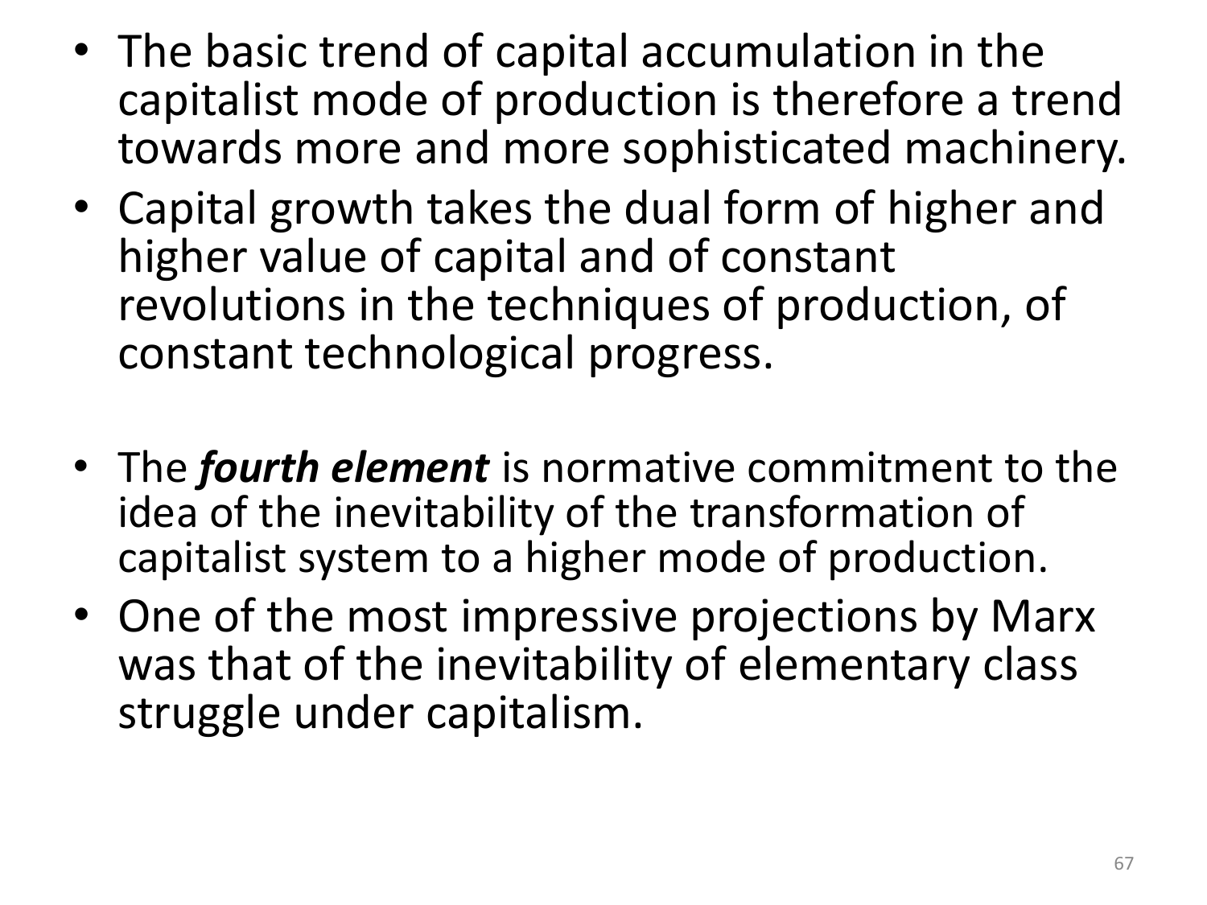- The basic trend of capital accumulation in the capitalist mode of production is therefore a trend towards more and more sophisticated machinery.
- Capital growth takes the dual form of higher and higher value of capital and of constant revolutions in the techniques of production, of constant technological progress.

- The ***fourth element*** is normative commitment to the idea of the inevitability of the transformation of capitalist system to a higher mode of production.
- One of the most impressive projections by Marx was that of the inevitability of elementary class struggle under capitalism.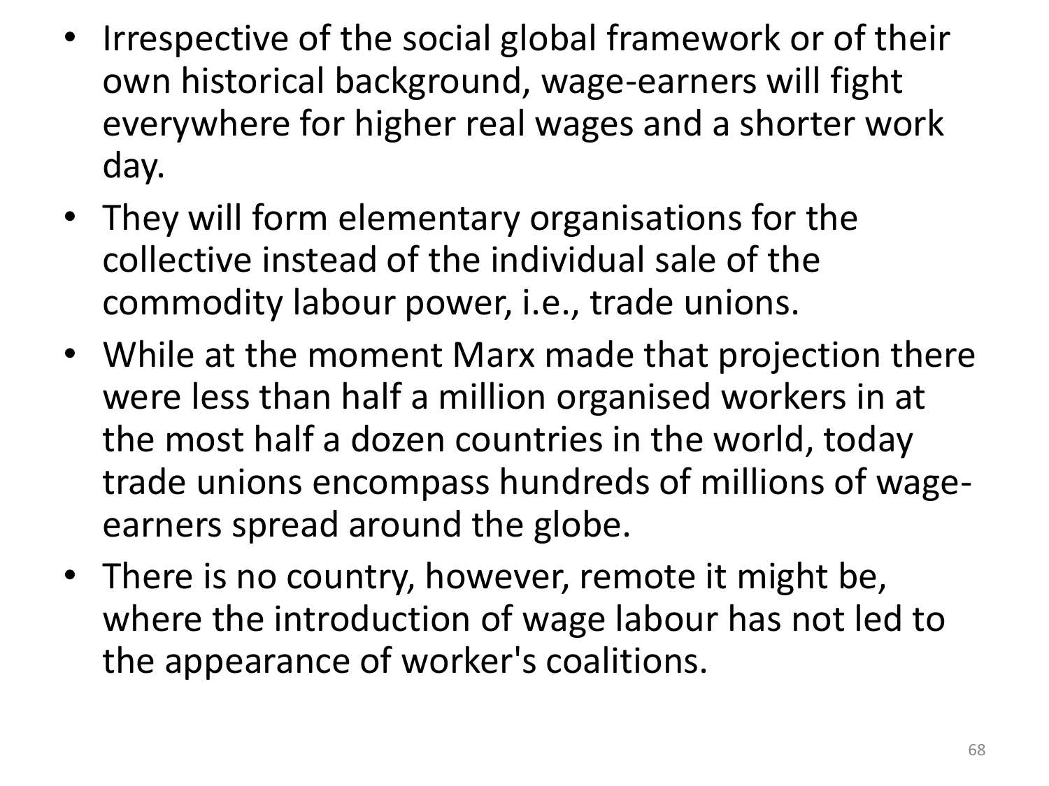- Irrespective of the social global framework or of their own historical background, wage-earners will fight everywhere for higher real wages and a shorter work day.
- They will form elementary organisations for the collective instead of the individual sale of the commodity labour power, i.e., trade unions.
- While at the moment Marx made that projection there were less than half a million organised workers in at the most half a dozen countries in the world, today trade unions encompass hundreds of millions of wage-earners spread around the globe.
- There is no country, however, remote it might be, where the introduction of wage labour has not led to the appearance of worker's coalitions.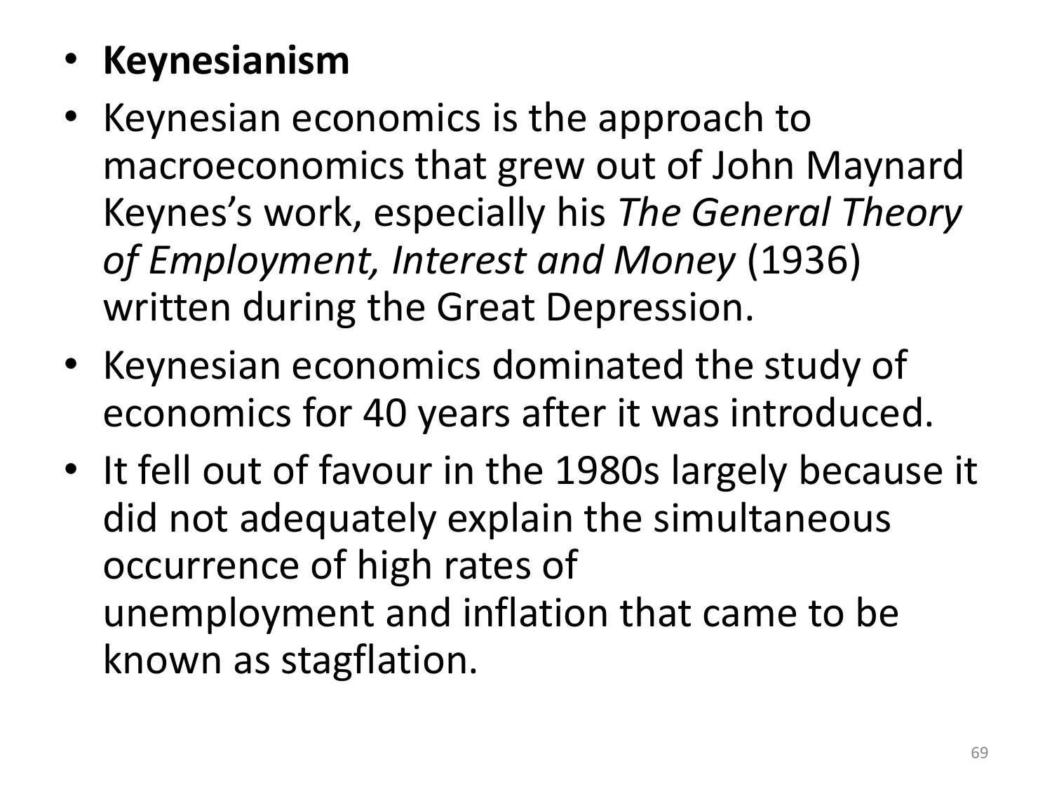- **Keynesianism**
- Keynesian economics is the approach to macroeconomics that grew out of John Maynard Keynes's work, especially his *The General Theory of Employment, Interest and Money* (1936) written during the Great Depression.
- Keynesian economics dominated the study of economics for 40 years after it was introduced.
- It fell out of favour in the 1980s largely because it did not adequately explain the simultaneous occurrence of high rates of unemployment and inflation that came to be known as stagflation.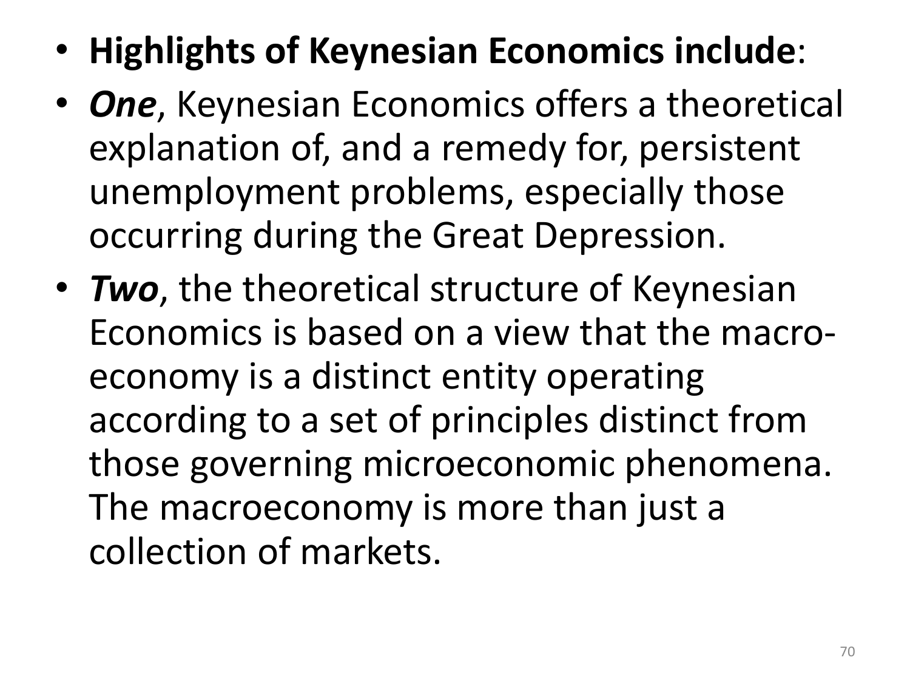- **Highlights of Keynesian Economics include**:
- ***One***, Keynesian Economics offers a theoretical explanation of, and a remedy for, persistent unemployment problems, especially those occurring during the Great Depression.
- ***Two***, the theoretical structure of Keynesian Economics is based on a view that the macro-economy is a distinct entity operating according to a set of principles distinct from those governing microeconomic phenomena. The macroeconomy is more than just a collection of markets.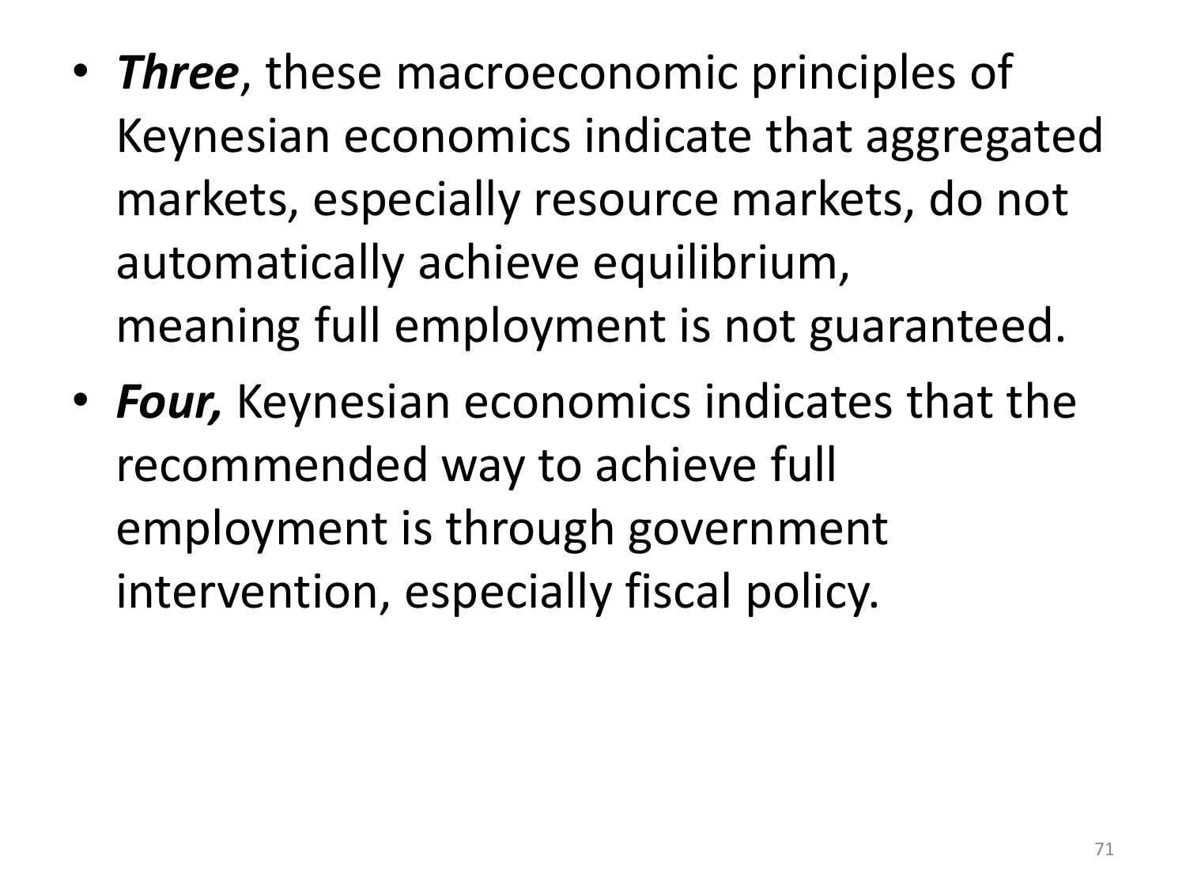- ***Three***, these macroeconomic principles of Keynesian economics indicate that aggregated markets, especially resource markets, do not automatically achieve equilibrium, meaning full employment is not guaranteed.
- ***Four,*** Keynesian economics indicates that the recommended way to achieve full employment is through government intervention, especially fiscal policy.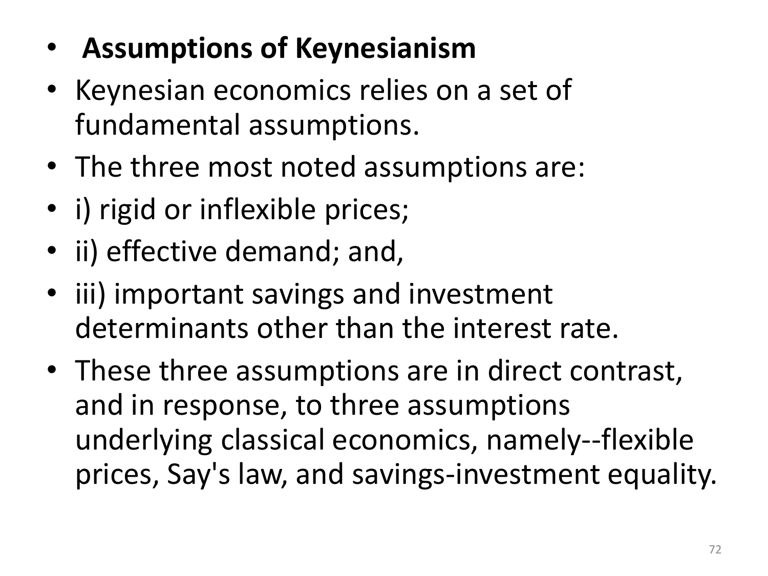- **Assumptions of Keynesianism**
- Keynesian economics relies on a set of fundamental assumptions.
- The three most noted assumptions are:
- i) rigid or inflexible prices;
- ii) effective demand; and,
- iii) important savings and investment determinants other than the interest rate.
- These three assumptions are in direct contrast, and in response, to three assumptions underlying classical economics, namely--flexible prices, Say's law, and savings-investment equality.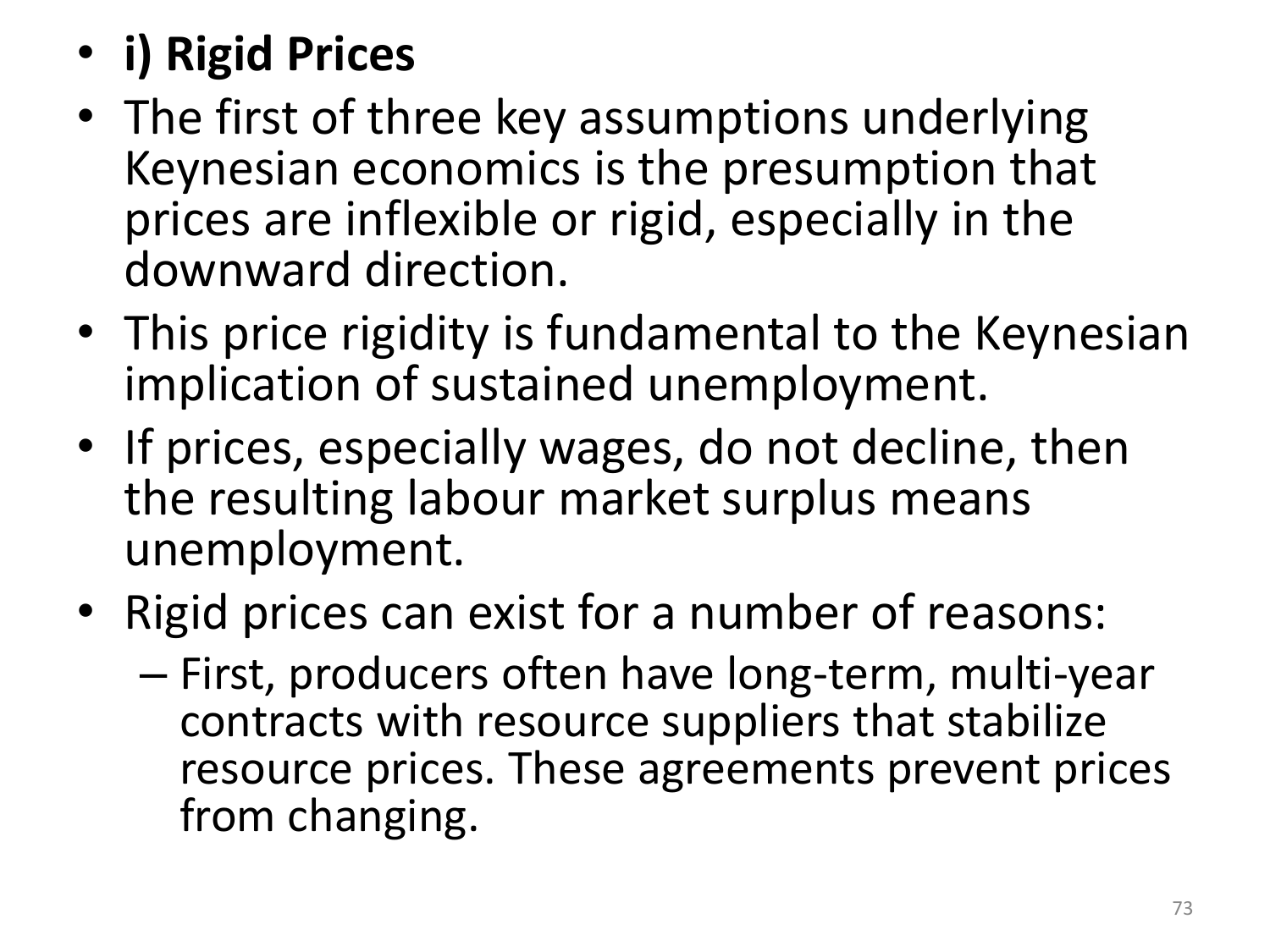- **i) Rigid Prices**
- The first of three key assumptions underlying Keynesian economics is the presumption that prices are inflexible or rigid, especially in the downward direction.
- This price rigidity is fundamental to the Keynesian implication of sustained unemployment.
- If prices, especially wages, do not decline, then the resulting labour market surplus means unemployment.
- Rigid prices can exist for a number of reasons:
  - First, producers often have long-term, multi-year contracts with resource suppliers that stabilize resource prices. These agreements prevent prices from changing.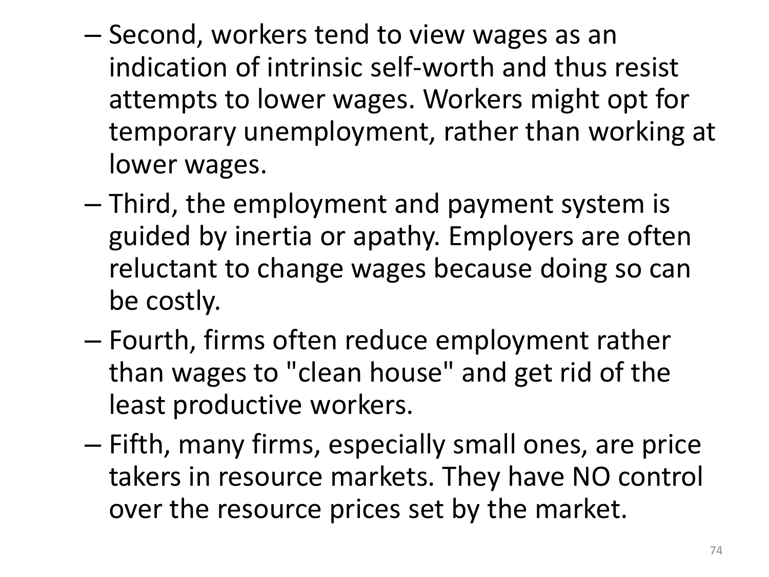- Second, workers tend to view wages as an indication of intrinsic self-worth and thus resist attempts to lower wages. Workers might opt for temporary unemployment, rather than working at lower wages.
- Third, the employment and payment system is guided by inertia or apathy. Employers are often reluctant to change wages because doing so can be costly.
- Fourth, firms often reduce employment rather than wages to "clean house" and get rid of the least productive workers.
- Fifth, many firms, especially small ones, are price takers in resource markets. They have NO control over the resource prices set by the market.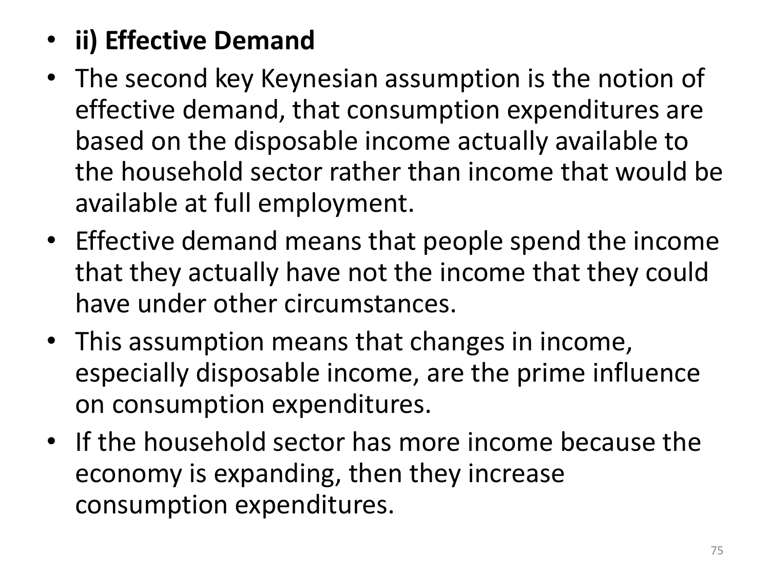- **ii) Effective Demand**
- The second key Keynesian assumption is the notion of effective demand, that consumption expenditures are based on the disposable income actually available to the household sector rather than income that would be available at full employment.
- Effective demand means that people spend the income that they actually have not the income that they could have under other circumstances.
- This assumption means that changes in income, especially disposable income, are the prime influence on consumption expenditures.
- If the household sector has more income because the economy is expanding, then they increase consumption expenditures.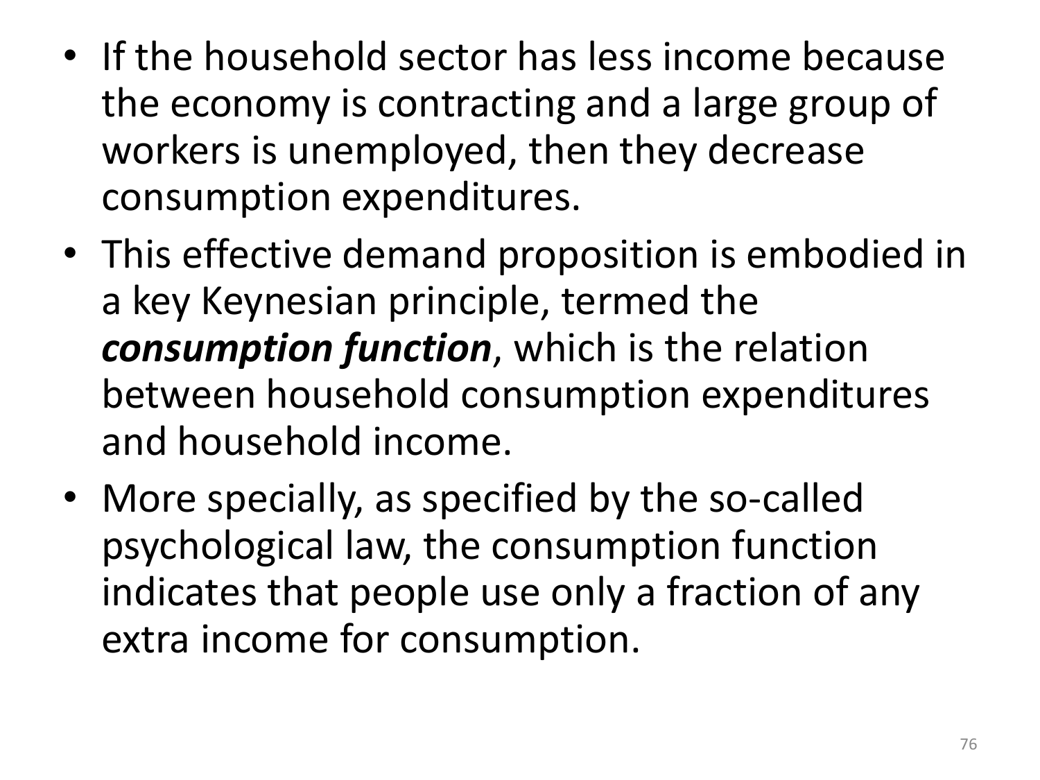- If the household sector has less income because the economy is contracting and a large group of workers is unemployed, then they decrease consumption expenditures.
- This effective demand proposition is embodied in a key Keynesian principle, termed the ***consumption function***, which is the relation between household consumption expenditures and household income.
- More specially, as specified by the so-called psychological law, the consumption function indicates that people use only a fraction of any extra income for consumption.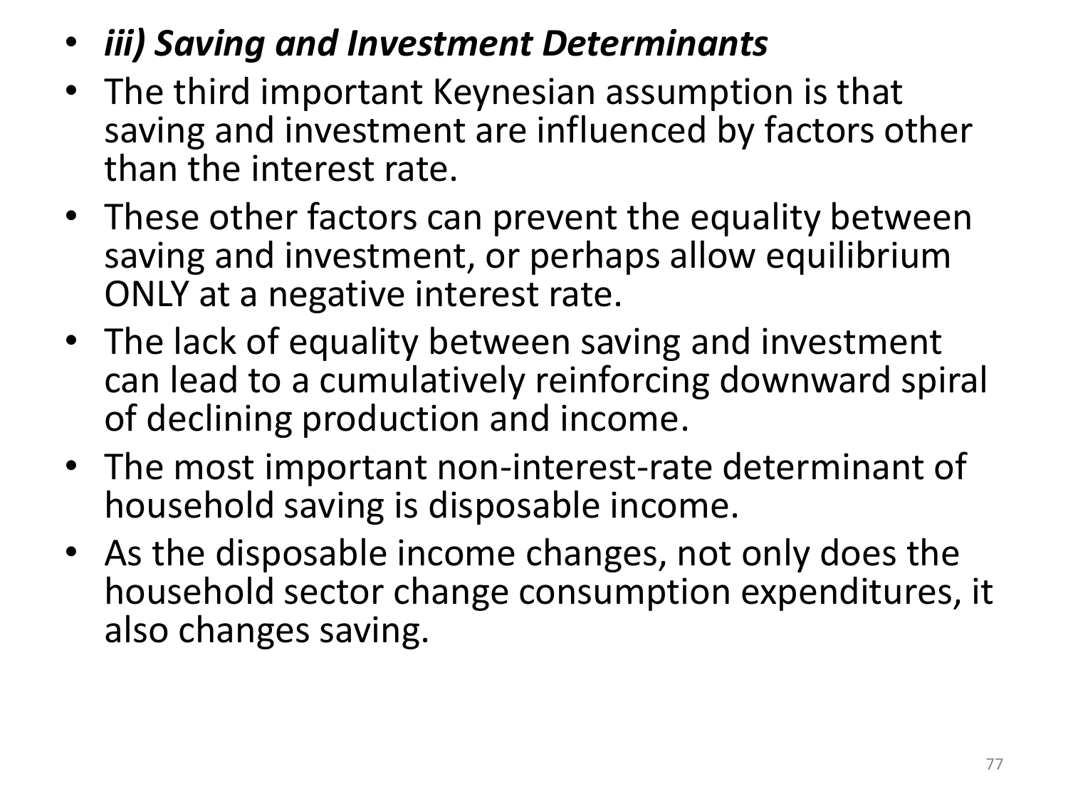- ***iii) Saving and Investment Determinants***
- The third important Keynesian assumption is that saving and investment are influenced by factors other than the interest rate.
- These other factors can prevent the equality between saving and investment, or perhaps allow equilibrium ONLY at a negative interest rate.
- The lack of equality between saving and investment can lead to a cumulatively reinforcing downward spiral of declining production and income.
- The most important non-interest-rate determinant of household saving is disposable income.
- As the disposable income changes, not only does the household sector change consumption expenditures, it also changes saving.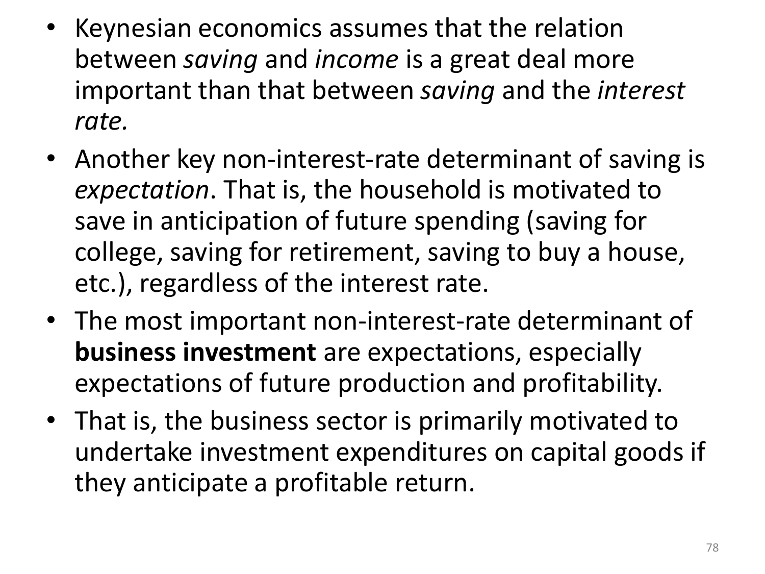- Keynesian economics assumes that the relation between *saving* and *income* is a great deal more important than that between *saving* and the *interest rate.*
- Another key non-interest-rate determinant of saving is *expectation*. That is, the household is motivated to save in anticipation of future spending (saving for college, saving for retirement, saving to buy a house, etc.), regardless of the interest rate.
- The most important non-interest-rate determinant of **business investment** are expectations, especially expectations of future production and profitability.
- That is, the business sector is primarily motivated to undertake investment expenditures on capital goods if they anticipate a profitable return.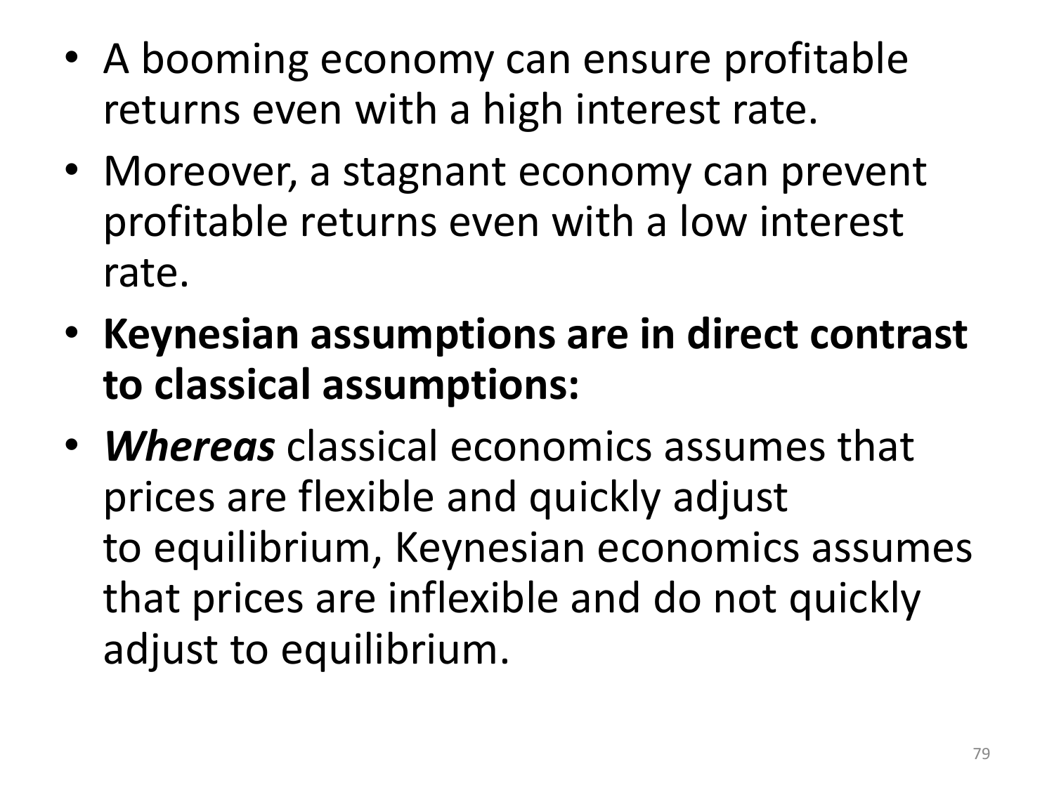- A booming economy can ensure profitable returns even with a high interest rate.
- Moreover, a stagnant economy can prevent profitable returns even with a low interest rate.
- **Keynesian assumptions are in direct contrast to classical assumptions:**
- ***Whereas*** classical economics assumes that prices are flexible and quickly adjust to equilibrium, Keynesian economics assumes that prices are inflexible and do not quickly adjust to equilibrium.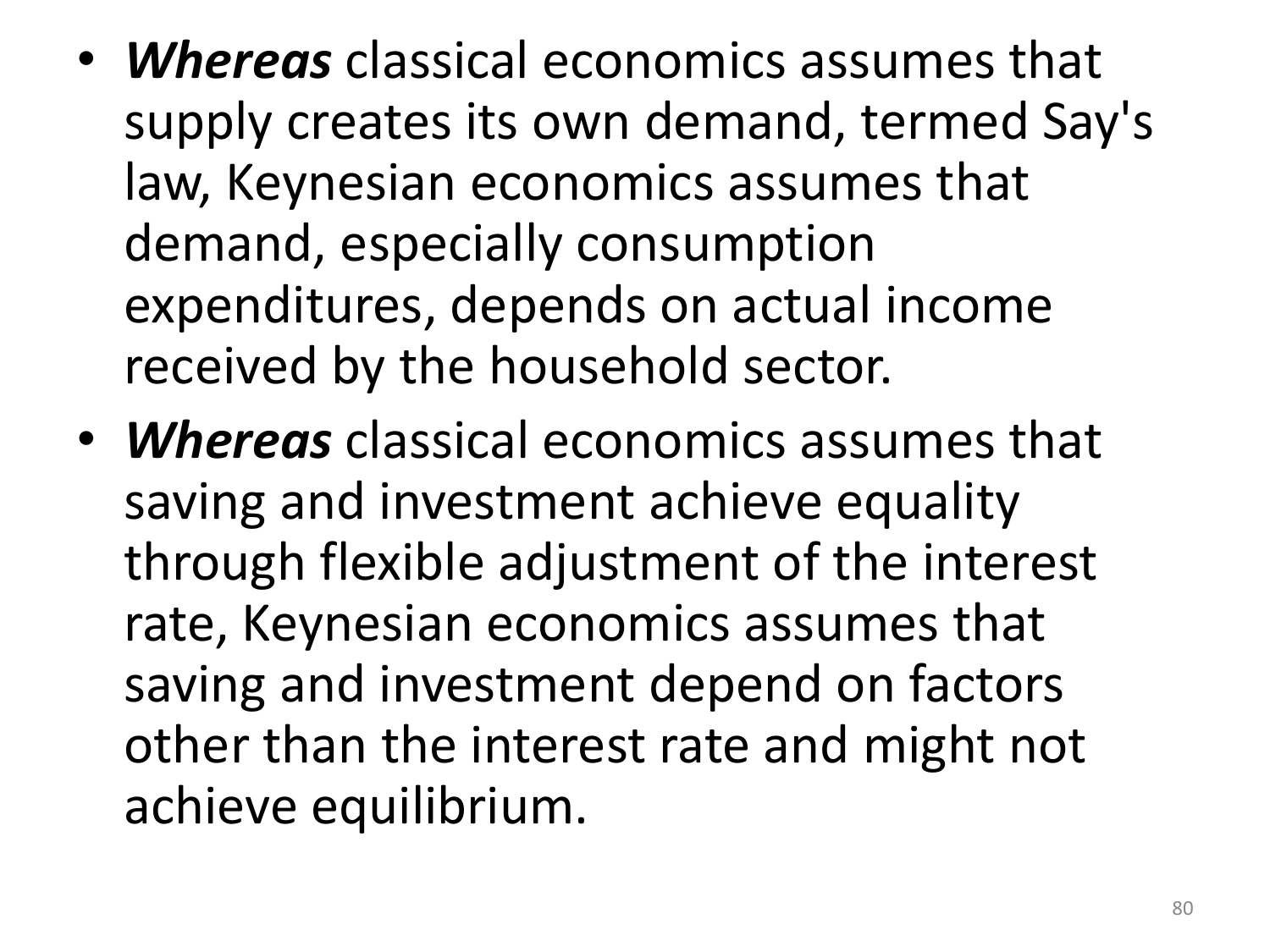- ***Whereas*** classical economics assumes that supply creates its own demand, termed Say's law, Keynesian economics assumes that demand, especially consumption expenditures, depends on actual income received by the household sector.
- ***Whereas*** classical economics assumes that saving and investment achieve equality through flexible adjustment of the interest rate, Keynesian economics assumes that saving and investment depend on factors other than the interest rate and might not achieve equilibrium.